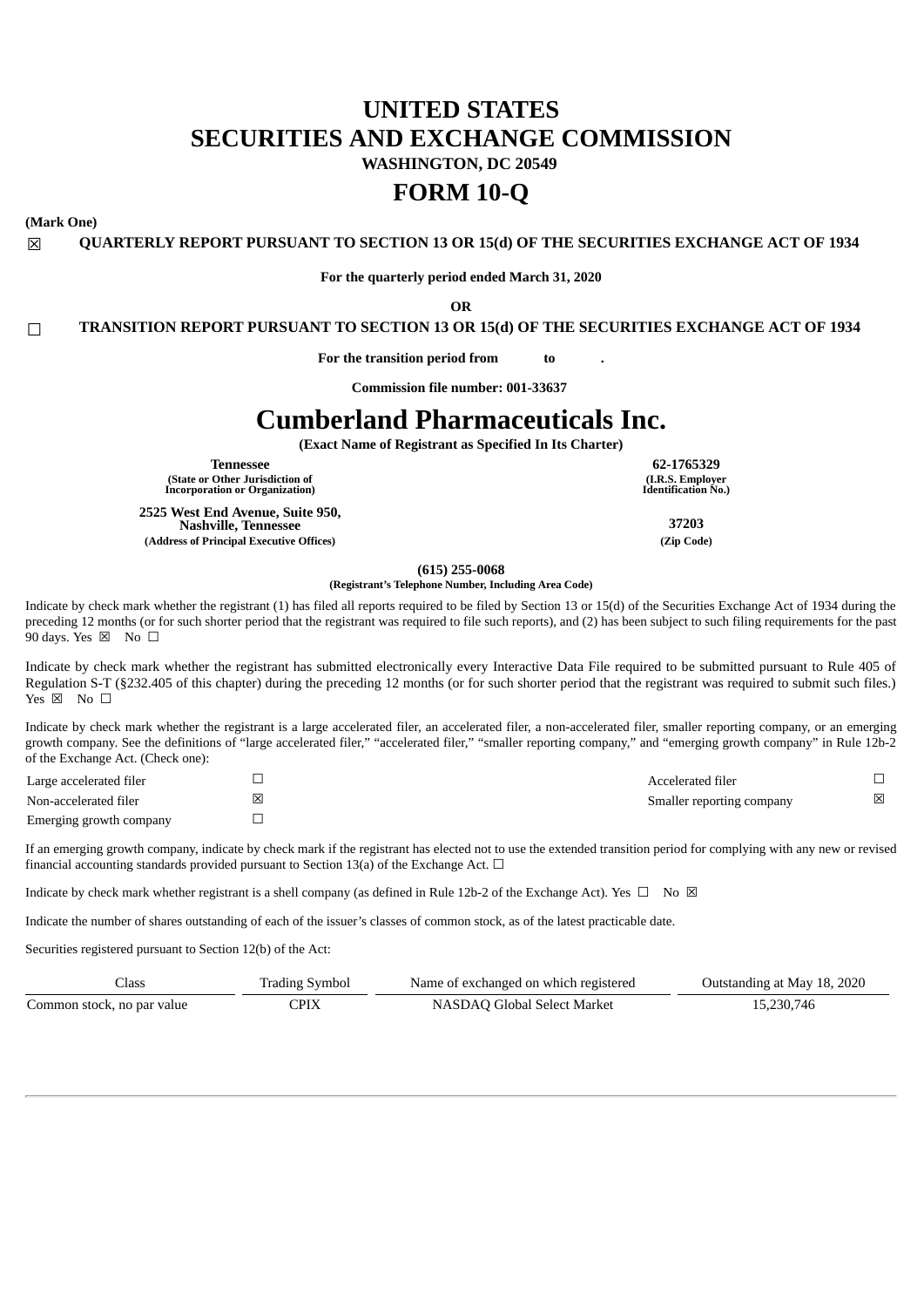# UNITED STATES
# SECURITIES AND EXCHANGE COMMISSION

**WASHINGTON, DC 20549**

# FORM 10-Q

**(Mark One)**

☒ **QUARTERLY REPORT PURSUANT TO SECTION 13 OR 15(d) OF THE SECURITIES EXCHANGE ACT OF 1934**

**For the quarterly period ended March 31, 2020**

**OR**

☐ **TRANSITION REPORT PURSUANT TO SECTION 13 OR 15(d) OF THE SECURITIES EXCHANGE ACT OF 1934**

**For the transition period from to .**

**Commission file number: 001-33637**

# Cumberland Pharmaceuticals Inc.

**(Exact Name of Registrant as Specified In Its Charter)**

| | |
|---|---|
| **Tennessee** | **62-1765329** |
| **(State or Other Jurisdiction of Incorporation or Organization)** | **(I.R.S. Employer Identification No.)** |
| **2525 West End Avenue, Suite 950, Nashville, Tennessee** | **37203** |
| **(Address of Principal Executive Offices)** | **(Zip Code)** |

**(615) 255-0068**
**(Registrant's Telephone Number, Including Area Code)**

Indicate by check mark whether the registrant (1) has filed all reports required to be filed by Section 13 or 15(d) of the Securities Exchange Act of 1934 during the preceding 12 months (or for such shorter period that the registrant was required to file such reports), and (2) has been subject to such filing requirements for the past 90 days. Yes ☒ No ☐

Indicate by check mark whether the registrant has submitted electronically every Interactive Data File required to be submitted pursuant to Rule 405 of Regulation S-T (§232.405 of this chapter) during the preceding 12 months (or for such shorter period that the registrant was required to submit such files.) Yes ☒ No ☐

Indicate by check mark whether the registrant is a large accelerated filer, an accelerated filer, a non-accelerated filer, smaller reporting company, or an emerging growth company. See the definitions of "large accelerated filer," "accelerated filer," "smaller reporting company," and "emerging growth company" in Rule 12b-2 of the Exchange Act. (Check one):

| | | | |
|---|---|---|---|
| Large accelerated filer | ☐ | Accelerated filer | ☐ |
| Non-accelerated filer | ☒ | Smaller reporting company | ☒ |
| Emerging growth company | ☐ | | |

If an emerging growth company, indicate by check mark if the registrant has elected not to use the extended transition period for complying with any new or revised financial accounting standards provided pursuant to Section 13(a) of the Exchange Act. ☐

Indicate by check mark whether registrant is a shell company (as defined in Rule 12b-2 of the Exchange Act). Yes ☐ No ☒

Indicate the number of shares outstanding of each of the issuer's classes of common stock, as of the latest practicable date.

Securities registered pursuant to Section 12(b) of the Act:

| Class | Trading Symbol | Name of exchanged on which registered | Outstanding at May 18, 2020 |
|---|---|---|---|
| Common stock, no par value | CPIX | NASDAQ Global Select Market | 15,230,746 |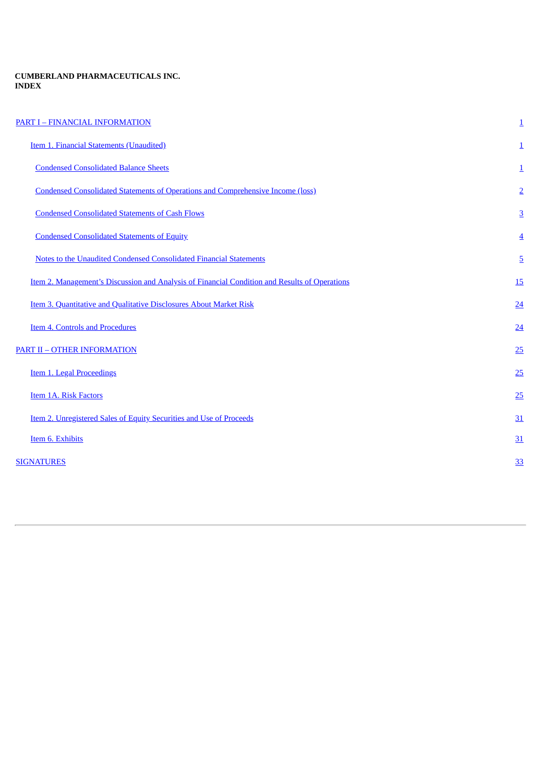**CUMBERLAND PHARMACEUTICALS INC.**
**INDEX**

| | |
|---|---|
| PART I – FINANCIAL INFORMATION | 1 |
| Item 1. Financial Statements (Unaudited) | 1 |
| Condensed Consolidated Balance Sheets | 1 |
| Condensed Consolidated Statements of Operations and Comprehensive Income (loss) | 2 |
| Condensed Consolidated Statements of Cash Flows | 3 |
| Condensed Consolidated Statements of Equity | 4 |
| Notes to the Unaudited Condensed Consolidated Financial Statements | 5 |
| Item 2. Management's Discussion and Analysis of Financial Condition and Results of Operations | 15 |
| Item 3. Quantitative and Qualitative Disclosures About Market Risk | 24 |
| Item 4. Controls and Procedures | 24 |
| PART II – OTHER INFORMATION | 25 |
| Item 1. Legal Proceedings | 25 |
| Item 1A. Risk Factors | 25 |
| Item 2. Unregistered Sales of Equity Securities and Use of Proceeds | 31 |
| Item 6. Exhibits | 31 |
| SIGNATURES | 33 |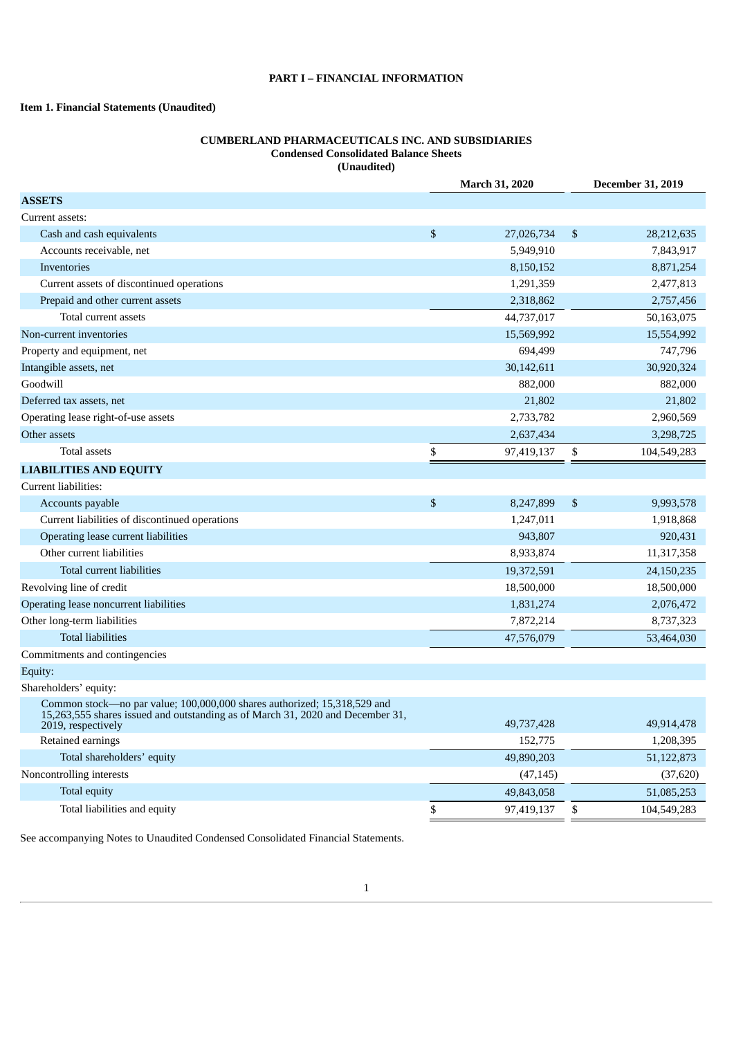**PART I – FINANCIAL INFORMATION**

**Item 1. Financial Statements (Unaudited)**

**CUMBERLAND PHARMACEUTICALS INC. AND SUBSIDIARIES**
**Condensed Consolidated Balance Sheets**
**(Unaudited)**

| | March 31, 2020 | December 31, 2019 |
|---|---|---|
| **ASSETS** | | |
| Current assets: | | |
| Cash and cash equivalents | $ 27,026,734 | $ 28,212,635 |
| Accounts receivable, net | 5,949,910 | 7,843,917 |
| Inventories | 8,150,152 | 8,871,254 |
| Current assets of discontinued operations | 1,291,359 | 2,477,813 |
| Prepaid and other current assets | 2,318,862 | 2,757,456 |
| Total current assets | 44,737,017 | 50,163,075 |
| Non-current inventories | 15,569,992 | 15,554,992 |
| Property and equipment, net | 694,499 | 747,796 |
| Intangible assets, net | 30,142,611 | 30,920,324 |
| Goodwill | 882,000 | 882,000 |
| Deferred tax assets, net | 21,802 | 21,802 |
| Operating lease right-of-use assets | 2,733,782 | 2,960,569 |
| Other assets | 2,637,434 | 3,298,725 |
| Total assets | $ 97,419,137 | $ 104,549,283 |
| **LIABILITIES AND EQUITY** | | |
| Current liabilities: | | |
| Accounts payable | $ 8,247,899 | $ 9,993,578 |
| Current liabilities of discontinued operations | 1,247,011 | 1,918,868 |
| Operating lease current liabilities | 943,807 | 920,431 |
| Other current liabilities | 8,933,874 | 11,317,358 |
| Total current liabilities | 19,372,591 | 24,150,235 |
| Revolving line of credit | 18,500,000 | 18,500,000 |
| Operating lease noncurrent liabilities | 1,831,274 | 2,076,472 |
| Other long-term liabilities | 7,872,214 | 8,737,323 |
| Total liabilities | 47,576,079 | 53,464,030 |
| Commitments and contingencies | | |
| Equity: | | |
| Shareholders' equity: | | |
| Common stock—no par value; 100,000,000 shares authorized; 15,318,529 and 15,263,555 shares issued and outstanding as of March 31, 2020 and December 31, 2019, respectively | 49,737,428 | 49,914,478 |
| Retained earnings | 152,775 | 1,208,395 |
| Total shareholders' equity | 49,890,203 | 51,122,873 |
| Noncontrolling interests | (47,145) | (37,620) |
| Total equity | 49,843,058 | 51,085,253 |
| Total liabilities and equity | $ 97,419,137 | $ 104,549,283 |

See accompanying Notes to Unaudited Condensed Consolidated Financial Statements.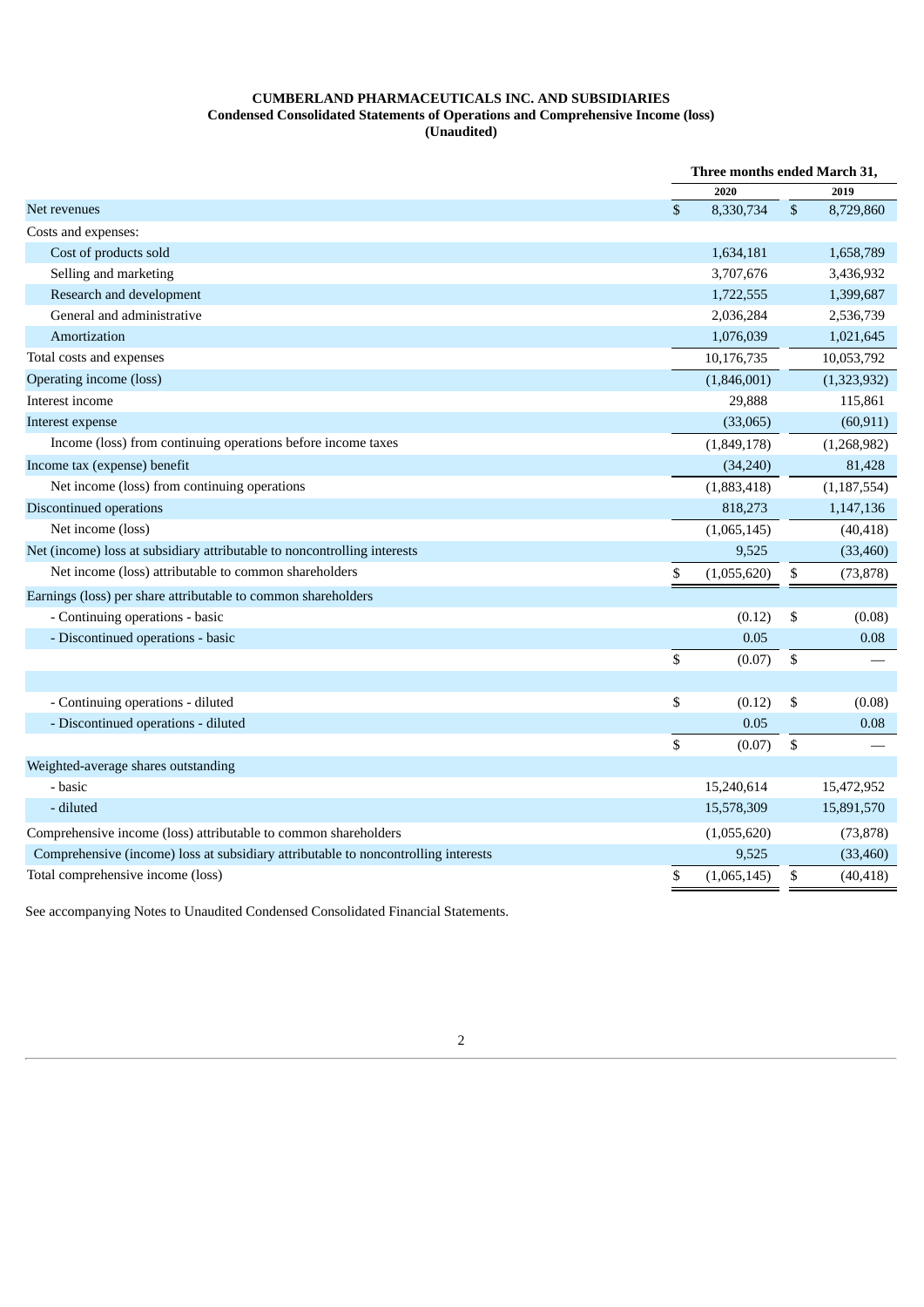**CUMBERLAND PHARMACEUTICALS INC. AND SUBSIDIARIES**
**Condensed Consolidated Statements of Operations and Comprehensive Income (loss)**
**(Unaudited)**

| | Three months ended March 31, | |
|---|---|---|
| | 2020 | 2019 |
| Net revenues | $ 8,330,734 | $ 8,729,860 |
| Costs and expenses: | | |
| Cost of products sold | 1,634,181 | 1,658,789 |
| Selling and marketing | 3,707,676 | 3,436,932 |
| Research and development | 1,722,555 | 1,399,687 |
| General and administrative | 2,036,284 | 2,536,739 |
| Amortization | 1,076,039 | 1,021,645 |
| Total costs and expenses | 10,176,735 | 10,053,792 |
| Operating income (loss) | (1,846,001) | (1,323,932) |
| Interest income | 29,888 | 115,861 |
| Interest expense | (33,065) | (60,911) |
| Income (loss) from continuing operations before income taxes | (1,849,178) | (1,268,982) |
| Income tax (expense) benefit | (34,240) | 81,428 |
| Net income (loss) from continuing operations | (1,883,418) | (1,187,554) |
| Discontinued operations | 818,273 | 1,147,136 |
| Net income (loss) | (1,065,145) | (40,418) |
| Net (income) loss at subsidiary attributable to noncontrolling interests | 9,525 | (33,460) |
| Net income (loss) attributable to common shareholders | $ (1,055,620) | $ (73,878) |
| Earnings (loss) per share attributable to common shareholders | | |
| - Continuing operations - basic | (0.12) | $ (0.08) |
| - Discontinued operations - basic | 0.05 | 0.08 |
| | $ (0.07) | $ — |
| | | |
| - Continuing operations - diluted | $ (0.12) | $ (0.08) |
| - Discontinued operations - diluted | 0.05 | 0.08 |
| | $ (0.07) | $ — |
| Weighted-average shares outstanding | | |
| - basic | 15,240,614 | 15,472,952 |
| - diluted | 15,578,309 | 15,891,570 |
| Comprehensive income (loss) attributable to common shareholders | (1,055,620) | (73,878) |
| Comprehensive (income) loss at subsidiary attributable to noncontrolling interests | 9,525 | (33,460) |
| Total comprehensive income (loss) | $ (1,065,145) | $ (40,418) |

See accompanying Notes to Unaudited Condensed Consolidated Financial Statements.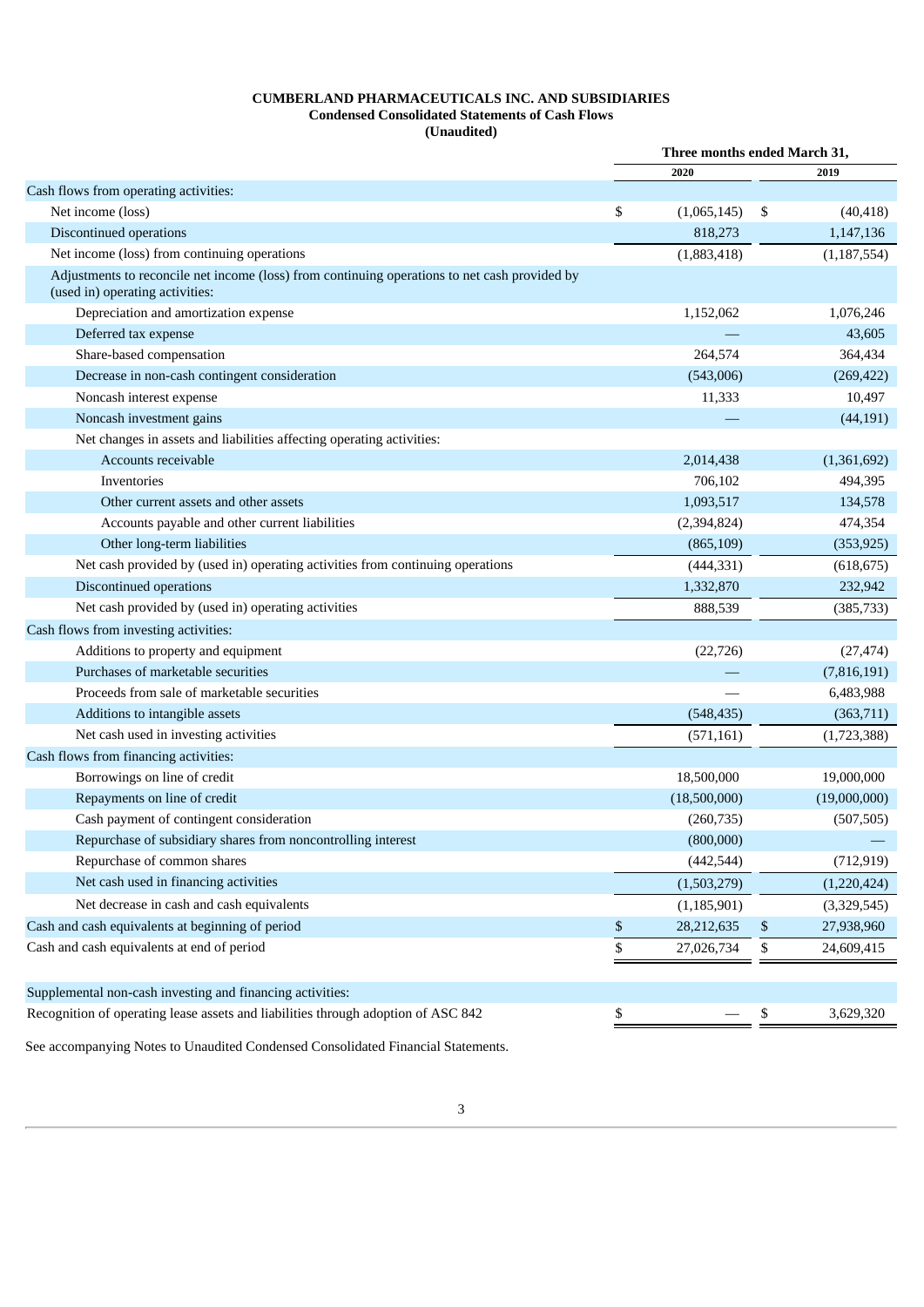**CUMBERLAND PHARMACEUTICALS INC. AND SUBSIDIARIES**
**Condensed Consolidated Statements of Cash Flows**
**(Unaudited)**

| | Three months ended March 31, | |
|---|---|---|
| | 2020 | 2019 |
| Cash flows from operating activities: | | |
| Net income (loss) | $ (1,065,145) | $ (40,418) |
| Discontinued operations | 818,273 | 1,147,136 |
| Net income (loss) from continuing operations | (1,883,418) | (1,187,554) |
| Adjustments to reconcile net income (loss) from continuing operations to net cash provided by (used in) operating activities: | | |
| Depreciation and amortization expense | 1,152,062 | 1,076,246 |
| Deferred tax expense | — | 43,605 |
| Share-based compensation | 264,574 | 364,434 |
| Decrease in non-cash contingent consideration | (543,006) | (269,422) |
| Noncash interest expense | 11,333 | 10,497 |
| Noncash investment gains | — | (44,191) |
| Net changes in assets and liabilities affecting operating activities: | | |
| Accounts receivable | 2,014,438 | (1,361,692) |
| Inventories | 706,102 | 494,395 |
| Other current assets and other assets | 1,093,517 | 134,578 |
| Accounts payable and other current liabilities | (2,394,824) | 474,354 |
| Other long-term liabilities | (865,109) | (353,925) |
| Net cash provided by (used in) operating activities from continuing operations | (444,331) | (618,675) |
| Discontinued operations | 1,332,870 | 232,942 |
| Net cash provided by (used in) operating activities | 888,539 | (385,733) |
| Cash flows from investing activities: | | |
| Additions to property and equipment | (22,726) | (27,474) |
| Purchases of marketable securities | — | (7,816,191) |
| Proceeds from sale of marketable securities | — | 6,483,988 |
| Additions to intangible assets | (548,435) | (363,711) |
| Net cash used in investing activities | (571,161) | (1,723,388) |
| Cash flows from financing activities: | | |
| Borrowings on line of credit | 18,500,000 | 19,000,000 |
| Repayments on line of credit | (18,500,000) | (19,000,000) |
| Cash payment of contingent consideration | (260,735) | (507,505) |
| Repurchase of subsidiary shares from noncontrolling interest | (800,000) | — |
| Repurchase of common shares | (442,544) | (712,919) |
| Net cash used in financing activities | (1,503,279) | (1,220,424) |
| Net decrease in cash and cash equivalents | (1,185,901) | (3,329,545) |
| Cash and cash equivalents at beginning of period | $ 28,212,635 | $ 27,938,960 |
| Cash and cash equivalents at end of period | $ 27,026,734 | $ 24,609,415 |
| | | |
| Supplemental non-cash investing and financing activities: | | |
| Recognition of operating lease assets and liabilities through adoption of ASC 842 | $ — | $ 3,629,320 |

See accompanying Notes to Unaudited Condensed Consolidated Financial Statements.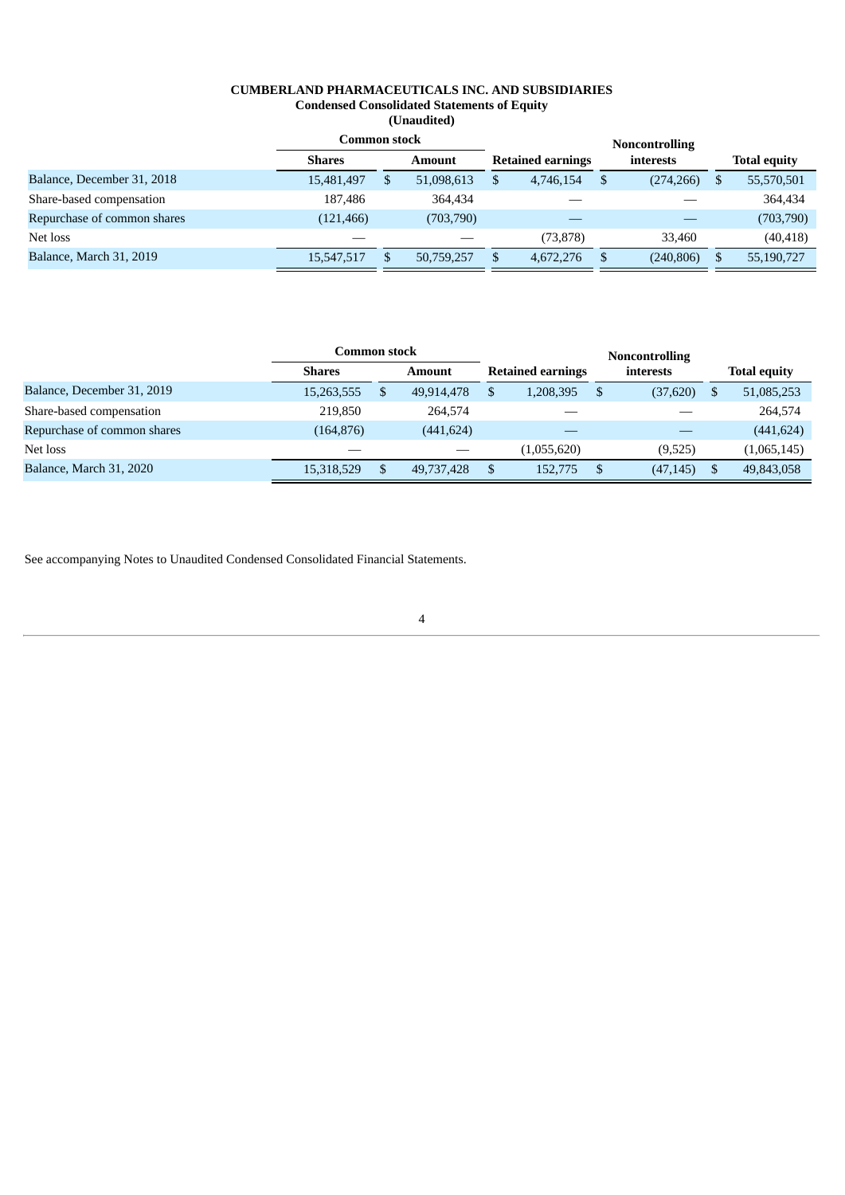**CUMBERLAND PHARMACEUTICALS INC. AND SUBSIDIARIES**
**Condensed Consolidated Statements of Equity**
**(Unaudited)**

| | Common stock | | | Noncontrolling | |
|---|---|---|---|---|---|
| | Shares | Amount | Retained earnings | interests | Total equity |
| Balance, December 31, 2018 | 15,481,497 | $ 51,098,613 | $ 4,746,154 | $ (274,266) | $ 55,570,501 |
| Share-based compensation | 187,486 | 364,434 | — | — | 364,434 |
| Repurchase of common shares | (121,466) | (703,790) | — | — | (703,790) |
| Net loss | — | — | (73,878) | 33,460 | (40,418) |
| Balance, March 31, 2019 | 15,547,517 | $ 50,759,257 | $ 4,672,276 | $ (240,806) | $ 55,190,727 |

| | Common stock | | | Noncontrolling | |
|---|---|---|---|---|---|
| | Shares | Amount | Retained earnings | interests | Total equity |
| Balance, December 31, 2019 | 15,263,555 | $ 49,914,478 | $ 1,208,395 | $ (37,620) | $ 51,085,253 |
| Share-based compensation | 219,850 | 264,574 | — | — | 264,574 |
| Repurchase of common shares | (164,876) | (441,624) | — | — | (441,624) |
| Net loss | — | — | (1,055,620) | (9,525) | (1,065,145) |
| Balance, March 31, 2020 | 15,318,529 | $ 49,737,428 | $ 152,775 | $ (47,145) | $ 49,843,058 |

See accompanying Notes to Unaudited Condensed Consolidated Financial Statements.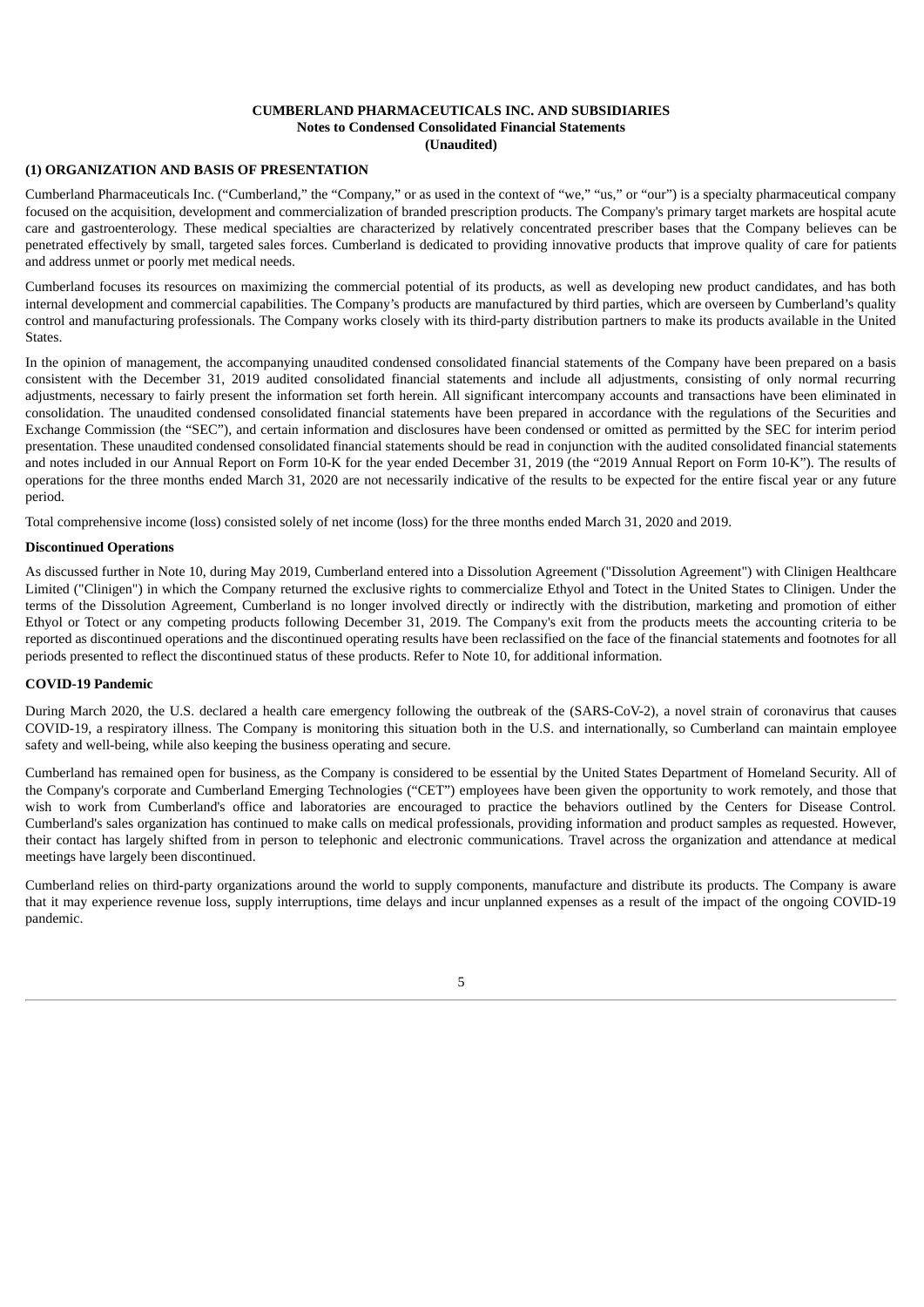**CUMBERLAND PHARMACEUTICALS INC. AND SUBSIDIARIES**
**Notes to Condensed Consolidated Financial Statements**
**(Unaudited)**

## (1) ORGANIZATION AND BASIS OF PRESENTATION

Cumberland Pharmaceuticals Inc. ("Cumberland," the "Company," or as used in the context of "we," "us," or "our") is a specialty pharmaceutical company focused on the acquisition, development and commercialization of branded prescription products. The Company's primary target markets are hospital acute care and gastroenterology. These medical specialties are characterized by relatively concentrated prescriber bases that the Company believes can be penetrated effectively by small, targeted sales forces. Cumberland is dedicated to providing innovative products that improve quality of care for patients and address unmet or poorly met medical needs.

Cumberland focuses its resources on maximizing the commercial potential of its products, as well as developing new product candidates, and has both internal development and commercial capabilities. The Company's products are manufactured by third parties, which are overseen by Cumberland's quality control and manufacturing professionals. The Company works closely with its third-party distribution partners to make its products available in the United States.

In the opinion of management, the accompanying unaudited condensed consolidated financial statements of the Company have been prepared on a basis consistent with the December 31, 2019 audited consolidated financial statements and include all adjustments, consisting of only normal recurring adjustments, necessary to fairly present the information set forth herein. All significant intercompany accounts and transactions have been eliminated in consolidation. The unaudited condensed consolidated financial statements have been prepared in accordance with the regulations of the Securities and Exchange Commission (the "SEC"), and certain information and disclosures have been condensed or omitted as permitted by the SEC for interim period presentation. These unaudited condensed consolidated financial statements should be read in conjunction with the audited consolidated financial statements and notes included in our Annual Report on Form 10-K for the year ended December 31, 2019 (the "2019 Annual Report on Form 10-K"). The results of operations for the three months ended March 31, 2020 are not necessarily indicative of the results to be expected for the entire fiscal year or any future period.

Total comprehensive income (loss) consisted solely of net income (loss) for the three months ended March 31, 2020 and 2019.

### Discontinued Operations

As discussed further in Note 10, during May 2019, Cumberland entered into a Dissolution Agreement ("Dissolution Agreement") with Clinigen Healthcare Limited ("Clinigen") in which the Company returned the exclusive rights to commercialize Ethyol and Totect in the United States to Clinigen. Under the terms of the Dissolution Agreement, Cumberland is no longer involved directly or indirectly with the distribution, marketing and promotion of either Ethyol or Totect or any competing products following December 31, 2019. The Company's exit from the products meets the accounting criteria to be reported as discontinued operations and the discontinued operating results have been reclassified on the face of the financial statements and footnotes for all periods presented to reflect the discontinued status of these products. Refer to Note 10, for additional information.

### COVID-19 Pandemic

During March 2020, the U.S. declared a health care emergency following the outbreak of the (SARS-CoV-2), a novel strain of coronavirus that causes COVID-19, a respiratory illness. The Company is monitoring this situation both in the U.S. and internationally, so Cumberland can maintain employee safety and well-being, while also keeping the business operating and secure.

Cumberland has remained open for business, as the Company is considered to be essential by the United States Department of Homeland Security. All of the Company's corporate and Cumberland Emerging Technologies ("CET") employees have been given the opportunity to work remotely, and those that wish to work from Cumberland's office and laboratories are encouraged to practice the behaviors outlined by the Centers for Disease Control. Cumberland's sales organization has continued to make calls on medical professionals, providing information and product samples as requested. However, their contact has largely shifted from in person to telephonic and electronic communications. Travel across the organization and attendance at medical meetings have largely been discontinued.

Cumberland relies on third-party organizations around the world to supply components, manufacture and distribute its products. The Company is aware that it may experience revenue loss, supply interruptions, time delays and incur unplanned expenses as a result of the impact of the ongoing COVID-19 pandemic.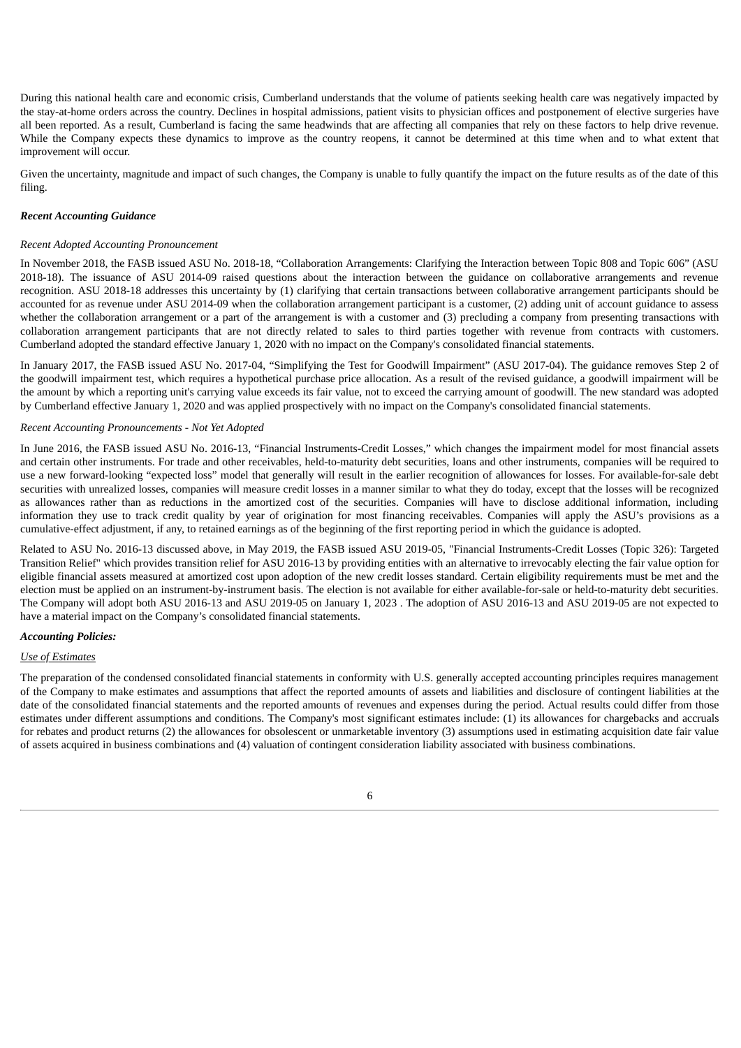During this national health care and economic crisis, Cumberland understands that the volume of patients seeking health care was negatively impacted by the stay-at-home orders across the country. Declines in hospital admissions, patient visits to physician offices and postponement of elective surgeries have all been reported. As a result, Cumberland is facing the same headwinds that are affecting all companies that rely on these factors to help drive revenue. While the Company expects these dynamics to improve as the country reopens, it cannot be determined at this time when and to what extent that improvement will occur.

Given the uncertainty, magnitude and impact of such changes, the Company is unable to fully quantify the impact on the future results as of the date of this filing.

***Recent Accounting Guidance***

*Recent Adopted Accounting Pronouncement*

In November 2018, the FASB issued ASU No. 2018-18, "Collaboration Arrangements: Clarifying the Interaction between Topic 808 and Topic 606" (ASU 2018-18). The issuance of ASU 2014-09 raised questions about the interaction between the guidance on collaborative arrangements and revenue recognition. ASU 2018-18 addresses this uncertainty by (1) clarifying that certain transactions between collaborative arrangement participants should be accounted for as revenue under ASU 2014-09 when the collaboration arrangement participant is a customer, (2) adding unit of account guidance to assess whether the collaboration arrangement or a part of the arrangement is with a customer and (3) precluding a company from presenting transactions with collaboration arrangement participants that are not directly related to sales to third parties together with revenue from contracts with customers. Cumberland adopted the standard effective January 1, 2020 with no impact on the Company's consolidated financial statements.

In January 2017, the FASB issued ASU No. 2017-04, "Simplifying the Test for Goodwill Impairment" (ASU 2017-04). The guidance removes Step 2 of the goodwill impairment test, which requires a hypothetical purchase price allocation. As a result of the revised guidance, a goodwill impairment will be the amount by which a reporting unit's carrying value exceeds its fair value, not to exceed the carrying amount of goodwill. The new standard was adopted by Cumberland effective January 1, 2020 and was applied prospectively with no impact on the Company's consolidated financial statements.

*Recent Accounting Pronouncements - Not Yet Adopted*

In June 2016, the FASB issued ASU No. 2016-13, "Financial Instruments-Credit Losses," which changes the impairment model for most financial assets and certain other instruments. For trade and other receivables, held-to-maturity debt securities, loans and other instruments, companies will be required to use a new forward-looking "expected loss" model that generally will result in the earlier recognition of allowances for losses. For available-for-sale debt securities with unrealized losses, companies will measure credit losses in a manner similar to what they do today, except that the losses will be recognized as allowances rather than as reductions in the amortized cost of the securities. Companies will have to disclose additional information, including information they use to track credit quality by year of origination for most financing receivables. Companies will apply the ASU's provisions as a cumulative-effect adjustment, if any, to retained earnings as of the beginning of the first reporting period in which the guidance is adopted.

Related to ASU No. 2016-13 discussed above, in May 2019, the FASB issued ASU 2019-05, "Financial Instruments-Credit Losses (Topic 326): Targeted Transition Relief" which provides transition relief for ASU 2016-13 by providing entities with an alternative to irrevocably electing the fair value option for eligible financial assets measured at amortized cost upon adoption of the new credit losses standard. Certain eligibility requirements must be met and the election must be applied on an instrument-by-instrument basis. The election is not available for either available-for-sale or held-to-maturity debt securities. The Company will adopt both ASU 2016-13 and ASU 2019-05 on January 1, 2023 . The adoption of ASU 2016-13 and ASU 2019-05 are not expected to have a material impact on the Company's consolidated financial statements.

***Accounting Policies:***

*Use of Estimates*

The preparation of the condensed consolidated financial statements in conformity with U.S. generally accepted accounting principles requires management of the Company to make estimates and assumptions that affect the reported amounts of assets and liabilities and disclosure of contingent liabilities at the date of the consolidated financial statements and the reported amounts of revenues and expenses during the period. Actual results could differ from those estimates under different assumptions and conditions. The Company's most significant estimates include: (1) its allowances for chargebacks and accruals for rebates and product returns (2) the allowances for obsolescent or unmarketable inventory (3) assumptions used in estimating acquisition date fair value of assets acquired in business combinations and (4) valuation of contingent consideration liability associated with business combinations.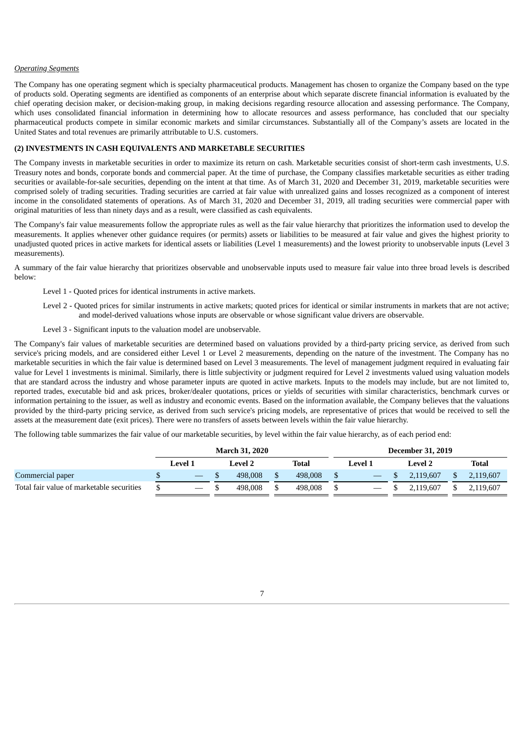*Operating Segments*

The Company has one operating segment which is specialty pharmaceutical products. Management has chosen to organize the Company based on the type of products sold. Operating segments are identified as components of an enterprise about which separate discrete financial information is evaluated by the chief operating decision maker, or decision-making group, in making decisions regarding resource allocation and assessing performance. The Company, which uses consolidated financial information in determining how to allocate resources and assess performance, has concluded that our specialty pharmaceutical products compete in similar economic markets and similar circumstances. Substantially all of the Company's assets are located in the United States and total revenues are primarily attributable to U.S. customers.

**(2) INVESTMENTS IN CASH EQUIVALENTS AND MARKETABLE SECURITIES**

The Company invests in marketable securities in order to maximize its return on cash. Marketable securities consist of short-term cash investments, U.S. Treasury notes and bonds, corporate bonds and commercial paper. At the time of purchase, the Company classifies marketable securities as either trading securities or available-for-sale securities, depending on the intent at that time. As of March 31, 2020 and December 31, 2019, marketable securities were comprised solely of trading securities. Trading securities are carried at fair value with unrealized gains and losses recognized as a component of interest income in the consolidated statements of operations. As of March 31, 2020 and December 31, 2019, all trading securities were commercial paper with original maturities of less than ninety days and as a result, were classified as cash equivalents.

The Company's fair value measurements follow the appropriate rules as well as the fair value hierarchy that prioritizes the information used to develop the measurements. It applies whenever other guidance requires (or permits) assets or liabilities to be measured at fair value and gives the highest priority to unadjusted quoted prices in active markets for identical assets or liabilities (Level 1 measurements) and the lowest priority to unobservable inputs (Level 3 measurements).

A summary of the fair value hierarchy that prioritizes observable and unobservable inputs used to measure fair value into three broad levels is described below:

Level 1 - Quoted prices for identical instruments in active markets.

Level 2 - Quoted prices for similar instruments in active markets; quoted prices for identical or similar instruments in markets that are not active; and model-derived valuations whose inputs are observable or whose significant value drivers are observable.

Level 3 - Significant inputs to the valuation model are unobservable.

The Company's fair values of marketable securities are determined based on valuations provided by a third-party pricing service, as derived from such service's pricing models, and are considered either Level 1 or Level 2 measurements, depending on the nature of the investment. The Company has no marketable securities in which the fair value is determined based on Level 3 measurements. The level of management judgment required in evaluating fair value for Level 1 investments is minimal. Similarly, there is little subjectivity or judgment required for Level 2 investments valued using valuation models that are standard across the industry and whose parameter inputs are quoted in active markets. Inputs to the models may include, but are not limited to, reported trades, executable bid and ask prices, broker/dealer quotations, prices or yields of securities with similar characteristics, benchmark curves or information pertaining to the issuer, as well as industry and economic events. Based on the information available, the Company believes that the valuations provided by the third-party pricing service, as derived from such service's pricing models, are representative of prices that would be received to sell the assets at the measurement date (exit prices). There were no transfers of assets between levels within the fair value hierarchy.

The following table summarizes the fair value of our marketable securities, by level within the fair value hierarchy, as of each period end:

| | March 31, 2020 | | | December 31, 2019 | | |
|---|---|---|---|---|---|---|
| | Level 1 | Level 2 | Total | Level 1 | Level 2 | Total |
| Commercial paper | $ — | $ 498,008 | $ 498,008 | $ — | $ 2,119,607 | $ 2,119,607 |
| Total fair value of marketable securities | $ — | $ 498,008 | $ 498,008 | $ — | $ 2,119,607 | $ 2,119,607 |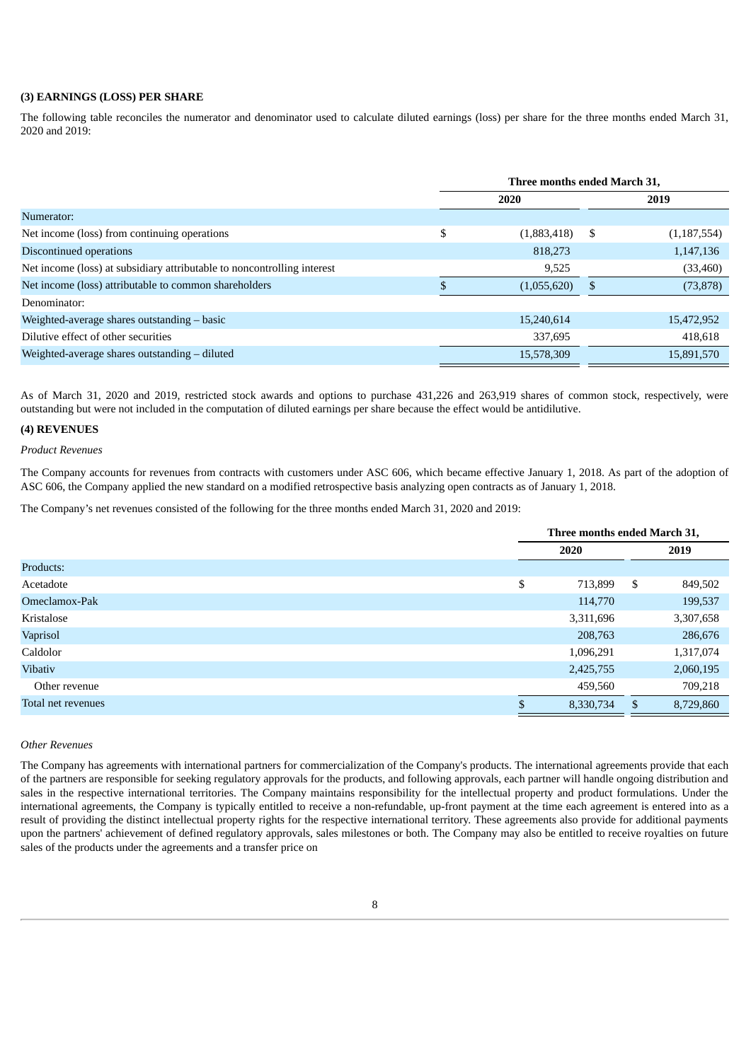### (3) EARNINGS (LOSS) PER SHARE

The following table reconciles the numerator and denominator used to calculate diluted earnings (loss) per share for the three months ended March 31, 2020 and 2019:

| | Three months ended March 31, | |
|---|---|---|
| | 2020 | 2019 |
| Numerator: | | |
| Net income (loss) from continuing operations | $ (1,883,418) | $ (1,187,554) |
| Discontinued operations | 818,273 | 1,147,136 |
| Net income (loss) at subsidiary attributable to noncontrolling interest | 9,525 | (33,460) |
| Net income (loss) attributable to common shareholders | $ (1,055,620) | $ (73,878) |
| Denominator: | | |
| Weighted-average shares outstanding – basic | 15,240,614 | 15,472,952 |
| Dilutive effect of other securities | 337,695 | 418,618 |
| Weighted-average shares outstanding – diluted | 15,578,309 | 15,891,570 |

As of March 31, 2020 and 2019, restricted stock awards and options to purchase 431,226 and 263,919 shares of common stock, respectively, were outstanding but were not included in the computation of diluted earnings per share because the effect would be antidilutive.

### (4) REVENUES

*Product Revenues*

The Company accounts for revenues from contracts with customers under ASC 606, which became effective January 1, 2018. As part of the adoption of ASC 606, the Company applied the new standard on a modified retrospective basis analyzing open contracts as of January 1, 2018.

The Company's net revenues consisted of the following for the three months ended March 31, 2020 and 2019:

| | Three months ended March 31, | |
|---|---|---|
| | 2020 | 2019 |
| Products: | | |
| Acetadote | $ 713,899 | $ 849,502 |
| Omeclamox-Pak | 114,770 | 199,537 |
| Kristalose | 3,311,696 | 3,307,658 |
| Vaprisol | 208,763 | 286,676 |
| Caldolor | 1,096,291 | 1,317,074 |
| Vibativ | 2,425,755 | 2,060,195 |
| Other revenue | 459,560 | 709,218 |
| Total net revenues | $ 8,330,734 | $ 8,729,860 |

*Other Revenues*

The Company has agreements with international partners for commercialization of the Company's products. The international agreements provide that each of the partners are responsible for seeking regulatory approvals for the products, and following approvals, each partner will handle ongoing distribution and sales in the respective international territories. The Company maintains responsibility for the intellectual property and product formulations. Under the international agreements, the Company is typically entitled to receive a non-refundable, up-front payment at the time each agreement is entered into as a result of providing the distinct intellectual property rights for the respective international territory. These agreements also provide for additional payments upon the partners' achievement of defined regulatory approvals, sales milestones or both. The Company may also be entitled to receive royalties on future sales of the products under the agreements and a transfer price on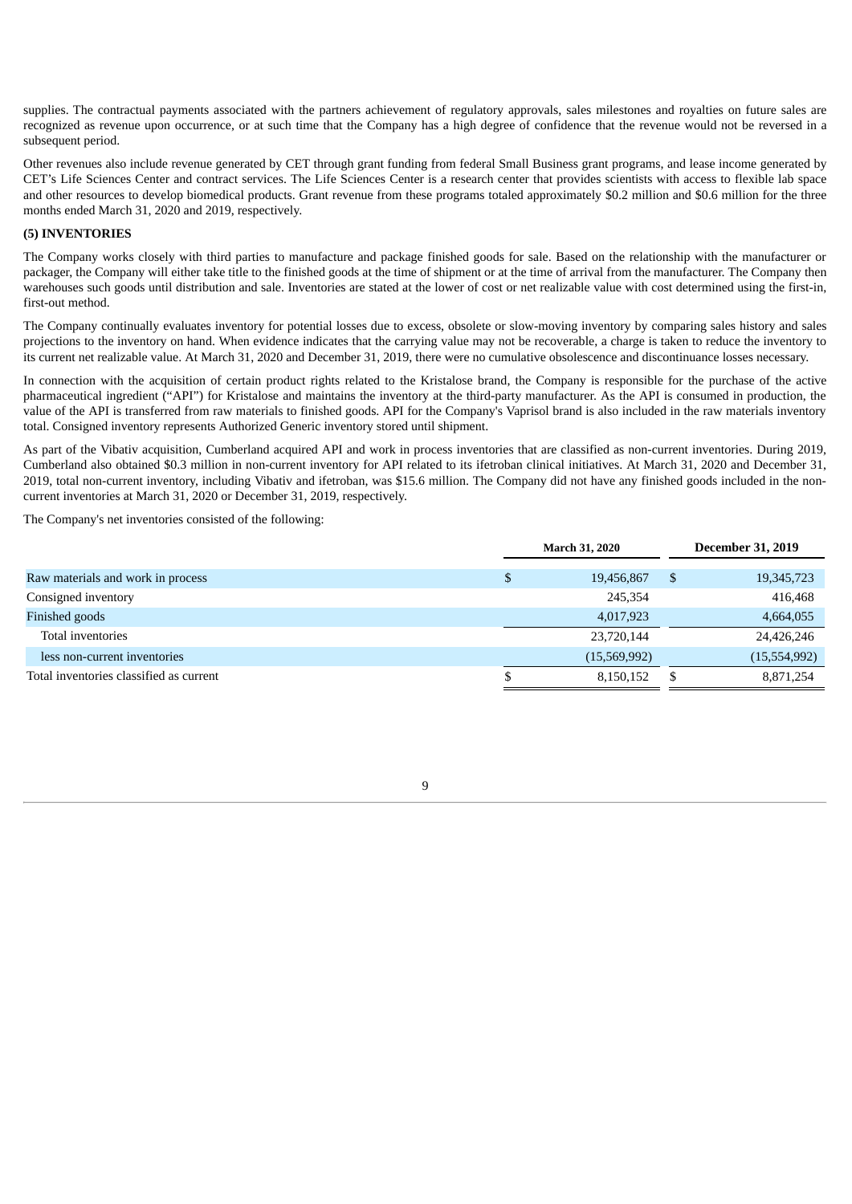supplies. The contractual payments associated with the partners achievement of regulatory approvals, sales milestones and royalties on future sales are recognized as revenue upon occurrence, or at such time that the Company has a high degree of confidence that the revenue would not be reversed in a subsequent period.

Other revenues also include revenue generated by CET through grant funding from federal Small Business grant programs, and lease income generated by CET's Life Sciences Center and contract services. The Life Sciences Center is a research center that provides scientists with access to flexible lab space and other resources to develop biomedical products. Grant revenue from these programs totaled approximately $0.2 million and $0.6 million for the three months ended March 31, 2020 and 2019, respectively.

**(5) INVENTORIES**

The Company works closely with third parties to manufacture and package finished goods for sale. Based on the relationship with the manufacturer or packager, the Company will either take title to the finished goods at the time of shipment or at the time of arrival from the manufacturer. The Company then warehouses such goods until distribution and sale. Inventories are stated at the lower of cost or net realizable value with cost determined using the first-in, first-out method.

The Company continually evaluates inventory for potential losses due to excess, obsolete or slow-moving inventory by comparing sales history and sales projections to the inventory on hand. When evidence indicates that the carrying value may not be recoverable, a charge is taken to reduce the inventory to its current net realizable value. At March 31, 2020 and December 31, 2019, there were no cumulative obsolescence and discontinuance losses necessary.

In connection with the acquisition of certain product rights related to the Kristalose brand, the Company is responsible for the purchase of the active pharmaceutical ingredient ("API") for Kristalose and maintains the inventory at the third-party manufacturer. As the API is consumed in production, the value of the API is transferred from raw materials to finished goods. API for the Company's Vaprisol brand is also included in the raw materials inventory total. Consigned inventory represents Authorized Generic inventory stored until shipment.

As part of the Vibativ acquisition, Cumberland acquired API and work in process inventories that are classified as non-current inventories. During 2019, Cumberland also obtained $0.3 million in non-current inventory for API related to its ifetroban clinical initiatives. At March 31, 2020 and December 31, 2019, total non-current inventory, including Vibativ and ifetroban, was $15.6 million. The Company did not have any finished goods included in the non-current inventories at March 31, 2020 or December 31, 2019, respectively.

The Company's net inventories consisted of the following:

| | March 31, 2020 | December 31, 2019 |
|---|---|---|
| Raw materials and work in process | $ 19,456,867 | $ 19,345,723 |
| Consigned inventory | 245,354 | 416,468 |
| Finished goods | 4,017,923 | 4,664,055 |
| Total inventories | 23,720,144 | 24,426,246 |
| less non-current inventories | (15,569,992) | (15,554,992) |
| Total inventories classified as current | $ 8,150,152 | $ 8,871,254 |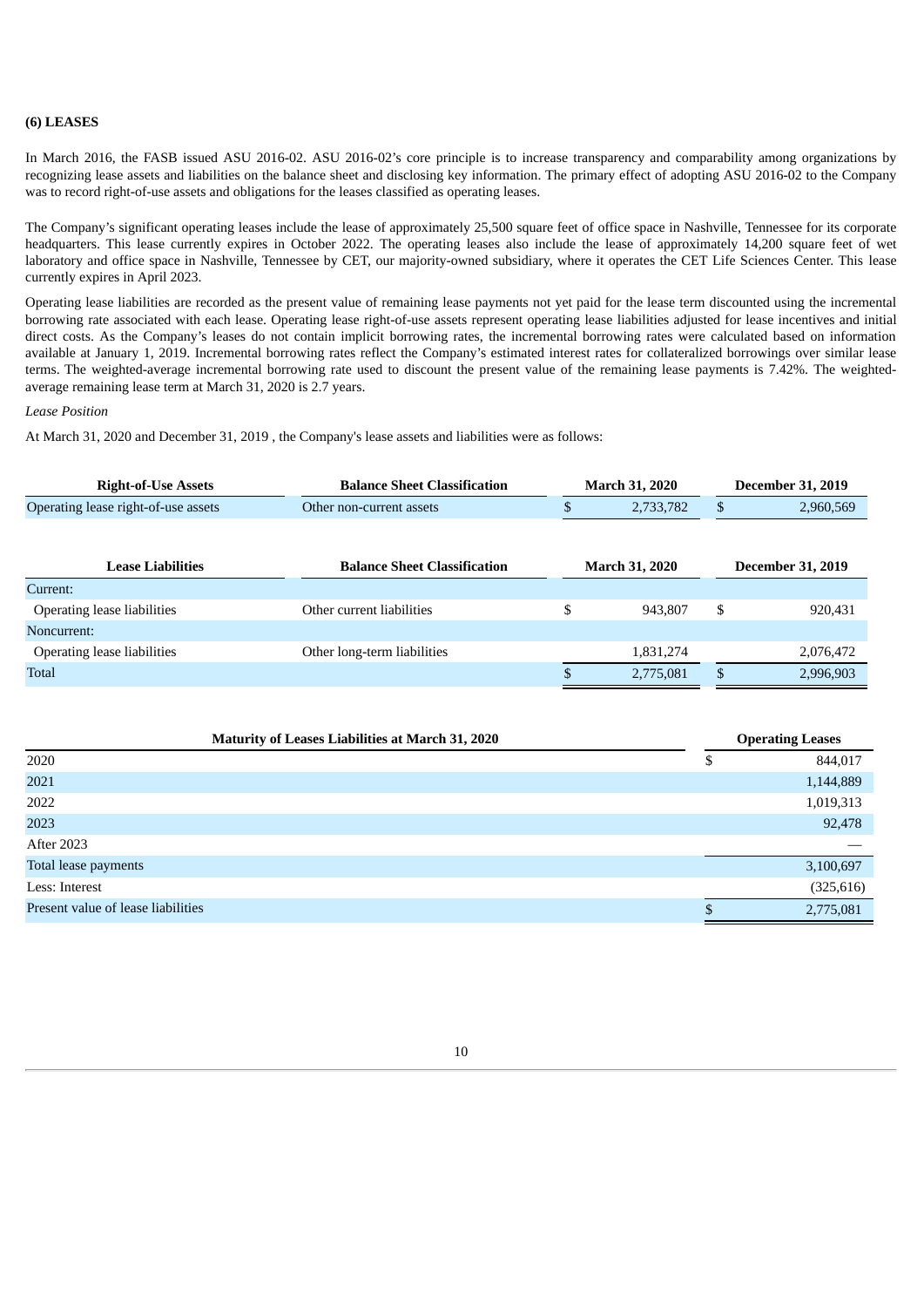## (6) LEASES

In March 2016, the FASB issued ASU 2016-02. ASU 2016-02's core principle is to increase transparency and comparability among organizations by recognizing lease assets and liabilities on the balance sheet and disclosing key information. The primary effect of adopting ASU 2016-02 to the Company was to record right-of-use assets and obligations for the leases classified as operating leases.

The Company's significant operating leases include the lease of approximately 25,500 square feet of office space in Nashville, Tennessee for its corporate headquarters. This lease currently expires in October 2022. The operating leases also include the lease of approximately 14,200 square feet of wet laboratory and office space in Nashville, Tennessee by CET, our majority-owned subsidiary, where it operates the CET Life Sciences Center. This lease currently expires in April 2023.

Operating lease liabilities are recorded as the present value of remaining lease payments not yet paid for the lease term discounted using the incremental borrowing rate associated with each lease. Operating lease right-of-use assets represent operating lease liabilities adjusted for lease incentives and initial direct costs. As the Company's leases do not contain implicit borrowing rates, the incremental borrowing rates were calculated based on information available at January 1, 2019. Incremental borrowing rates reflect the Company's estimated interest rates for collateralized borrowings over similar lease terms. The weighted-average incremental borrowing rate used to discount the present value of the remaining lease payments is 7.42%. The weighted-average remaining lease term at March 31, 2020 is 2.7 years.

*Lease Position*

At March 31, 2020 and December 31, 2019 , the Company's lease assets and liabilities were as follows:

| Right-of-Use Assets | Balance Sheet Classification | March 31, 2020 | December 31, 2019 |
|---|---|---|---|
| Operating lease right-of-use assets | Other non-current assets | $ 2,733,782 | $ 2,960,569 |

| Lease Liabilities | Balance Sheet Classification | March 31, 2020 | December 31, 2019 |
|---|---|---|---|
| Current: | | | |
| Operating lease liabilities | Other current liabilities | $ 943,807 | $ 920,431 |
| Noncurrent: | | | |
| Operating lease liabilities | Other long-term liabilities | 1,831,274 | 2,076,472 |
| Total | | $ 2,775,081 | $ 2,996,903 |

| Maturity of Leases Liabilities at March 31, 2020 | Operating Leases |
|---|---|
| 2020 | $ 844,017 |
| 2021 | 1,144,889 |
| 2022 | 1,019,313 |
| 2023 | 92,478 |
| After 2023 | — |
| Total lease payments | 3,100,697 |
| Less: Interest | (325,616) |
| Present value of lease liabilities | $ 2,775,081 |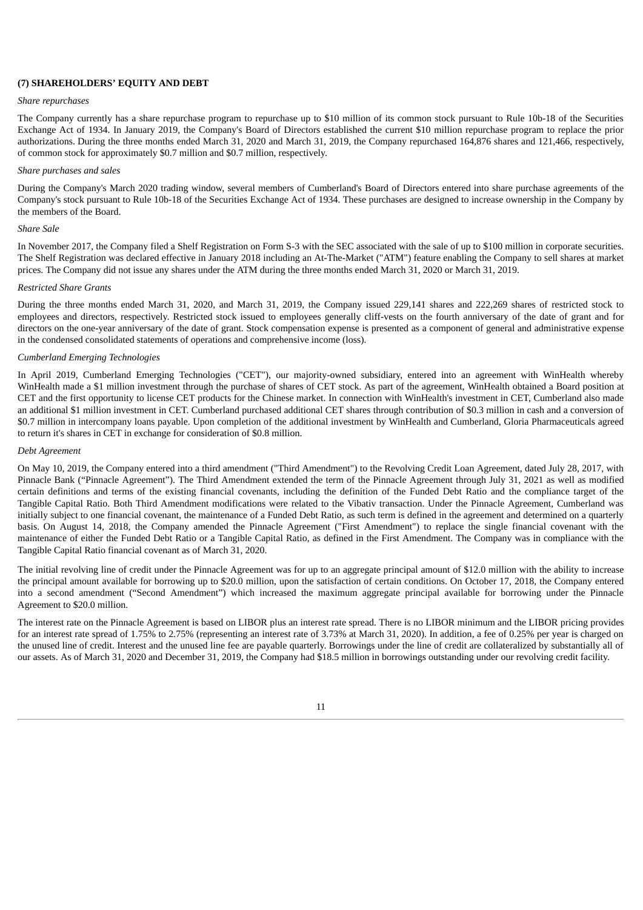### (7) SHAREHOLDERS' EQUITY AND DEBT

*Share repurchases*

The Company currently has a share repurchase program to repurchase up to $10 million of its common stock pursuant to Rule 10b-18 of the Securities Exchange Act of 1934. In January 2019, the Company's Board of Directors established the current $10 million repurchase program to replace the prior authorizations. During the three months ended March 31, 2020 and March 31, 2019, the Company repurchased 164,876 shares and 121,466, respectively, of common stock for approximately $0.7 million and $0.7 million, respectively.

*Share purchases and sales*

During the Company's March 2020 trading window, several members of Cumberland's Board of Directors entered into share purchase agreements of the Company's stock pursuant to Rule 10b-18 of the Securities Exchange Act of 1934. These purchases are designed to increase ownership in the Company by the members of the Board.

*Share Sale*

In November 2017, the Company filed a Shelf Registration on Form S-3 with the SEC associated with the sale of up to $100 million in corporate securities. The Shelf Registration was declared effective in January 2018 including an At-The-Market ("ATM") feature enabling the Company to sell shares at market prices. The Company did not issue any shares under the ATM during the three months ended March 31, 2020 or March 31, 2019.

*Restricted Share Grants*

During the three months ended March 31, 2020, and March 31, 2019, the Company issued 229,141 shares and 222,269 shares of restricted stock to employees and directors, respectively. Restricted stock issued to employees generally cliff-vests on the fourth anniversary of the date of grant and for directors on the one-year anniversary of the date of grant. Stock compensation expense is presented as a component of general and administrative expense in the condensed consolidated statements of operations and comprehensive income (loss).

*Cumberland Emerging Technologies*

In April 2019, Cumberland Emerging Technologies ("CET"), our majority-owned subsidiary, entered into an agreement with WinHealth whereby WinHealth made a $1 million investment through the purchase of shares of CET stock. As part of the agreement, WinHealth obtained a Board position at CET and the first opportunity to license CET products for the Chinese market. In connection with WinHealth's investment in CET, Cumberland also made an additional $1 million investment in CET. Cumberland purchased additional CET shares through contribution of $0.3 million in cash and a conversion of $0.7 million in intercompany loans payable. Upon completion of the additional investment by WinHealth and Cumberland, Gloria Pharmaceuticals agreed to return it's shares in CET in exchange for consideration of $0.8 million.

*Debt Agreement*

On May 10, 2019, the Company entered into a third amendment ("Third Amendment") to the Revolving Credit Loan Agreement, dated July 28, 2017, with Pinnacle Bank ("Pinnacle Agreement"). The Third Amendment extended the term of the Pinnacle Agreement through July 31, 2021 as well as modified certain definitions and terms of the existing financial covenants, including the definition of the Funded Debt Ratio and the compliance target of the Tangible Capital Ratio. Both Third Amendment modifications were related to the Vibativ transaction. Under the Pinnacle Agreement, Cumberland was initially subject to one financial covenant, the maintenance of a Funded Debt Ratio, as such term is defined in the agreement and determined on a quarterly basis. On August 14, 2018, the Company amended the Pinnacle Agreement ("First Amendment") to replace the single financial covenant with the maintenance of either the Funded Debt Ratio or a Tangible Capital Ratio, as defined in the First Amendment. The Company was in compliance with the Tangible Capital Ratio financial covenant as of March 31, 2020.

The initial revolving line of credit under the Pinnacle Agreement was for up to an aggregate principal amount of $12.0 million with the ability to increase the principal amount available for borrowing up to $20.0 million, upon the satisfaction of certain conditions. On October 17, 2018, the Company entered into a second amendment ("Second Amendment") which increased the maximum aggregate principal available for borrowing under the Pinnacle Agreement to $20.0 million.

The interest rate on the Pinnacle Agreement is based on LIBOR plus an interest rate spread. There is no LIBOR minimum and the LIBOR pricing provides for an interest rate spread of 1.75% to 2.75% (representing an interest rate of 3.73% at March 31, 2020). In addition, a fee of 0.25% per year is charged on the unused line of credit. Interest and the unused line fee are payable quarterly. Borrowings under the line of credit are collateralized by substantially all of our assets. As of March 31, 2020 and December 31, 2019, the Company had $18.5 million in borrowings outstanding under our revolving credit facility.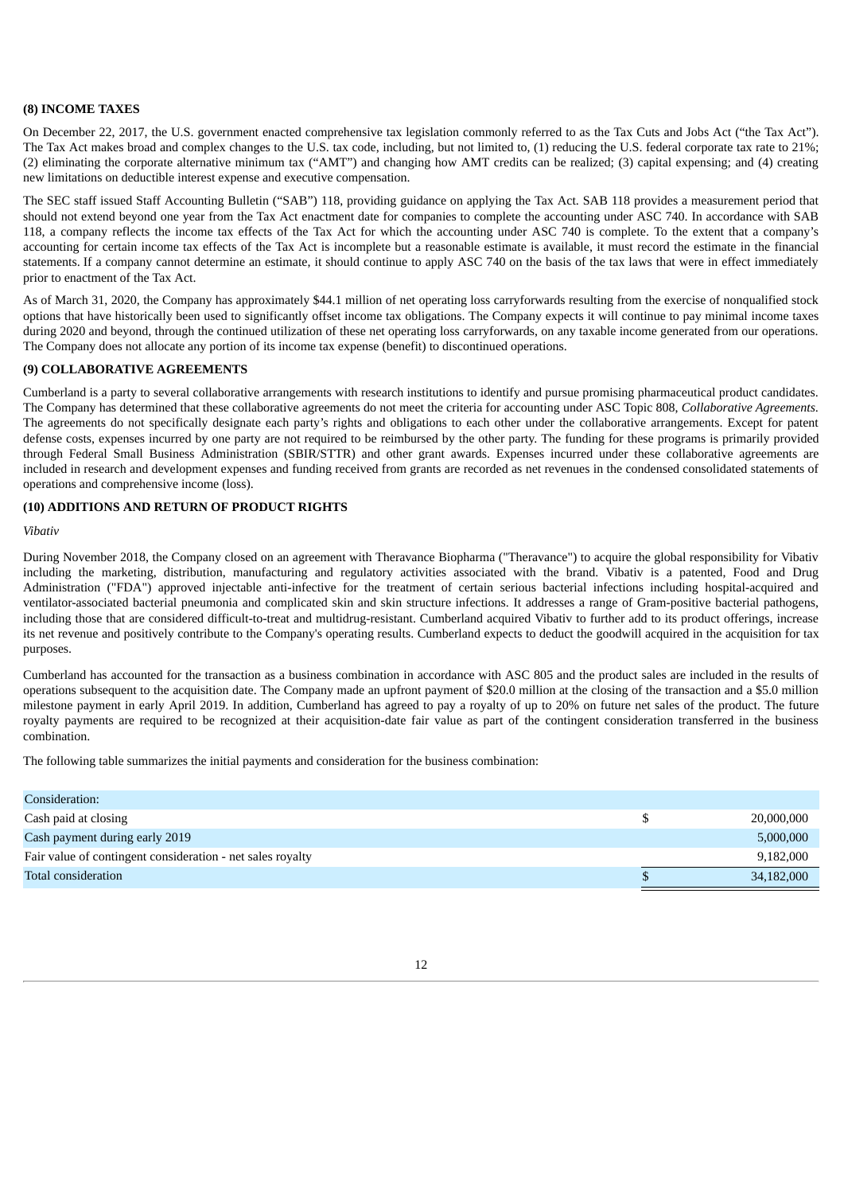#### (8) INCOME TAXES

On December 22, 2017, the U.S. government enacted comprehensive tax legislation commonly referred to as the Tax Cuts and Jobs Act ("the Tax Act"). The Tax Act makes broad and complex changes to the U.S. tax code, including, but not limited to, (1) reducing the U.S. federal corporate tax rate to 21%; (2) eliminating the corporate alternative minimum tax ("AMT") and changing how AMT credits can be realized; (3) capital expensing; and (4) creating new limitations on deductible interest expense and executive compensation.

The SEC staff issued Staff Accounting Bulletin ("SAB") 118, providing guidance on applying the Tax Act. SAB 118 provides a measurement period that should not extend beyond one year from the Tax Act enactment date for companies to complete the accounting under ASC 740. In accordance with SAB 118, a company reflects the income tax effects of the Tax Act for which the accounting under ASC 740 is complete. To the extent that a company's accounting for certain income tax effects of the Tax Act is incomplete but a reasonable estimate is available, it must record the estimate in the financial statements. If a company cannot determine an estimate, it should continue to apply ASC 740 on the basis of the tax laws that were in effect immediately prior to enactment of the Tax Act.

As of March 31, 2020, the Company has approximately $44.1 million of net operating loss carryforwards resulting from the exercise of nonqualified stock options that have historically been used to significantly offset income tax obligations. The Company expects it will continue to pay minimal income taxes during 2020 and beyond, through the continued utilization of these net operating loss carryforwards, on any taxable income generated from our operations. The Company does not allocate any portion of its income tax expense (benefit) to discontinued operations.

#### (9) COLLABORATIVE AGREEMENTS

Cumberland is a party to several collaborative arrangements with research institutions to identify and pursue promising pharmaceutical product candidates. The Company has determined that these collaborative agreements do not meet the criteria for accounting under ASC Topic 808, *Collaborative Agreements*. The agreements do not specifically designate each party's rights and obligations to each other under the collaborative arrangements. Except for patent defense costs, expenses incurred by one party are not required to be reimbursed by the other party. The funding for these programs is primarily provided through Federal Small Business Administration (SBIR/STTR) and other grant awards. Expenses incurred under these collaborative agreements are included in research and development expenses and funding received from grants are recorded as net revenues in the condensed consolidated statements of operations and comprehensive income (loss).

#### (10) ADDITIONS AND RETURN OF PRODUCT RIGHTS

*Vibativ*

During November 2018, the Company closed on an agreement with Theravance Biopharma ("Theravance") to acquire the global responsibility for Vibativ including the marketing, distribution, manufacturing and regulatory activities associated with the brand. Vibativ is a patented, Food and Drug Administration ("FDA") approved injectable anti-infective for the treatment of certain serious bacterial infections including hospital-acquired and ventilator-associated bacterial pneumonia and complicated skin and skin structure infections. It addresses a range of Gram-positive bacterial pathogens, including those that are considered difficult-to-treat and multidrug-resistant. Cumberland acquired Vibativ to further add to its product offerings, increase its net revenue and positively contribute to the Company's operating results. Cumberland expects to deduct the goodwill acquired in the acquisition for tax purposes.

Cumberland has accounted for the transaction as a business combination in accordance with ASC 805 and the product sales are included in the results of operations subsequent to the acquisition date. The Company made an upfront payment of $20.0 million at the closing of the transaction and a $5.0 million milestone payment in early April 2019. In addition, Cumberland has agreed to pay a royalty of up to 20% on future net sales of the product. The future royalty payments are required to be recognized at their acquisition-date fair value as part of the contingent consideration transferred in the business combination.

The following table summarizes the initial payments and consideration for the business combination:

| Consideration: | | |
|---|---|---|
| Cash paid at closing | $ | 20,000,000 |
| Cash payment during early 2019 | | 5,000,000 |
| Fair value of contingent consideration - net sales royalty | | 9,182,000 |
| Total consideration | $ | 34,182,000 |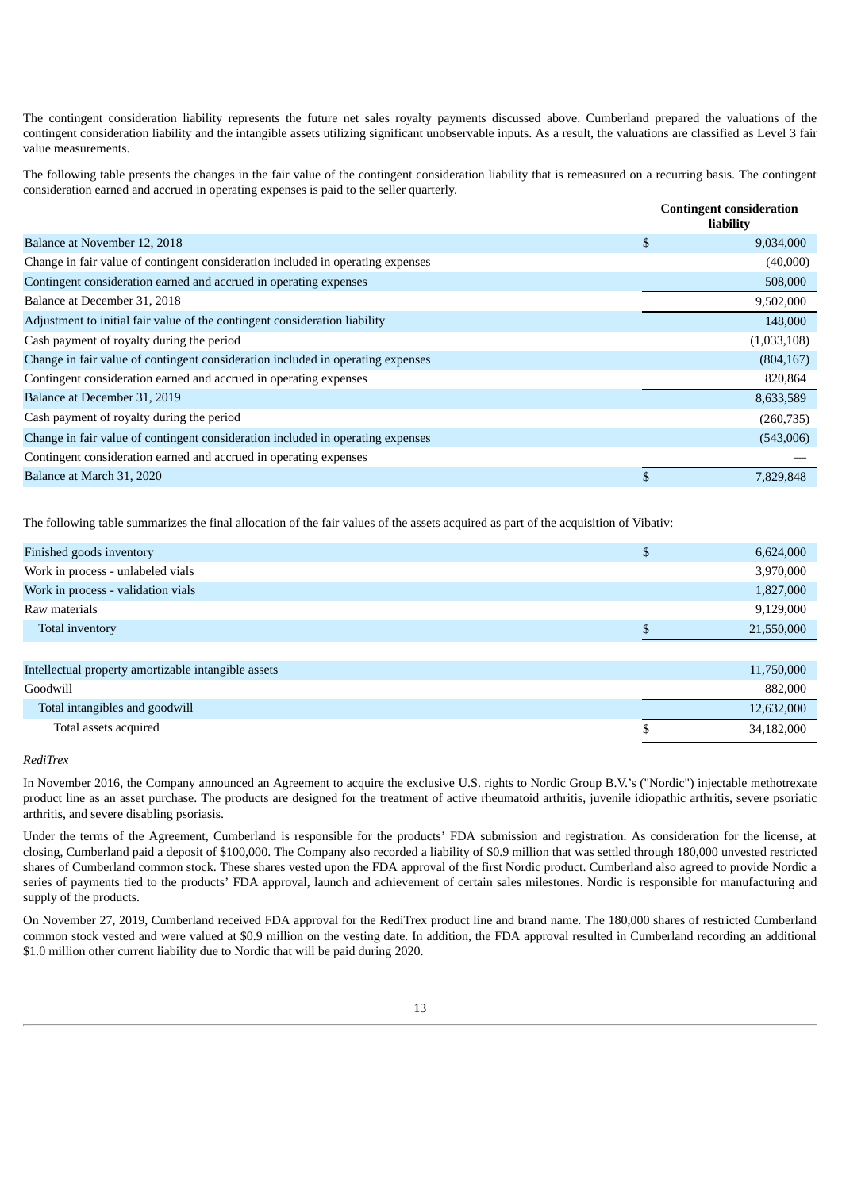The contingent consideration liability represents the future net sales royalty payments discussed above. Cumberland prepared the valuations of the contingent consideration liability and the intangible assets utilizing significant unobservable inputs. As a result, the valuations are classified as Level 3 fair value measurements.

The following table presents the changes in the fair value of the contingent consideration liability that is remeasured on a recurring basis. The contingent consideration earned and accrued in operating expenses is paid to the seller quarterly.

| | Contingent consideration liability |
|---|---|
| Balance at November 12, 2018 | $ 9,034,000 |
| Change in fair value of contingent consideration included in operating expenses | (40,000) |
| Contingent consideration earned and accrued in operating expenses | 508,000 |
| Balance at December 31, 2018 | 9,502,000 |
| Adjustment to initial fair value of the contingent consideration liability | 148,000 |
| Cash payment of royalty during the period | (1,033,108) |
| Change in fair value of contingent consideration included in operating expenses | (804,167) |
| Contingent consideration earned and accrued in operating expenses | 820,864 |
| Balance at December 31, 2019 | 8,633,589 |
| Cash payment of royalty during the period | (260,735) |
| Change in fair value of contingent consideration included in operating expenses | (543,006) |
| Contingent consideration earned and accrued in operating expenses | — |
| Balance at March 31, 2020 | $ 7,829,848 |

The following table summarizes the final allocation of the fair values of the assets acquired as part of the acquisition of Vibativ:

| | |
|---|---|
| Finished goods inventory | $ 6,624,000 |
| Work in process - unlabeled vials | 3,970,000 |
| Work in process - validation vials | 1,827,000 |
| Raw materials | 9,129,000 |
| Total inventory | $ 21,550,000 |
| | |
| Intellectual property amortizable intangible assets | 11,750,000 |
| Goodwill | 882,000 |
| Total intangibles and goodwill | 12,632,000 |
| Total assets acquired | $ 34,182,000 |

*RediTrex*

In November 2016, the Company announced an Agreement to acquire the exclusive U.S. rights to Nordic Group B.V.'s ("Nordic") injectable methotrexate product line as an asset purchase. The products are designed for the treatment of active rheumatoid arthritis, juvenile idiopathic arthritis, severe psoriatic arthritis, and severe disabling psoriasis.

Under the terms of the Agreement, Cumberland is responsible for the products' FDA submission and registration. As consideration for the license, at closing, Cumberland paid a deposit of $100,000. The Company also recorded a liability of $0.9 million that was settled through 180,000 unvested restricted shares of Cumberland common stock. These shares vested upon the FDA approval of the first Nordic product. Cumberland also agreed to provide Nordic a series of payments tied to the products' FDA approval, launch and achievement of certain sales milestones. Nordic is responsible for manufacturing and supply of the products.

On November 27, 2019, Cumberland received FDA approval for the RediTrex product line and brand name. The 180,000 shares of restricted Cumberland common stock vested and were valued at $0.9 million on the vesting date. In addition, the FDA approval resulted in Cumberland recording an additional $1.0 million other current liability due to Nordic that will be paid during 2020.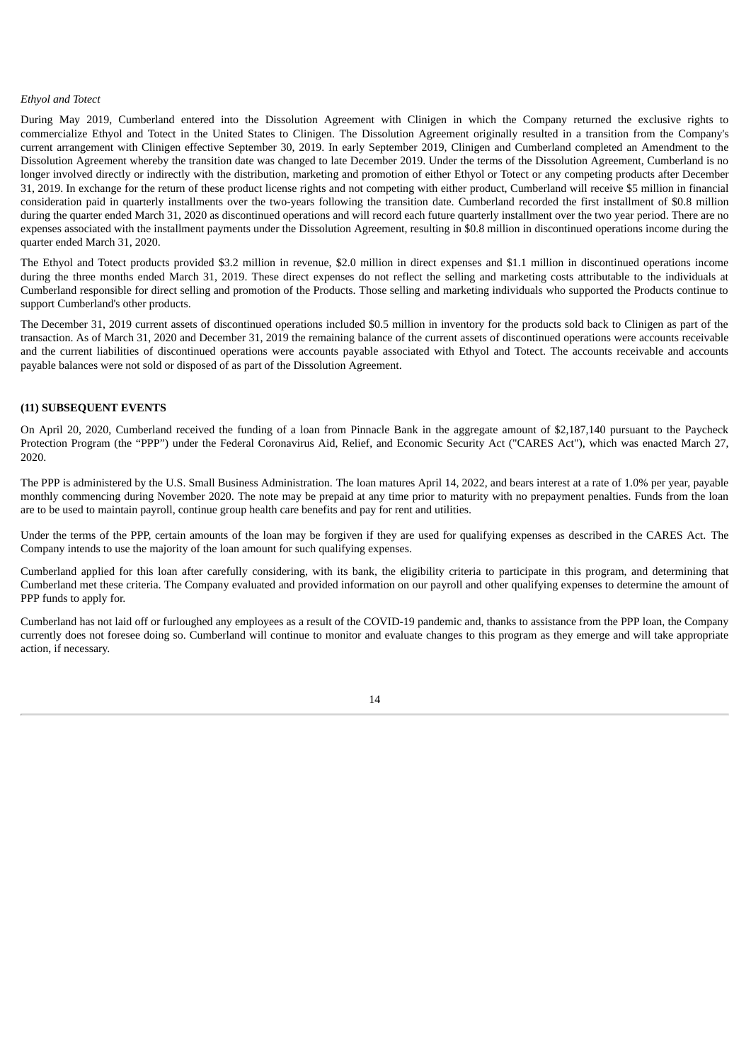*Ethyol and Totect*

During May 2019, Cumberland entered into the Dissolution Agreement with Clinigen in which the Company returned the exclusive rights to commercialize Ethyol and Totect in the United States to Clinigen. The Dissolution Agreement originally resulted in a transition from the Company's current arrangement with Clinigen effective September 30, 2019. In early September 2019, Clinigen and Cumberland completed an Amendment to the Dissolution Agreement whereby the transition date was changed to late December 2019. Under the terms of the Dissolution Agreement, Cumberland is no longer involved directly or indirectly with the distribution, marketing and promotion of either Ethyol or Totect or any competing products after December 31, 2019. In exchange for the return of these product license rights and not competing with either product, Cumberland will receive $5 million in financial consideration paid in quarterly installments over the two-years following the transition date. Cumberland recorded the first installment of $0.8 million during the quarter ended March 31, 2020 as discontinued operations and will record each future quarterly installment over the two year period. There are no expenses associated with the installment payments under the Dissolution Agreement, resulting in $0.8 million in discontinued operations income during the quarter ended March 31, 2020.

The Ethyol and Totect products provided $3.2 million in revenue, $2.0 million in direct expenses and $1.1 million in discontinued operations income during the three months ended March 31, 2019. These direct expenses do not reflect the selling and marketing costs attributable to the individuals at Cumberland responsible for direct selling and promotion of the Products. Those selling and marketing individuals who supported the Products continue to support Cumberland's other products.

The December 31, 2019 current assets of discontinued operations included $0.5 million in inventory for the products sold back to Clinigen as part of the transaction. As of March 31, 2020 and December 31, 2019 the remaining balance of the current assets of discontinued operations were accounts receivable and the current liabilities of discontinued operations were accounts payable associated with Ethyol and Totect. The accounts receivable and accounts payable balances were not sold or disposed of as part of the Dissolution Agreement.

## (11) SUBSEQUENT EVENTS

On April 20, 2020, Cumberland received the funding of a loan from Pinnacle Bank in the aggregate amount of $2,187,140 pursuant to the Paycheck Protection Program (the "PPP") under the Federal Coronavirus Aid, Relief, and Economic Security Act ("CARES Act"), which was enacted March 27, 2020.

The PPP is administered by the U.S. Small Business Administration. The loan matures April 14, 2022, and bears interest at a rate of 1.0% per year, payable monthly commencing during November 2020. The note may be prepaid at any time prior to maturity with no prepayment penalties. Funds from the loan are to be used to maintain payroll, continue group health care benefits and pay for rent and utilities.

Under the terms of the PPP, certain amounts of the loan may be forgiven if they are used for qualifying expenses as described in the CARES Act. The Company intends to use the majority of the loan amount for such qualifying expenses.

Cumberland applied for this loan after carefully considering, with its bank, the eligibility criteria to participate in this program, and determining that Cumberland met these criteria. The Company evaluated and provided information on our payroll and other qualifying expenses to determine the amount of PPP funds to apply for.

Cumberland has not laid off or furloughed any employees as a result of the COVID-19 pandemic and, thanks to assistance from the PPP loan, the Company currently does not foresee doing so. Cumberland will continue to monitor and evaluate changes to this program as they emerge and will take appropriate action, if necessary.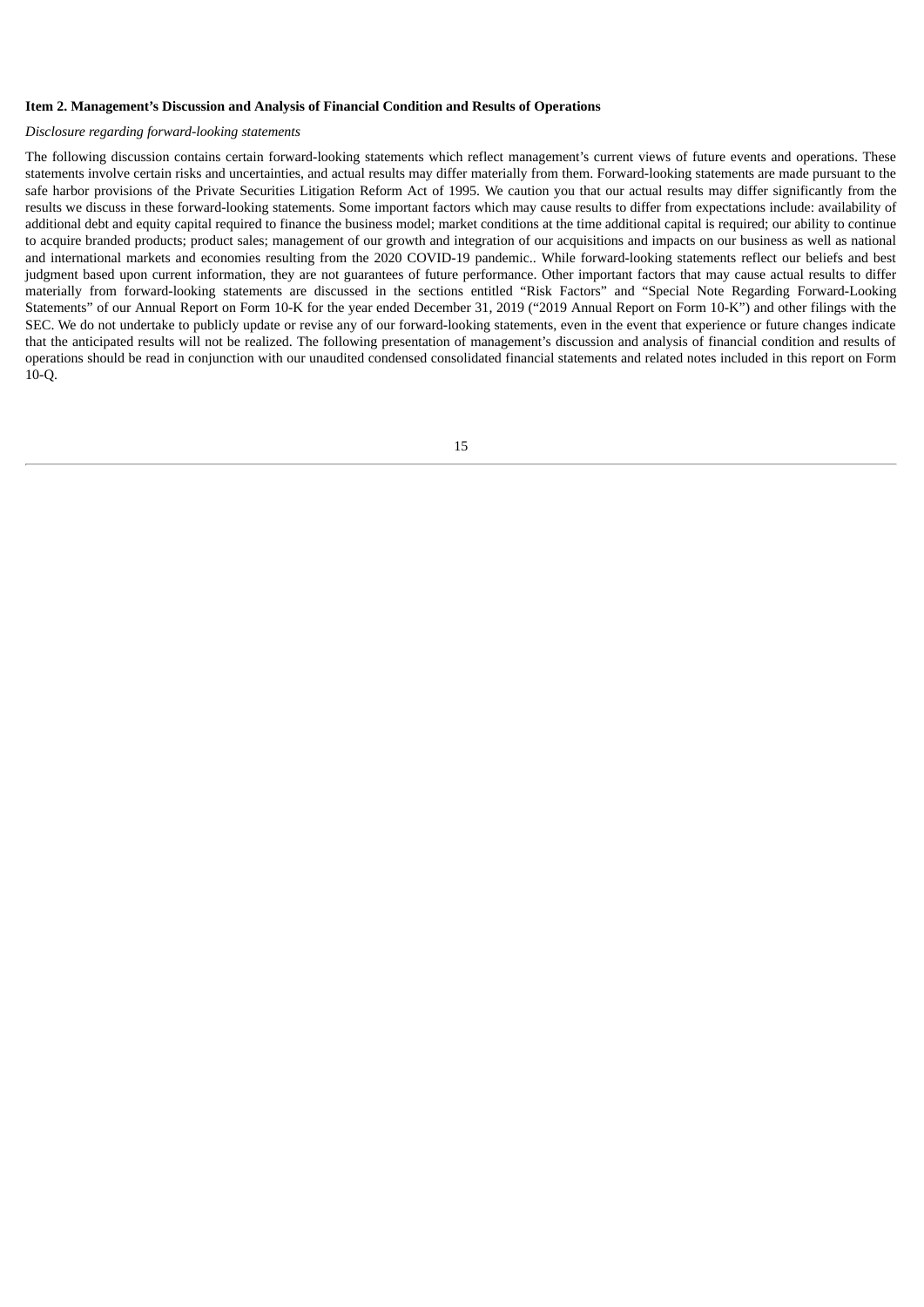**Item 2. Management's Discussion and Analysis of Financial Condition and Results of Operations**

*Disclosure regarding forward-looking statements*

The following discussion contains certain forward-looking statements which reflect management's current views of future events and operations. These statements involve certain risks and uncertainties, and actual results may differ materially from them. Forward-looking statements are made pursuant to the safe harbor provisions of the Private Securities Litigation Reform Act of 1995. We caution you that our actual results may differ significantly from the results we discuss in these forward-looking statements. Some important factors which may cause results to differ from expectations include: availability of additional debt and equity capital required to finance the business model; market conditions at the time additional capital is required; our ability to continue to acquire branded products; product sales; management of our growth and integration of our acquisitions and impacts on our business as well as national and international markets and economies resulting from the 2020 COVID-19 pandemic.. While forward-looking statements reflect our beliefs and best judgment based upon current information, they are not guarantees of future performance. Other important factors that may cause actual results to differ materially from forward-looking statements are discussed in the sections entitled "Risk Factors" and "Special Note Regarding Forward-Looking Statements" of our Annual Report on Form 10-K for the year ended December 31, 2019 ("2019 Annual Report on Form 10-K") and other filings with the SEC. We do not undertake to publicly update or revise any of our forward-looking statements, even in the event that experience or future changes indicate that the anticipated results will not be realized. The following presentation of management's discussion and analysis of financial condition and results of operations should be read in conjunction with our unaudited condensed consolidated financial statements and related notes included in this report on Form 10-Q.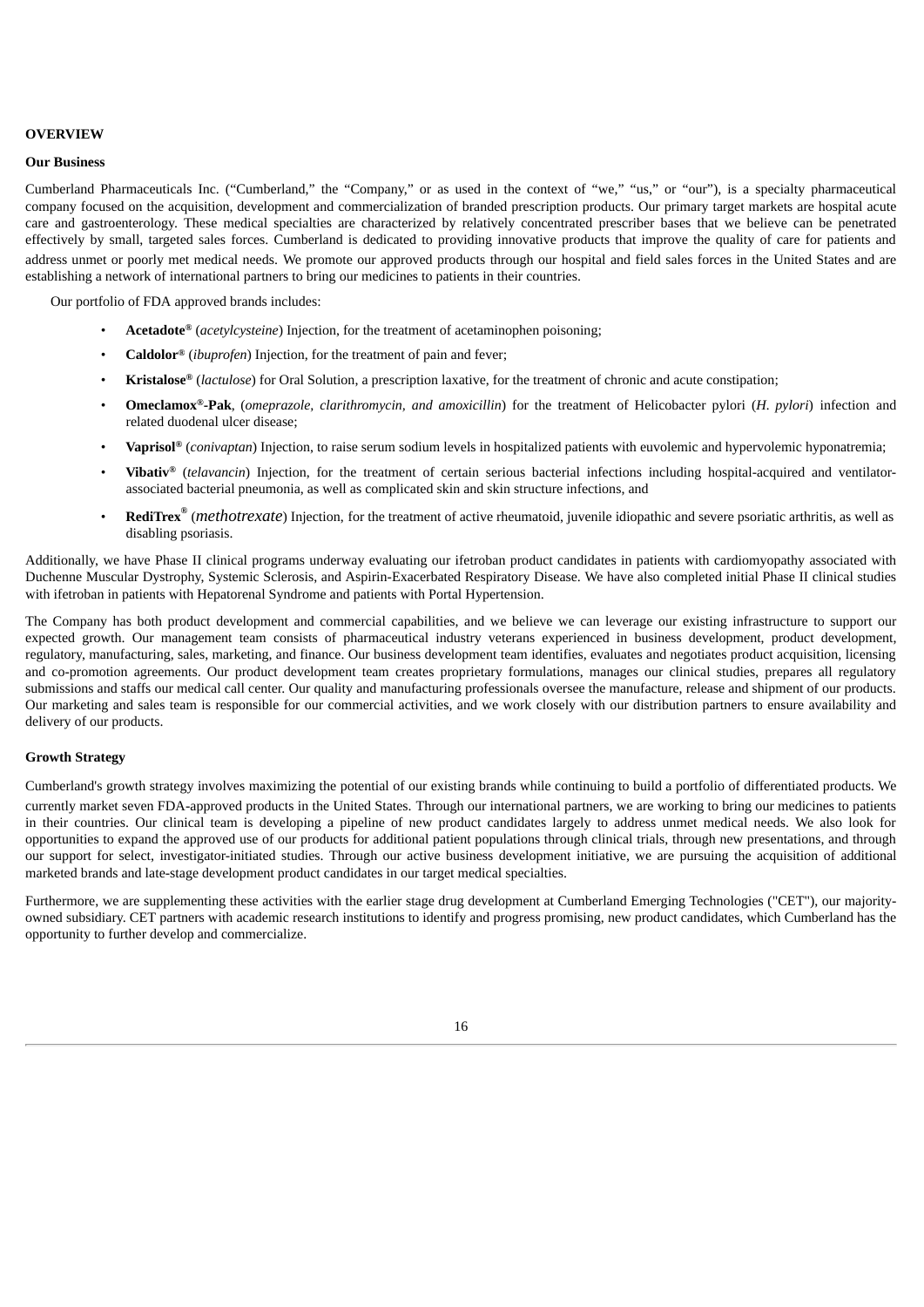## OVERVIEW

### Our Business

Cumberland Pharmaceuticals Inc. ("Cumberland," the "Company," or as used in the context of "we," "us," or "our"), is a specialty pharmaceutical company focused on the acquisition, development and commercialization of branded prescription products. Our primary target markets are hospital acute care and gastroenterology. These medical specialties are characterized by relatively concentrated prescriber bases that we believe can be penetrated effectively by small, targeted sales forces. Cumberland is dedicated to providing innovative products that improve the quality of care for patients and address unmet or poorly met medical needs. We promote our approved products through our hospital and field sales forces in the United States and are establishing a network of international partners to bring our medicines to patients in their countries.

Our portfolio of FDA approved brands includes:

- **Acetadote®** (*acetylcysteine*) Injection, for the treatment of acetaminophen poisoning;
- **Caldolor®** (*ibuprofen*) Injection, for the treatment of pain and fever;
- **Kristalose®** (*lactulose*) for Oral Solution, a prescription laxative, for the treatment of chronic and acute constipation;
- **Omeclamox®-Pak**, (*omeprazole, clarithromycin, and amoxicillin*) for the treatment of Helicobacter pylori (*H. pylori*) infection and related duodenal ulcer disease;
- **Vaprisol®** (*conivaptan*) Injection, to raise serum sodium levels in hospitalized patients with euvolemic and hypervolemic hyponatremia;
- **Vibativ®** (*telavancin*) Injection, for the treatment of certain serious bacterial infections including hospital-acquired and ventilator-associated bacterial pneumonia, as well as complicated skin and skin structure infections, and
- **RediTrex®** (*methotrexate*) Injection, for the treatment of active rheumatoid, juvenile idiopathic and severe psoriatic arthritis, as well as disabling psoriasis.

Additionally, we have Phase II clinical programs underway evaluating our ifetroban product candidates in patients with cardiomyopathy associated with Duchenne Muscular Dystrophy, Systemic Sclerosis, and Aspirin-Exacerbated Respiratory Disease. We have also completed initial Phase II clinical studies with ifetroban in patients with Hepatorenal Syndrome and patients with Portal Hypertension.

The Company has both product development and commercial capabilities, and we believe we can leverage our existing infrastructure to support our expected growth. Our management team consists of pharmaceutical industry veterans experienced in business development, product development, regulatory, manufacturing, sales, marketing, and finance. Our business development team identifies, evaluates and negotiates product acquisition, licensing and co-promotion agreements. Our product development team creates proprietary formulations, manages our clinical studies, prepares all regulatory submissions and staffs our medical call center. Our quality and manufacturing professionals oversee the manufacture, release and shipment of our products. Our marketing and sales team is responsible for our commercial activities, and we work closely with our distribution partners to ensure availability and delivery of our products.

### Growth Strategy

Cumberland's growth strategy involves maximizing the potential of our existing brands while continuing to build a portfolio of differentiated products. We currently market seven FDA-approved products in the United States. Through our international partners, we are working to bring our medicines to patients in their countries. Our clinical team is developing a pipeline of new product candidates largely to address unmet medical needs. We also look for opportunities to expand the approved use of our products for additional patient populations through clinical trials, through new presentations, and through our support for select, investigator-initiated studies. Through our active business development initiative, we are pursuing the acquisition of additional marketed brands and late-stage development product candidates in our target medical specialties.

Furthermore, we are supplementing these activities with the earlier stage drug development at Cumberland Emerging Technologies ("CET"), our majority-owned subsidiary. CET partners with academic research institutions to identify and progress promising, new product candidates, which Cumberland has the opportunity to further develop and commercialize.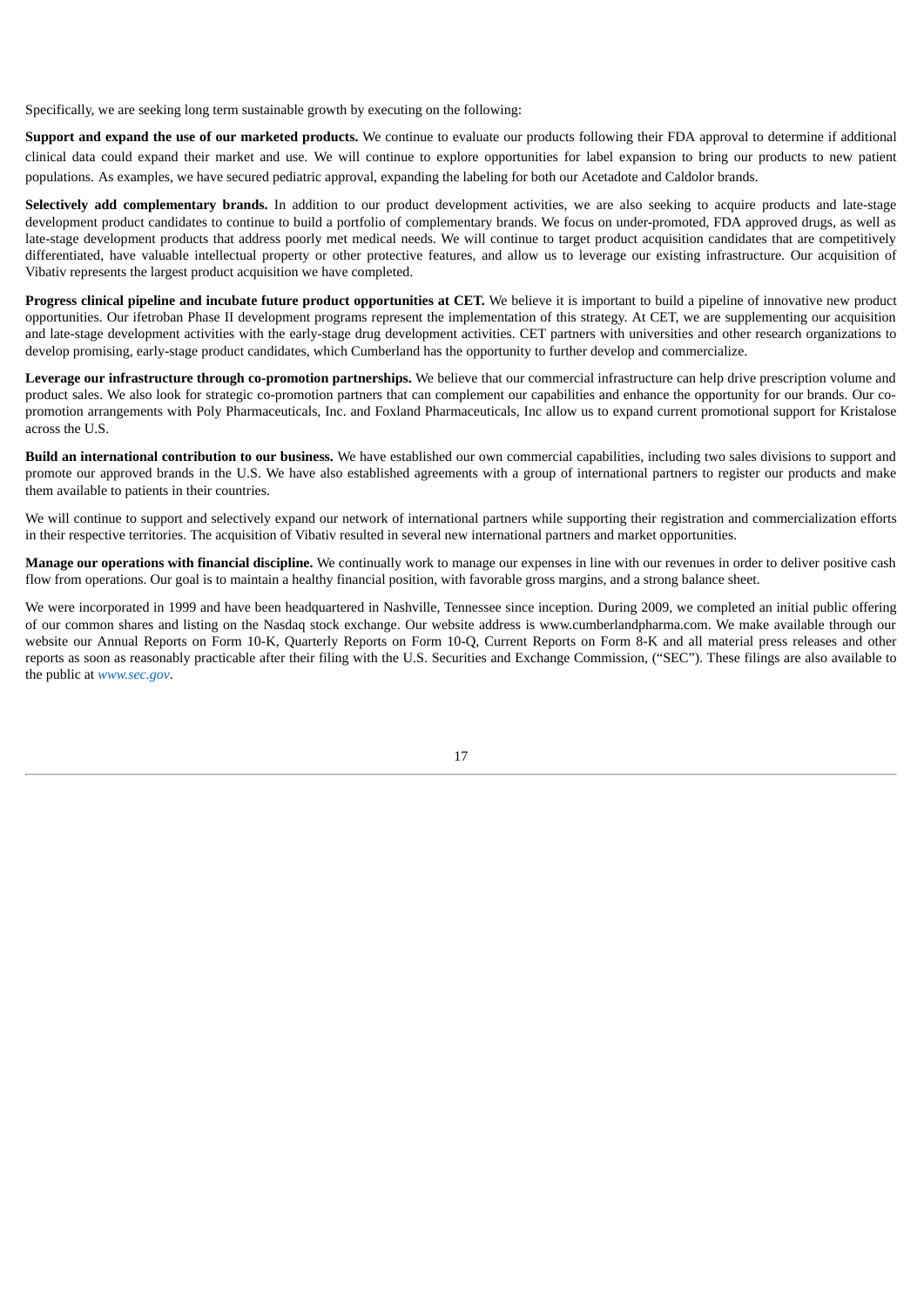Specifically, we are seeking long term sustainable growth by executing on the following:

**Support and expand the use of our marketed products.** We continue to evaluate our products following their FDA approval to determine if additional clinical data could expand their market and use. We will continue to explore opportunities for label expansion to bring our products to new patient populations. As examples, we have secured pediatric approval, expanding the labeling for both our Acetadote and Caldolor brands.

**Selectively add complementary brands.** In addition to our product development activities, we are also seeking to acquire products and late-stage development product candidates to continue to build a portfolio of complementary brands. We focus on under-promoted, FDA approved drugs, as well as late-stage development products that address poorly met medical needs. We will continue to target product acquisition candidates that are competitively differentiated, have valuable intellectual property or other protective features, and allow us to leverage our existing infrastructure. Our acquisition of Vibativ represents the largest product acquisition we have completed.

**Progress clinical pipeline and incubate future product opportunities at CET.** We believe it is important to build a pipeline of innovative new product opportunities. Our ifetroban Phase II development programs represent the implementation of this strategy. At CET, we are supplementing our acquisition and late-stage development activities with the early-stage drug development activities. CET partners with universities and other research organizations to develop promising, early-stage product candidates, which Cumberland has the opportunity to further develop and commercialize.

**Leverage our infrastructure through co-promotion partnerships.** We believe that our commercial infrastructure can help drive prescription volume and product sales. We also look for strategic co-promotion partners that can complement our capabilities and enhance the opportunity for our brands. Our co-promotion arrangements with Poly Pharmaceuticals, Inc. and Foxland Pharmaceuticals, Inc allow us to expand current promotional support for Kristalose across the U.S.

**Build an international contribution to our business.** We have established our own commercial capabilities, including two sales divisions to support and promote our approved brands in the U.S. We have also established agreements with a group of international partners to register our products and make them available to patients in their countries.

We will continue to support and selectively expand our network of international partners while supporting their registration and commercialization efforts in their respective territories. The acquisition of Vibativ resulted in several new international partners and market opportunities.

**Manage our operations with financial discipline.** We continually work to manage our expenses in line with our revenues in order to deliver positive cash flow from operations. Our goal is to maintain a healthy financial position, with favorable gross margins, and a strong balance sheet.

We were incorporated in 1999 and have been headquartered in Nashville, Tennessee since inception. During 2009, we completed an initial public offering of our common shares and listing on the Nasdaq stock exchange. Our website address is www.cumberlandpharma.com. We make available through our website our Annual Reports on Form 10-K, Quarterly Reports on Form 10-Q, Current Reports on Form 8-K and all material press releases and other reports as soon as reasonably practicable after their filing with the U.S. Securities and Exchange Commission, ("SEC"). These filings are also available to the public at *www.sec.gov*.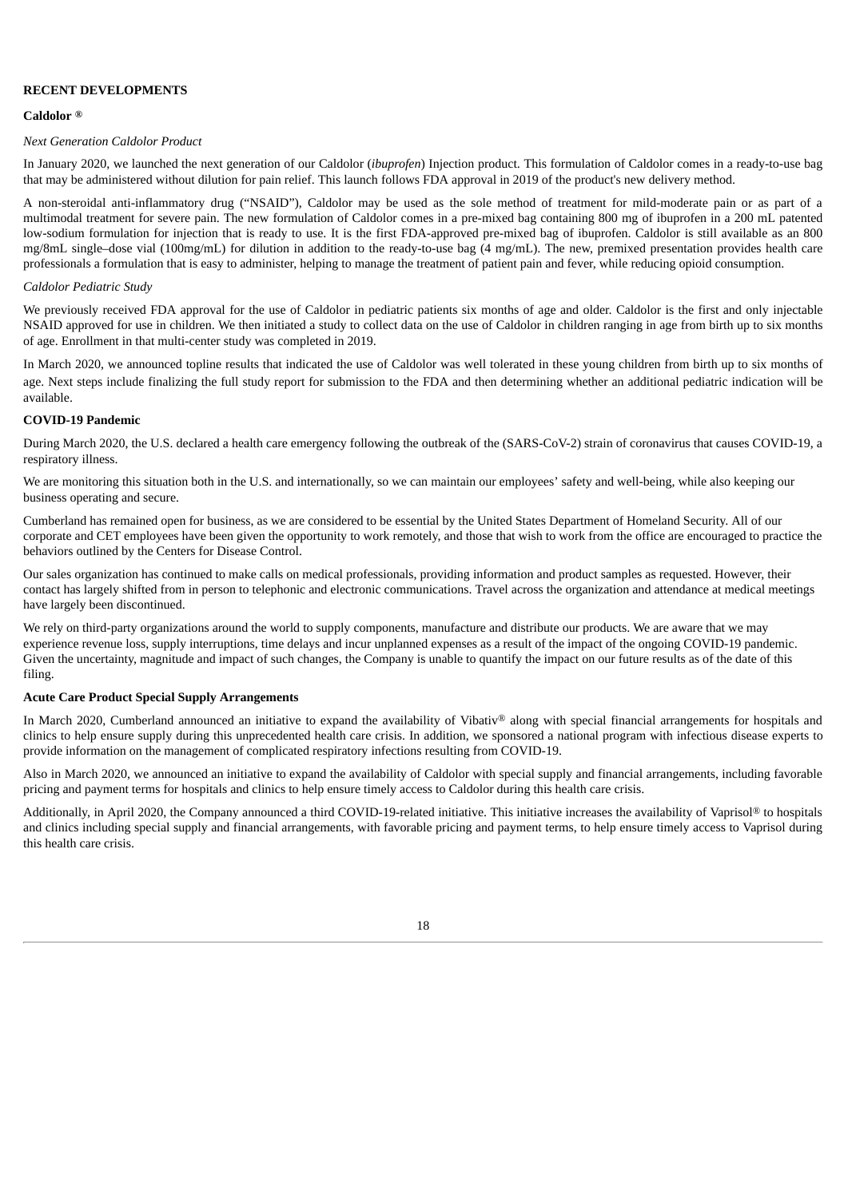**RECENT DEVELOPMENTS**

**Caldolor ®**

*Next Generation Caldolor Product*

In January 2020, we launched the next generation of our Caldolor (*ibuprofen*) Injection product. This formulation of Caldolor comes in a ready-to-use bag that may be administered without dilution for pain relief. This launch follows FDA approval in 2019 of the product's new delivery method.

A non-steroidal anti-inflammatory drug ("NSAID"), Caldolor may be used as the sole method of treatment for mild-moderate pain or as part of a multimodal treatment for severe pain. The new formulation of Caldolor comes in a pre-mixed bag containing 800 mg of ibuprofen in a 200 mL patented low-sodium formulation for injection that is ready to use. It is the first FDA-approved pre-mixed bag of ibuprofen. Caldolor is still available as an 800 mg/8mL single–dose vial (100mg/mL) for dilution in addition to the ready-to-use bag (4 mg/mL). The new, premixed presentation provides health care professionals a formulation that is easy to administer, helping to manage the treatment of patient pain and fever, while reducing opioid consumption.

*Caldolor Pediatric Study*

We previously received FDA approval for the use of Caldolor in pediatric patients six months of age and older. Caldolor is the first and only injectable NSAID approved for use in children. We then initiated a study to collect data on the use of Caldolor in children ranging in age from birth up to six months of age. Enrollment in that multi-center study was completed in 2019.

In March 2020, we announced topline results that indicated the use of Caldolor was well tolerated in these young children from birth up to six months of age. Next steps include finalizing the full study report for submission to the FDA and then determining whether an additional pediatric indication will be available.

**COVID-19 Pandemic**

During March 2020, the U.S. declared a health care emergency following the outbreak of the (SARS-CoV-2) strain of coronavirus that causes COVID-19, a respiratory illness.

We are monitoring this situation both in the U.S. and internationally, so we can maintain our employees' safety and well-being, while also keeping our business operating and secure.

Cumberland has remained open for business, as we are considered to be essential by the United States Department of Homeland Security. All of our corporate and CET employees have been given the opportunity to work remotely, and those that wish to work from the office are encouraged to practice the behaviors outlined by the Centers for Disease Control.

Our sales organization has continued to make calls on medical professionals, providing information and product samples as requested. However, their contact has largely shifted from in person to telephonic and electronic communications. Travel across the organization and attendance at medical meetings have largely been discontinued.

We rely on third-party organizations around the world to supply components, manufacture and distribute our products. We are aware that we may experience revenue loss, supply interruptions, time delays and incur unplanned expenses as a result of the impact of the ongoing COVID-19 pandemic. Given the uncertainty, magnitude and impact of such changes, the Company is unable to quantify the impact on our future results as of the date of this filing.

**Acute Care Product Special Supply Arrangements**

In March 2020, Cumberland announced an initiative to expand the availability of Vibativ® along with special financial arrangements for hospitals and clinics to help ensure supply during this unprecedented health care crisis. In addition, we sponsored a national program with infectious disease experts to provide information on the management of complicated respiratory infections resulting from COVID-19.

Also in March 2020, we announced an initiative to expand the availability of Caldolor with special supply and financial arrangements, including favorable pricing and payment terms for hospitals and clinics to help ensure timely access to Caldolor during this health care crisis.

Additionally, in April 2020, the Company announced a third COVID-19-related initiative. This initiative increases the availability of Vaprisol® to hospitals and clinics including special supply and financial arrangements, with favorable pricing and payment terms, to help ensure timely access to Vaprisol during this health care crisis.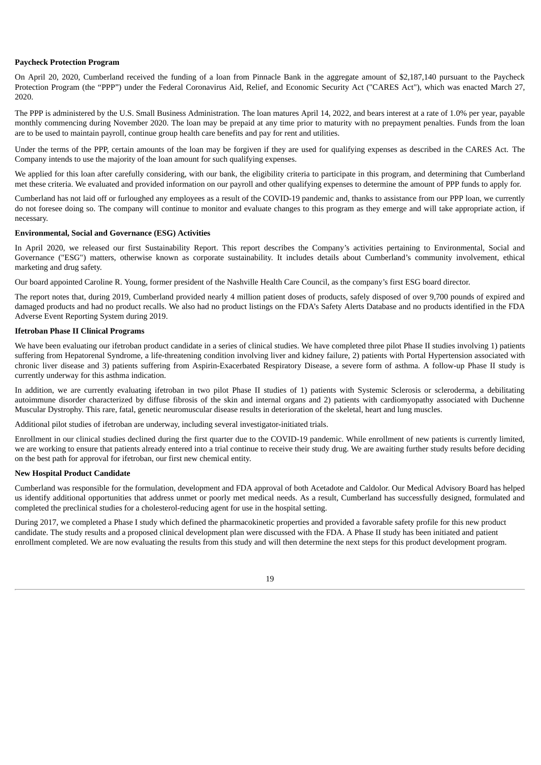**Paycheck Protection Program**

On April 20, 2020, Cumberland received the funding of a loan from Pinnacle Bank in the aggregate amount of $2,187,140 pursuant to the Paycheck Protection Program (the "PPP") under the Federal Coronavirus Aid, Relief, and Economic Security Act ("CARES Act"), which was enacted March 27, 2020.

The PPP is administered by the U.S. Small Business Administration. The loan matures April 14, 2022, and bears interest at a rate of 1.0% per year, payable monthly commencing during November 2020. The loan may be prepaid at any time prior to maturity with no prepayment penalties. Funds from the loan are to be used to maintain payroll, continue group health care benefits and pay for rent and utilities.

Under the terms of the PPP, certain amounts of the loan may be forgiven if they are used for qualifying expenses as described in the CARES Act. The Company intends to use the majority of the loan amount for such qualifying expenses.

We applied for this loan after carefully considering, with our bank, the eligibility criteria to participate in this program, and determining that Cumberland met these criteria. We evaluated and provided information on our payroll and other qualifying expenses to determine the amount of PPP funds to apply for.

Cumberland has not laid off or furloughed any employees as a result of the COVID-19 pandemic and, thanks to assistance from our PPP loan, we currently do not foresee doing so. The company will continue to monitor and evaluate changes to this program as they emerge and will take appropriate action, if necessary.

**Environmental, Social and Governance (ESG) Activities**

In April 2020, we released our first Sustainability Report. This report describes the Company's activities pertaining to Environmental, Social and Governance ("ESG") matters, otherwise known as corporate sustainability. It includes details about Cumberland's community involvement, ethical marketing and drug safety.

Our board appointed Caroline R. Young, former president of the Nashville Health Care Council, as the company's first ESG board director.

The report notes that, during 2019, Cumberland provided nearly 4 million patient doses of products, safely disposed of over 9,700 pounds of expired and damaged products and had no product recalls. We also had no product listings on the FDA's Safety Alerts Database and no products identified in the FDA Adverse Event Reporting System during 2019.

**Ifetroban Phase II Clinical Programs**

We have been evaluating our ifetroban product candidate in a series of clinical studies. We have completed three pilot Phase II studies involving 1) patients suffering from Hepatorenal Syndrome, a life-threatening condition involving liver and kidney failure, 2) patients with Portal Hypertension associated with chronic liver disease and 3) patients suffering from Aspirin-Exacerbated Respiratory Disease, a severe form of asthma. A follow-up Phase II study is currently underway for this asthma indication.

In addition, we are currently evaluating ifetroban in two pilot Phase II studies of 1) patients with Systemic Sclerosis or scleroderma, a debilitating autoimmune disorder characterized by diffuse fibrosis of the skin and internal organs and 2) patients with cardiomyopathy associated with Duchenne Muscular Dystrophy. This rare, fatal, genetic neuromuscular disease results in deterioration of the skeletal, heart and lung muscles.

Additional pilot studies of ifetroban are underway, including several investigator-initiated trials.

Enrollment in our clinical studies declined during the first quarter due to the COVID-19 pandemic. While enrollment of new patients is currently limited, we are working to ensure that patients already entered into a trial continue to receive their study drug. We are awaiting further study results before deciding on the best path for approval for ifetroban, our first new chemical entity.

**New Hospital Product Candidate**

Cumberland was responsible for the formulation, development and FDA approval of both Acetadote and Caldolor. Our Medical Advisory Board has helped us identify additional opportunities that address unmet or poorly met medical needs. As a result, Cumberland has successfully designed, formulated and completed the preclinical studies for a cholesterol-reducing agent for use in the hospital setting.

During 2017, we completed a Phase I study which defined the pharmacokinetic properties and provided a favorable safety profile for this new product candidate. The study results and a proposed clinical development plan were discussed with the FDA. A Phase II study has been initiated and patient enrollment completed. We are now evaluating the results from this study and will then determine the next steps for this product development program.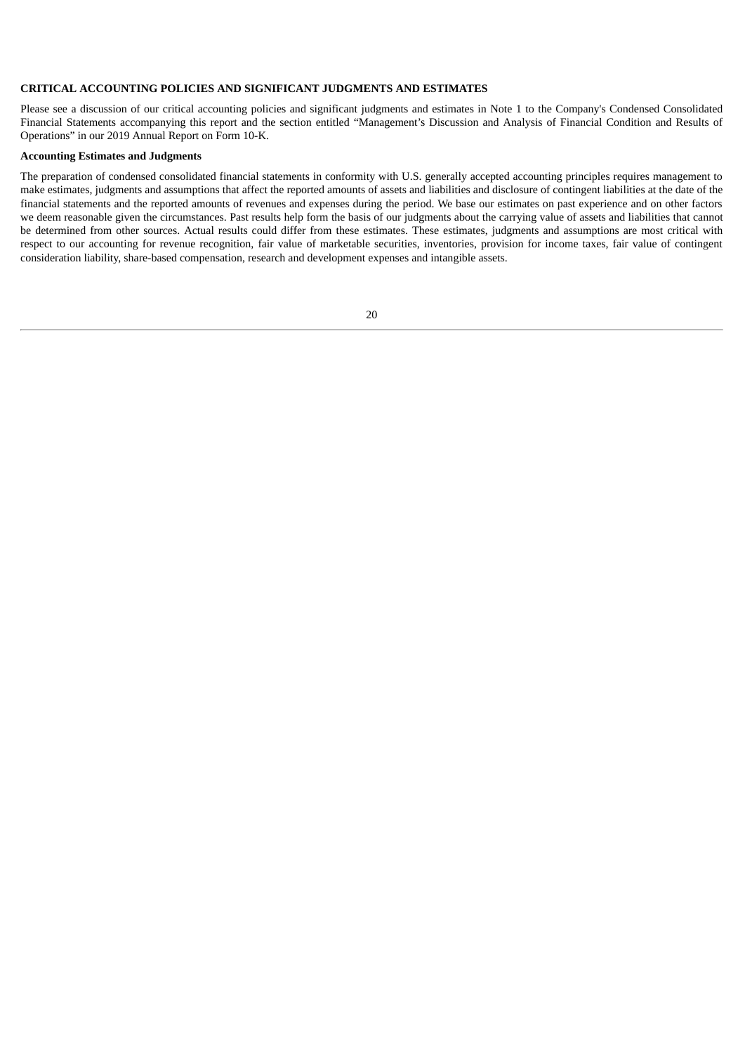## CRITICAL ACCOUNTING POLICIES AND SIGNIFICANT JUDGMENTS AND ESTIMATES

Please see a discussion of our critical accounting policies and significant judgments and estimates in Note 1 to the Company's Condensed Consolidated Financial Statements accompanying this report and the section entitled "Management's Discussion and Analysis of Financial Condition and Results of Operations" in our 2019 Annual Report on Form 10-K.

### Accounting Estimates and Judgments

The preparation of condensed consolidated financial statements in conformity with U.S. generally accepted accounting principles requires management to make estimates, judgments and assumptions that affect the reported amounts of assets and liabilities and disclosure of contingent liabilities at the date of the financial statements and the reported amounts of revenues and expenses during the period. We base our estimates on past experience and on other factors we deem reasonable given the circumstances. Past results help form the basis of our judgments about the carrying value of assets and liabilities that cannot be determined from other sources. Actual results could differ from these estimates. These estimates, judgments and assumptions are most critical with respect to our accounting for revenue recognition, fair value of marketable securities, inventories, provision for income taxes, fair value of contingent consideration liability, share-based compensation, research and development expenses and intangible assets.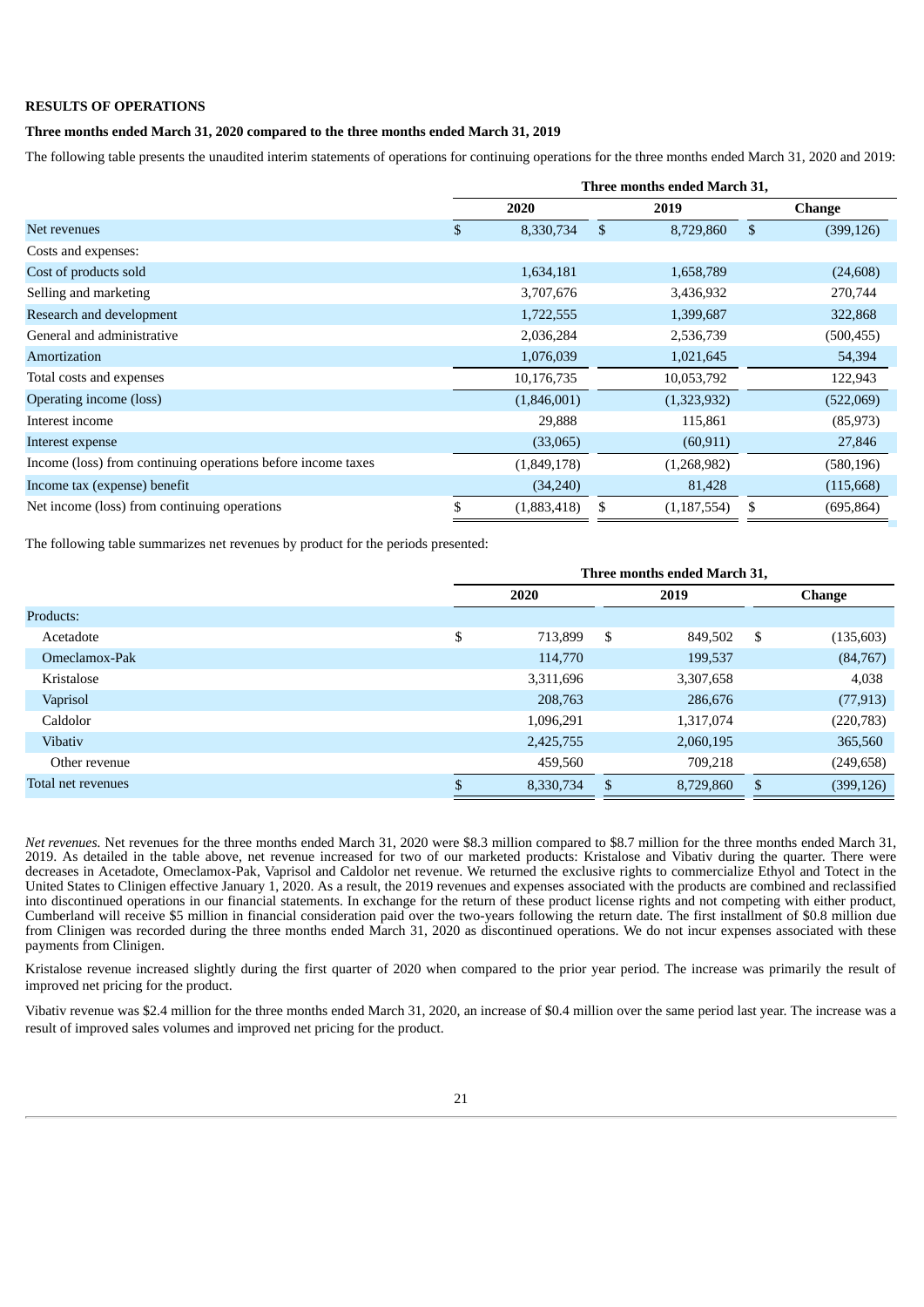**RESULTS OF OPERATIONS**

**Three months ended March 31, 2020 compared to the three months ended March 31, 2019**

The following table presents the unaudited interim statements of operations for continuing operations for the three months ended March 31, 2020 and 2019:

| | Three months ended March 31, | | |
|---|---|---|---|
| | 2020 | 2019 | Change |
| Net revenues | $ 8,330,734 | $ 8,729,860 | $ (399,126) |
| Costs and expenses: | | | |
| Cost of products sold | 1,634,181 | 1,658,789 | (24,608) |
| Selling and marketing | 3,707,676 | 3,436,932 | 270,744 |
| Research and development | 1,722,555 | 1,399,687 | 322,868 |
| General and administrative | 2,036,284 | 2,536,739 | (500,455) |
| Amortization | 1,076,039 | 1,021,645 | 54,394 |
| Total costs and expenses | 10,176,735 | 10,053,792 | 122,943 |
| Operating income (loss) | (1,846,001) | (1,323,932) | (522,069) |
| Interest income | 29,888 | 115,861 | (85,973) |
| Interest expense | (33,065) | (60,911) | 27,846 |
| Income (loss) from continuing operations before income taxes | (1,849,178) | (1,268,982) | (580,196) |
| Income tax (expense) benefit | (34,240) | 81,428 | (115,668) |
| Net income (loss) from continuing operations | $ (1,883,418) | $ (1,187,554) | $ (695,864) |

The following table summarizes net revenues by product for the periods presented:

| | Three months ended March 31, | | |
|---|---|---|---|
| | 2020 | 2019 | Change |
| Products: | | | |
| Acetadote | $ 713,899 | $ 849,502 | $ (135,603) |
| Omeclamox-Pak | 114,770 | 199,537 | (84,767) |
| Kristalose | 3,311,696 | 3,307,658 | 4,038 |
| Vaprisol | 208,763 | 286,676 | (77,913) |
| Caldolor | 1,096,291 | 1,317,074 | (220,783) |
| Vibativ | 2,425,755 | 2,060,195 | 365,560 |
| Other revenue | 459,560 | 709,218 | (249,658) |
| Total net revenues | $ 8,330,734 | $ 8,729,860 | $ (399,126) |

*Net revenues.* Net revenues for the three months ended March 31, 2020 were $8.3 million compared to $8.7 million for the three months ended March 31, 2019. As detailed in the table above, net revenue increased for two of our marketed products: Kristalose and Vibativ during the quarter. There were decreases in Acetadote, Omeclamox-Pak, Vaprisol and Caldolor net revenue. We returned the exclusive rights to commercialize Ethyol and Totect in the United States to Clinigen effective January 1, 2020. As a result, the 2019 revenues and expenses associated with the products are combined and reclassified into discontinued operations in our financial statements. In exchange for the return of these product license rights and not competing with either product, Cumberland will receive $5 million in financial consideration paid over the two-years following the return date. The first installment of $0.8 million due from Clinigen was recorded during the three months ended March 31, 2020 as discontinued operations. We do not incur expenses associated with these payments from Clinigen.

Kristalose revenue increased slightly during the first quarter of 2020 when compared to the prior year period. The increase was primarily the result of improved net pricing for the product.

Vibativ revenue was $2.4 million for the three months ended March 31, 2020, an increase of $0.4 million over the same period last year. The increase was a result of improved sales volumes and improved net pricing for the product.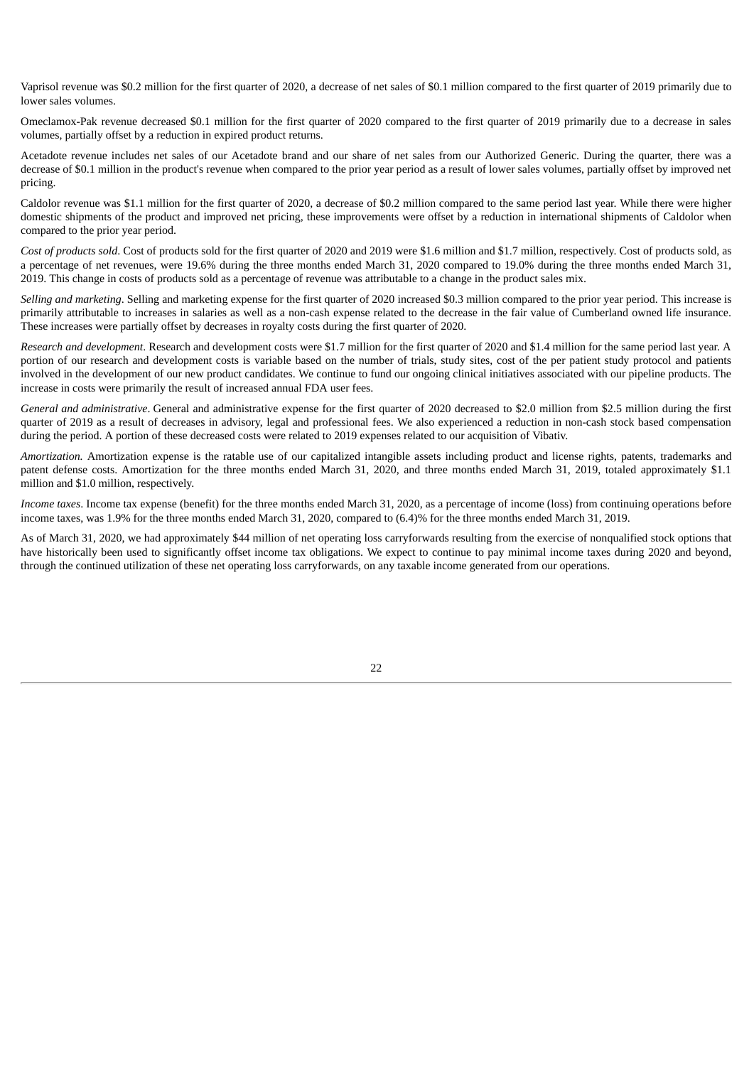Vaprisol revenue was $0.2 million for the first quarter of 2020, a decrease of net sales of $0.1 million compared to the first quarter of 2019 primarily due to lower sales volumes.

Omeclamox-Pak revenue decreased $0.1 million for the first quarter of 2020 compared to the first quarter of 2019 primarily due to a decrease in sales volumes, partially offset by a reduction in expired product returns.

Acetadote revenue includes net sales of our Acetadote brand and our share of net sales from our Authorized Generic. During the quarter, there was a decrease of $0.1 million in the product's revenue when compared to the prior year period as a result of lower sales volumes, partially offset by improved net pricing.

Caldolor revenue was $1.1 million for the first quarter of 2020, a decrease of $0.2 million compared to the same period last year. While there were higher domestic shipments of the product and improved net pricing, these improvements were offset by a reduction in international shipments of Caldolor when compared to the prior year period.

*Cost of products sold*. Cost of products sold for the first quarter of 2020 and 2019 were $1.6 million and $1.7 million, respectively. Cost of products sold, as a percentage of net revenues, were 19.6% during the three months ended March 31, 2020 compared to 19.0% during the three months ended March 31, 2019. This change in costs of products sold as a percentage of revenue was attributable to a change in the product sales mix.

*Selling and marketing*. Selling and marketing expense for the first quarter of 2020 increased $0.3 million compared to the prior year period. This increase is primarily attributable to increases in salaries as well as a non-cash expense related to the decrease in the fair value of Cumberland owned life insurance. These increases were partially offset by decreases in royalty costs during the first quarter of 2020.

*Research and development*. Research and development costs were $1.7 million for the first quarter of 2020 and $1.4 million for the same period last year. A portion of our research and development costs is variable based on the number of trials, study sites, cost of the per patient study protocol and patients involved in the development of our new product candidates. We continue to fund our ongoing clinical initiatives associated with our pipeline products. The increase in costs were primarily the result of increased annual FDA user fees.

*General and administrative*. General and administrative expense for the first quarter of 2020 decreased to $2.0 million from $2.5 million during the first quarter of 2019 as a result of decreases in advisory, legal and professional fees. We also experienced a reduction in non-cash stock based compensation during the period. A portion of these decreased costs were related to 2019 expenses related to our acquisition of Vibativ.

*Amortization.* Amortization expense is the ratable use of our capitalized intangible assets including product and license rights, patents, trademarks and patent defense costs. Amortization for the three months ended March 31, 2020, and three months ended March 31, 2019, totaled approximately $1.1 million and $1.0 million, respectively.

*Income taxes*. Income tax expense (benefit) for the three months ended March 31, 2020, as a percentage of income (loss) from continuing operations before income taxes, was 1.9% for the three months ended March 31, 2020, compared to (6.4)% for the three months ended March 31, 2019.

As of March 31, 2020, we had approximately $44 million of net operating loss carryforwards resulting from the exercise of nonqualified stock options that have historically been used to significantly offset income tax obligations. We expect to continue to pay minimal income taxes during 2020 and beyond, through the continued utilization of these net operating loss carryforwards, on any taxable income generated from our operations.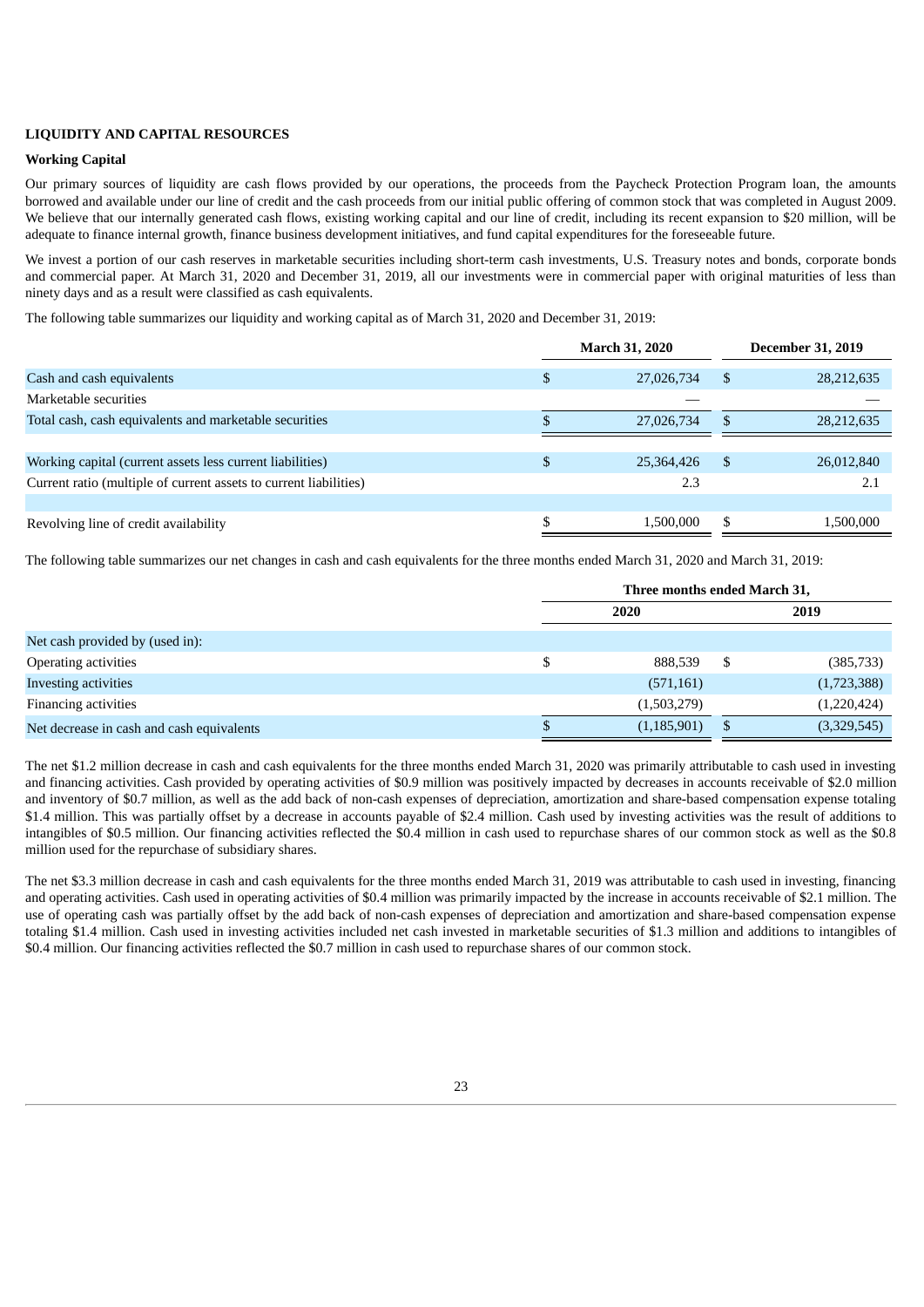## LIQUIDITY AND CAPITAL RESOURCES

### Working Capital

Our primary sources of liquidity are cash flows provided by our operations, the proceeds from the Paycheck Protection Program loan, the amounts borrowed and available under our line of credit and the cash proceeds from our initial public offering of common stock that was completed in August 2009. We believe that our internally generated cash flows, existing working capital and our line of credit, including its recent expansion to $20 million, will be adequate to finance internal growth, finance business development initiatives, and fund capital expenditures for the foreseeable future.

We invest a portion of our cash reserves in marketable securities including short-term cash investments, U.S. Treasury notes and bonds, corporate bonds and commercial paper. At March 31, 2020 and December 31, 2019, all our investments were in commercial paper with original maturities of less than ninety days and as a result were classified as cash equivalents.

The following table summarizes our liquidity and working capital as of March 31, 2020 and December 31, 2019:

| | March 31, 2020 | December 31, 2019 |
|---|---|---|
| Cash and cash equivalents | $ 27,026,734 | $ 28,212,635 |
| Marketable securities | — | — |
| Total cash, cash equivalents and marketable securities | $ 27,026,734 | $ 28,212,635 |
| | | |
| Working capital (current assets less current liabilities) | $ 25,364,426 | $ 26,012,840 |
| Current ratio (multiple of current assets to current liabilities) | 2.3 | 2.1 |
| | | |
| Revolving line of credit availability | $ 1,500,000 | $ 1,500,000 |

The following table summarizes our net changes in cash and cash equivalents for the three months ended March 31, 2020 and March 31, 2019:

| | Three months ended March 31, | |
|---|---|---|
| | 2020 | 2019 |
| Net cash provided by (used in): | | |
| Operating activities | $ 888,539 | $ (385,733) |
| Investing activities | (571,161) | (1,723,388) |
| Financing activities | (1,503,279) | (1,220,424) |
| Net decrease in cash and cash equivalents | $ (1,185,901) | $ (3,329,545) |

The net $1.2 million decrease in cash and cash equivalents for the three months ended March 31, 2020 was primarily attributable to cash used in investing and financing activities. Cash provided by operating activities of $0.9 million was positively impacted by decreases in accounts receivable of $2.0 million and inventory of $0.7 million, as well as the add back of non-cash expenses of depreciation, amortization and share-based compensation expense totaling $1.4 million. This was partially offset by a decrease in accounts payable of $2.4 million. Cash used by investing activities was the result of additions to intangibles of $0.5 million. Our financing activities reflected the $0.4 million in cash used to repurchase shares of our common stock as well as the $0.8 million used for the repurchase of subsidiary shares.

The net $3.3 million decrease in cash and cash equivalents for the three months ended March 31, 2019 was attributable to cash used in investing, financing and operating activities. Cash used in operating activities of $0.4 million was primarily impacted by the increase in accounts receivable of $2.1 million. The use of operating cash was partially offset by the add back of non-cash expenses of depreciation and amortization and share-based compensation expense totaling $1.4 million. Cash used in investing activities included net cash invested in marketable securities of $1.3 million and additions to intangibles of $0.4 million. Our financing activities reflected the $0.7 million in cash used to repurchase shares of our common stock.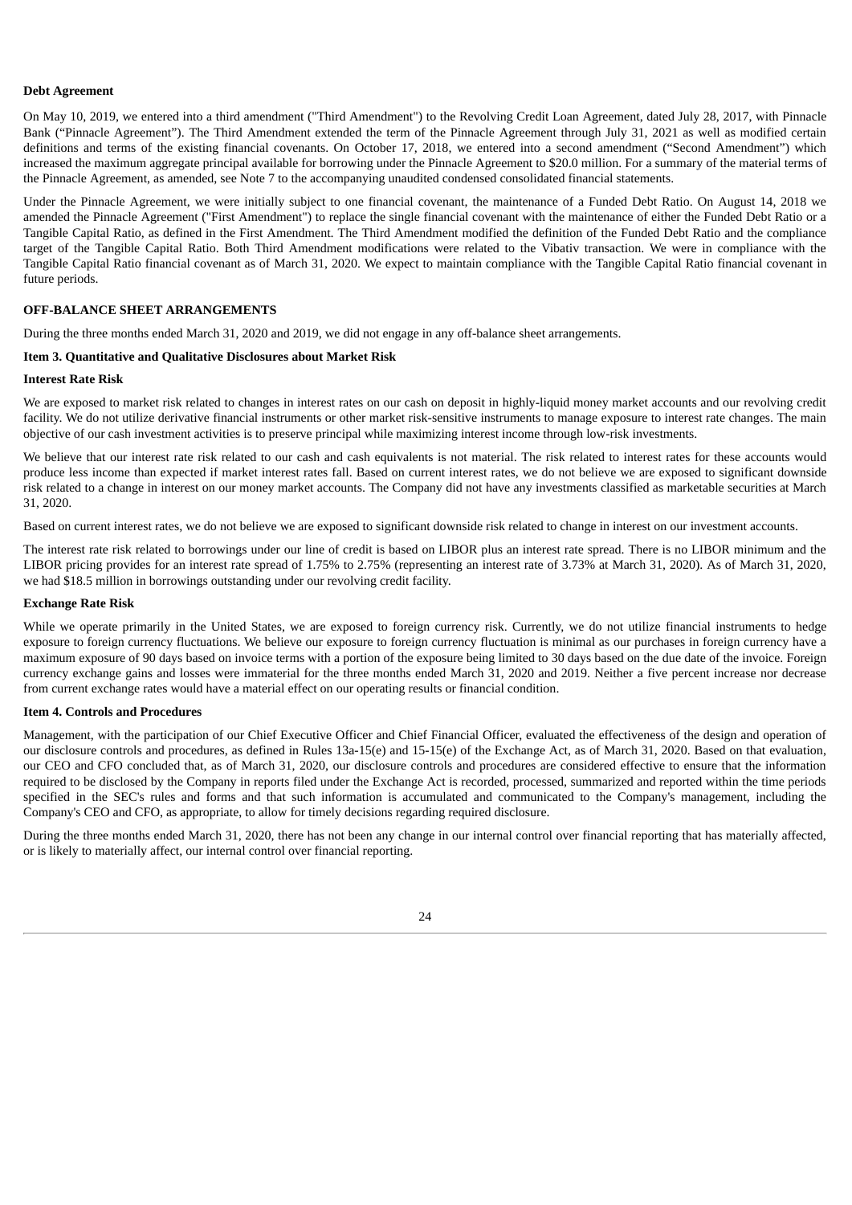**Debt Agreement**

On May 10, 2019, we entered into a third amendment ("Third Amendment") to the Revolving Credit Loan Agreement, dated July 28, 2017, with Pinnacle Bank ("Pinnacle Agreement"). The Third Amendment extended the term of the Pinnacle Agreement through July 31, 2021 as well as modified certain definitions and terms of the existing financial covenants. On October 17, 2018, we entered into a second amendment ("Second Amendment") which increased the maximum aggregate principal available for borrowing under the Pinnacle Agreement to $20.0 million. For a summary of the material terms of the Pinnacle Agreement, as amended, see Note 7 to the accompanying unaudited condensed consolidated financial statements.

Under the Pinnacle Agreement, we were initially subject to one financial covenant, the maintenance of a Funded Debt Ratio. On August 14, 2018 we amended the Pinnacle Agreement ("First Amendment") to replace the single financial covenant with the maintenance of either the Funded Debt Ratio or a Tangible Capital Ratio, as defined in the First Amendment. The Third Amendment modified the definition of the Funded Debt Ratio and the compliance target of the Tangible Capital Ratio. Both Third Amendment modifications were related to the Vibativ transaction. We were in compliance with the Tangible Capital Ratio financial covenant as of March 31, 2020. We expect to maintain compliance with the Tangible Capital Ratio financial covenant in future periods.

**OFF-BALANCE SHEET ARRANGEMENTS**

During the three months ended March 31, 2020 and 2019, we did not engage in any off-balance sheet arrangements.

**Item 3. Quantitative and Qualitative Disclosures about Market Risk**

**Interest Rate Risk**

We are exposed to market risk related to changes in interest rates on our cash on deposit in highly-liquid money market accounts and our revolving credit facility. We do not utilize derivative financial instruments or other market risk-sensitive instruments to manage exposure to interest rate changes. The main objective of our cash investment activities is to preserve principal while maximizing interest income through low-risk investments.

We believe that our interest rate risk related to our cash and cash equivalents is not material. The risk related to interest rates for these accounts would produce less income than expected if market interest rates fall. Based on current interest rates, we do not believe we are exposed to significant downside risk related to a change in interest on our money market accounts. The Company did not have any investments classified as marketable securities at March 31, 2020.

Based on current interest rates, we do not believe we are exposed to significant downside risk related to change in interest on our investment accounts.

The interest rate risk related to borrowings under our line of credit is based on LIBOR plus an interest rate spread. There is no LIBOR minimum and the LIBOR pricing provides for an interest rate spread of 1.75% to 2.75% (representing an interest rate of 3.73% at March 31, 2020). As of March 31, 2020, we had $18.5 million in borrowings outstanding under our revolving credit facility.

**Exchange Rate Risk**

While we operate primarily in the United States, we are exposed to foreign currency risk. Currently, we do not utilize financial instruments to hedge exposure to foreign currency fluctuations. We believe our exposure to foreign currency fluctuation is minimal as our purchases in foreign currency have a maximum exposure of 90 days based on invoice terms with a portion of the exposure being limited to 30 days based on the due date of the invoice. Foreign currency exchange gains and losses were immaterial for the three months ended March 31, 2020 and 2019. Neither a five percent increase nor decrease from current exchange rates would have a material effect on our operating results or financial condition.

**Item 4. Controls and Procedures**

Management, with the participation of our Chief Executive Officer and Chief Financial Officer, evaluated the effectiveness of the design and operation of our disclosure controls and procedures, as defined in Rules 13a-15(e) and 15-15(e) of the Exchange Act, as of March 31, 2020. Based on that evaluation, our CEO and CFO concluded that, as of March 31, 2020, our disclosure controls and procedures are considered effective to ensure that the information required to be disclosed by the Company in reports filed under the Exchange Act is recorded, processed, summarized and reported within the time periods specified in the SEC's rules and forms and that such information is accumulated and communicated to the Company's management, including the Company's CEO and CFO, as appropriate, to allow for timely decisions regarding required disclosure.

During the three months ended March 31, 2020, there has not been any change in our internal control over financial reporting that has materially affected, or is likely to materially affect, our internal control over financial reporting.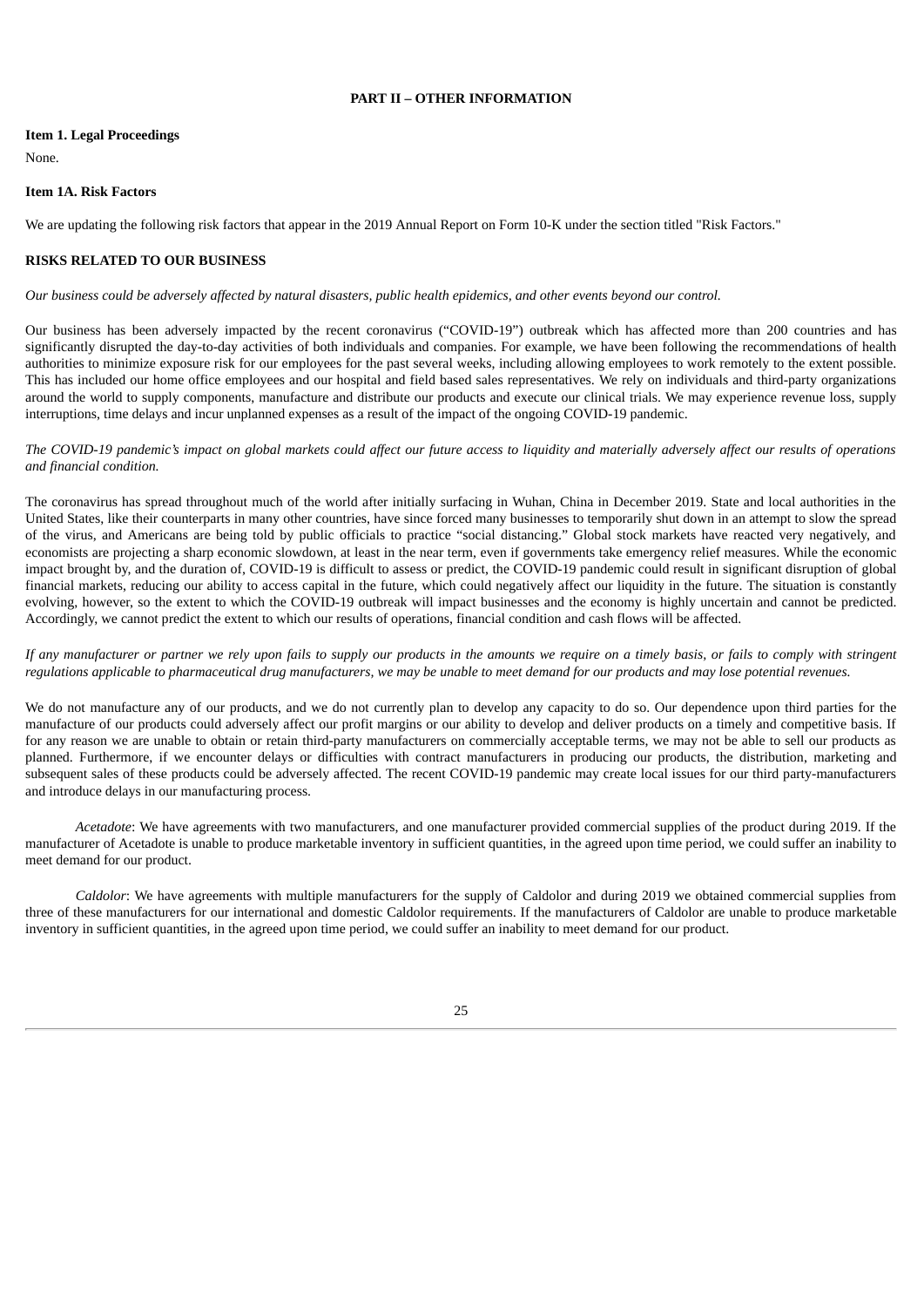## PART II – OTHER INFORMATION

**Item 1. Legal Proceedings**

None.

**Item 1A. Risk Factors**

We are updating the following risk factors that appear in the 2019 Annual Report on Form 10-K under the section titled "Risk Factors."

**RISKS RELATED TO OUR BUSINESS**

*Our business could be adversely affected by natural disasters, public health epidemics, and other events beyond our control.*

Our business has been adversely impacted by the recent coronavirus ("COVID-19") outbreak which has affected more than 200 countries and has significantly disrupted the day-to-day activities of both individuals and companies. For example, we have been following the recommendations of health authorities to minimize exposure risk for our employees for the past several weeks, including allowing employees to work remotely to the extent possible. This has included our home office employees and our hospital and field based sales representatives. We rely on individuals and third-party organizations around the world to supply components, manufacture and distribute our products and execute our clinical trials. We may experience revenue loss, supply interruptions, time delays and incur unplanned expenses as a result of the impact of the ongoing COVID-19 pandemic.

*The COVID-19 pandemic's impact on global markets could affect our future access to liquidity and materially adversely affect our results of operations and financial condition.*

The coronavirus has spread throughout much of the world after initially surfacing in Wuhan, China in December 2019. State and local authorities in the United States, like their counterparts in many other countries, have since forced many businesses to temporarily shut down in an attempt to slow the spread of the virus, and Americans are being told by public officials to practice "social distancing." Global stock markets have reacted very negatively, and economists are projecting a sharp economic slowdown, at least in the near term, even if governments take emergency relief measures. While the economic impact brought by, and the duration of, COVID-19 is difficult to assess or predict, the COVID-19 pandemic could result in significant disruption of global financial markets, reducing our ability to access capital in the future, which could negatively affect our liquidity in the future. The situation is constantly evolving, however, so the extent to which the COVID-19 outbreak will impact businesses and the economy is highly uncertain and cannot be predicted. Accordingly, we cannot predict the extent to which our results of operations, financial condition and cash flows will be affected.

*If any manufacturer or partner we rely upon fails to supply our products in the amounts we require on a timely basis, or fails to comply with stringent regulations applicable to pharmaceutical drug manufacturers, we may be unable to meet demand for our products and may lose potential revenues.*

We do not manufacture any of our products, and we do not currently plan to develop any capacity to do so. Our dependence upon third parties for the manufacture of our products could adversely affect our profit margins or our ability to develop and deliver products on a timely and competitive basis. If for any reason we are unable to obtain or retain third-party manufacturers on commercially acceptable terms, we may not be able to sell our products as planned. Furthermore, if we encounter delays or difficulties with contract manufacturers in producing our products, the distribution, marketing and subsequent sales of these products could be adversely affected. The recent COVID-19 pandemic may create local issues for our third party-manufacturers and introduce delays in our manufacturing process.

*Acetadote*: We have agreements with two manufacturers, and one manufacturer provided commercial supplies of the product during 2019. If the manufacturer of Acetadote is unable to produce marketable inventory in sufficient quantities, in the agreed upon time period, we could suffer an inability to meet demand for our product.

*Caldolor*: We have agreements with multiple manufacturers for the supply of Caldolor and during 2019 we obtained commercial supplies from three of these manufacturers for our international and domestic Caldolor requirements. If the manufacturers of Caldolor are unable to produce marketable inventory in sufficient quantities, in the agreed upon time period, we could suffer an inability to meet demand for our product.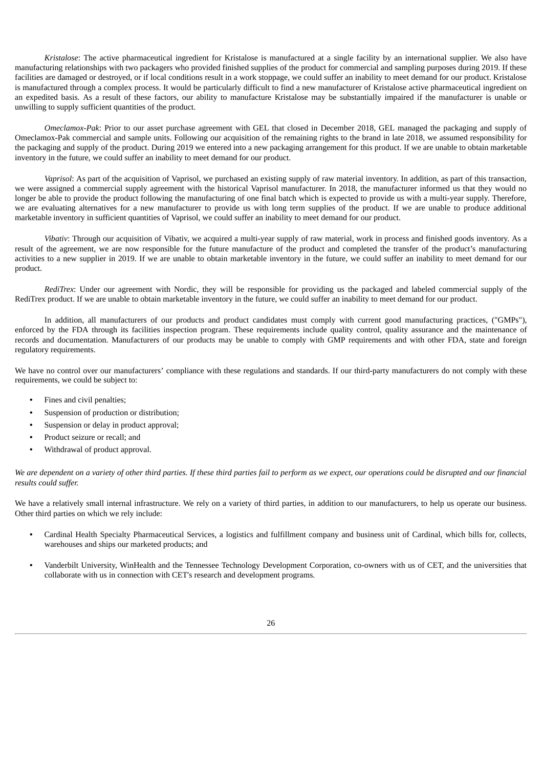*Kristalose*: The active pharmaceutical ingredient for Kristalose is manufactured at a single facility by an international supplier. We also have manufacturing relationships with two packagers who provided finished supplies of the product for commercial and sampling purposes during 2019. If these facilities are damaged or destroyed, or if local conditions result in a work stoppage, we could suffer an inability to meet demand for our product. Kristalose is manufactured through a complex process. It would be particularly difficult to find a new manufacturer of Kristalose active pharmaceutical ingredient on an expedited basis. As a result of these factors, our ability to manufacture Kristalose may be substantially impaired if the manufacturer is unable or unwilling to supply sufficient quantities of the product.

*Omeclamox-Pak*: Prior to our asset purchase agreement with GEL that closed in December 2018, GEL managed the packaging and supply of Omeclamox-Pak commercial and sample units. Following our acquisition of the remaining rights to the brand in late 2018, we assumed responsibility for the packaging and supply of the product. During 2019 we entered into a new packaging arrangement for this product. If we are unable to obtain marketable inventory in the future, we could suffer an inability to meet demand for our product.

*Vaprisol*: As part of the acquisition of Vaprisol, we purchased an existing supply of raw material inventory. In addition, as part of this transaction, we were assigned a commercial supply agreement with the historical Vaprisol manufacturer. In 2018, the manufacturer informed us that they would no longer be able to provide the product following the manufacturing of one final batch which is expected to provide us with a multi-year supply. Therefore, we are evaluating alternatives for a new manufacturer to provide us with long term supplies of the product. If we are unable to produce additional marketable inventory in sufficient quantities of Vaprisol, we could suffer an inability to meet demand for our product.

*Vibativ*: Through our acquisition of Vibativ, we acquired a multi-year supply of raw material, work in process and finished goods inventory. As a result of the agreement, we are now responsible for the future manufacture of the product and completed the transfer of the product's manufacturing activities to a new supplier in 2019. If we are unable to obtain marketable inventory in the future, we could suffer an inability to meet demand for our product.

*RediTrex*: Under our agreement with Nordic, they will be responsible for providing us the packaged and labeled commercial supply of the RediTrex product. If we are unable to obtain marketable inventory in the future, we could suffer an inability to meet demand for our product.

In addition, all manufacturers of our products and product candidates must comply with current good manufacturing practices, ("GMPs"), enforced by the FDA through its facilities inspection program. These requirements include quality control, quality assurance and the maintenance of records and documentation. Manufacturers of our products may be unable to comply with GMP requirements and with other FDA, state and foreign regulatory requirements.

We have no control over our manufacturers' compliance with these regulations and standards. If our third-party manufacturers do not comply with these requirements, we could be subject to:

- Fines and civil penalties;
- Suspension of production or distribution;
- Suspension or delay in product approval;
- Product seizure or recall; and
- Withdrawal of product approval.

*We are dependent on a variety of other third parties. If these third parties fail to perform as we expect, our operations could be disrupted and our financial results could suffer.*

We have a relatively small internal infrastructure. We rely on a variety of third parties, in addition to our manufacturers, to help us operate our business. Other third parties on which we rely include:

- Cardinal Health Specialty Pharmaceutical Services, a logistics and fulfillment company and business unit of Cardinal, which bills for, collects, warehouses and ships our marketed products; and
- Vanderbilt University, WinHealth and the Tennessee Technology Development Corporation, co-owners with us of CET, and the universities that collaborate with us in connection with CET's research and development programs.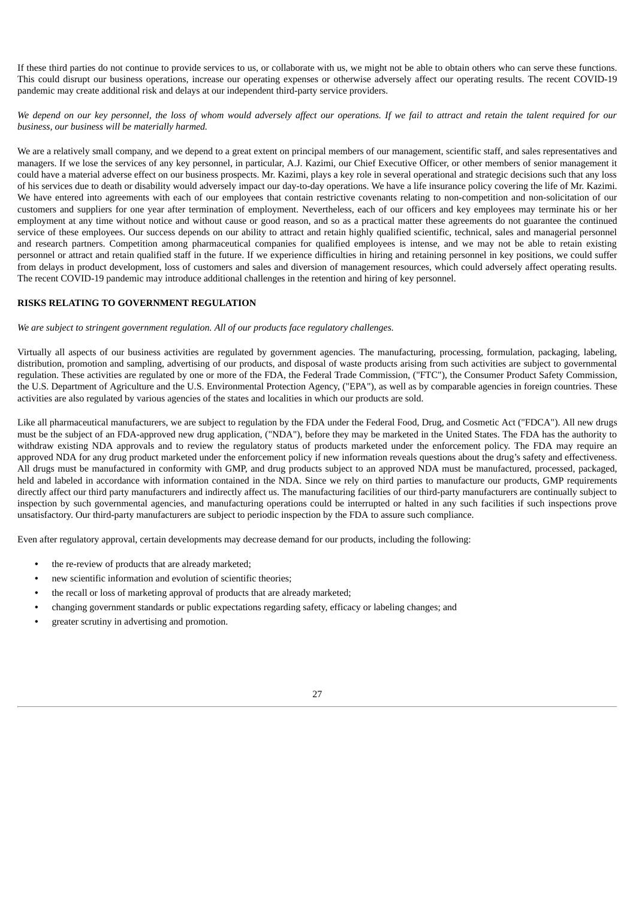If these third parties do not continue to provide services to us, or collaborate with us, we might not be able to obtain others who can serve these functions. This could disrupt our business operations, increase our operating expenses or otherwise adversely affect our operating results. The recent COVID-19 pandemic may create additional risk and delays at our independent third-party service providers.

*We depend on our key personnel, the loss of whom would adversely affect our operations. If we fail to attract and retain the talent required for our business, our business will be materially harmed.*

We are a relatively small company, and we depend to a great extent on principal members of our management, scientific staff, and sales representatives and managers. If we lose the services of any key personnel, in particular, A.J. Kazimi, our Chief Executive Officer, or other members of senior management it could have a material adverse effect on our business prospects. Mr. Kazimi, plays a key role in several operational and strategic decisions such that any loss of his services due to death or disability would adversely impact our day-to-day operations. We have a life insurance policy covering the life of Mr. Kazimi. We have entered into agreements with each of our employees that contain restrictive covenants relating to non-competition and non-solicitation of our customers and suppliers for one year after termination of employment. Nevertheless, each of our officers and key employees may terminate his or her employment at any time without notice and without cause or good reason, and so as a practical matter these agreements do not guarantee the continued service of these employees. Our success depends on our ability to attract and retain highly qualified scientific, technical, sales and managerial personnel and research partners. Competition among pharmaceutical companies for qualified employees is intense, and we may not be able to retain existing personnel or attract and retain qualified staff in the future. If we experience difficulties in hiring and retaining personnel in key positions, we could suffer from delays in product development, loss of customers and sales and diversion of management resources, which could adversely affect operating results. The recent COVID-19 pandemic may introduce additional challenges in the retention and hiring of key personnel.

**RISKS RELATING TO GOVERNMENT REGULATION**

*We are subject to stringent government regulation. All of our products face regulatory challenges.*

Virtually all aspects of our business activities are regulated by government agencies. The manufacturing, processing, formulation, packaging, labeling, distribution, promotion and sampling, advertising of our products, and disposal of waste products arising from such activities are subject to governmental regulation. These activities are regulated by one or more of the FDA, the Federal Trade Commission, ("FTC"), the Consumer Product Safety Commission, the U.S. Department of Agriculture and the U.S. Environmental Protection Agency, ("EPA"), as well as by comparable agencies in foreign countries. These activities are also regulated by various agencies of the states and localities in which our products are sold.

Like all pharmaceutical manufacturers, we are subject to regulation by the FDA under the Federal Food, Drug, and Cosmetic Act ("FDCA"). All new drugs must be the subject of an FDA-approved new drug application, ("NDA"), before they may be marketed in the United States. The FDA has the authority to withdraw existing NDA approvals and to review the regulatory status of products marketed under the enforcement policy. The FDA may require an approved NDA for any drug product marketed under the enforcement policy if new information reveals questions about the drug's safety and effectiveness. All drugs must be manufactured in conformity with GMP, and drug products subject to an approved NDA must be manufactured, processed, packaged, held and labeled in accordance with information contained in the NDA. Since we rely on third parties to manufacture our products, GMP requirements directly affect our third party manufacturers and indirectly affect us. The manufacturing facilities of our third-party manufacturers are continually subject to inspection by such governmental agencies, and manufacturing operations could be interrupted or halted in any such facilities if such inspections prove unsatisfactory. Our third-party manufacturers are subject to periodic inspection by the FDA to assure such compliance.

Even after regulatory approval, certain developments may decrease demand for our products, including the following:

- the re-review of products that are already marketed;
- new scientific information and evolution of scientific theories;
- the recall or loss of marketing approval of products that are already marketed;
- changing government standards or public expectations regarding safety, efficacy or labeling changes; and
- greater scrutiny in advertising and promotion.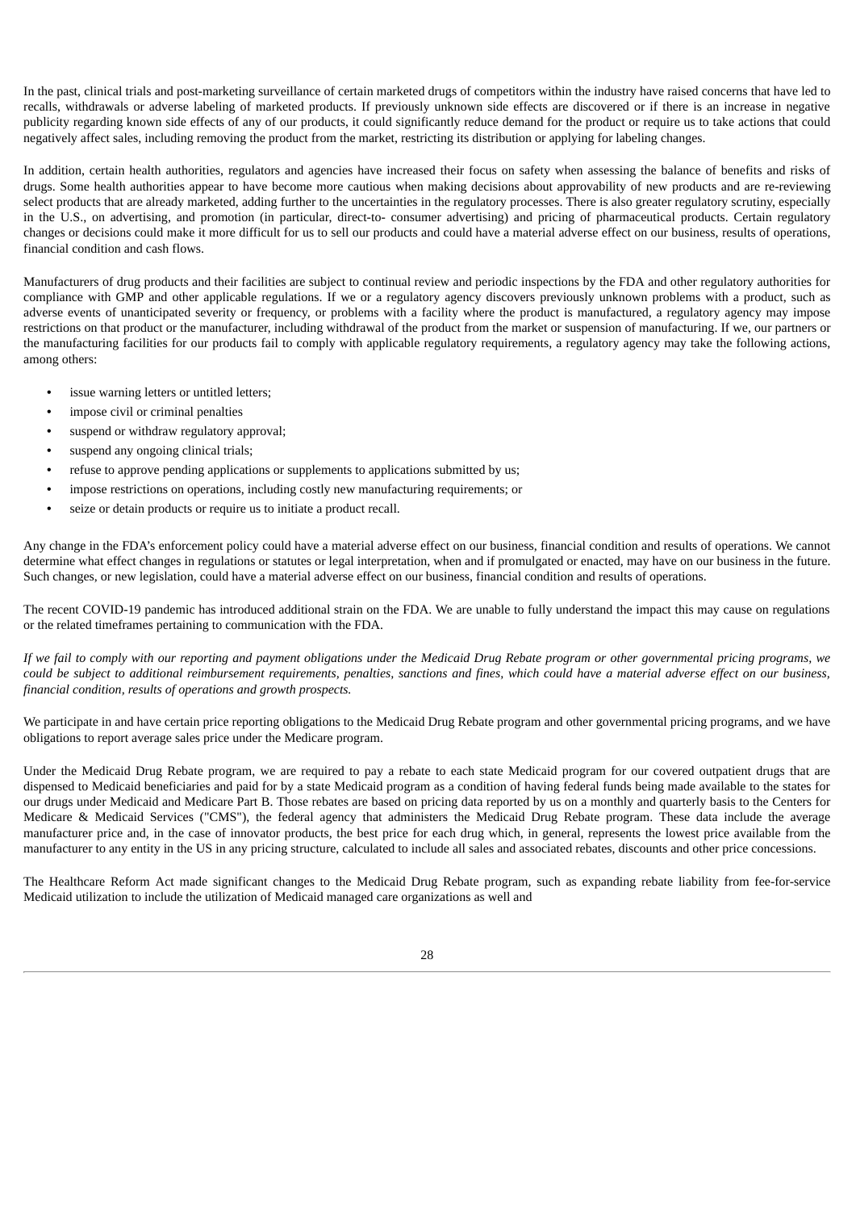In the past, clinical trials and post-marketing surveillance of certain marketed drugs of competitors within the industry have raised concerns that have led to recalls, withdrawals or adverse labeling of marketed products. If previously unknown side effects are discovered or if there is an increase in negative publicity regarding known side effects of any of our products, it could significantly reduce demand for the product or require us to take actions that could negatively affect sales, including removing the product from the market, restricting its distribution or applying for labeling changes.

In addition, certain health authorities, regulators and agencies have increased their focus on safety when assessing the balance of benefits and risks of drugs. Some health authorities appear to have become more cautious when making decisions about approvability of new products and are re-reviewing select products that are already marketed, adding further to the uncertainties in the regulatory processes. There is also greater regulatory scrutiny, especially in the U.S., on advertising, and promotion (in particular, direct-to- consumer advertising) and pricing of pharmaceutical products. Certain regulatory changes or decisions could make it more difficult for us to sell our products and could have a material adverse effect on our business, results of operations, financial condition and cash flows.

Manufacturers of drug products and their facilities are subject to continual review and periodic inspections by the FDA and other regulatory authorities for compliance with GMP and other applicable regulations. If we or a regulatory agency discovers previously unknown problems with a product, such as adverse events of unanticipated severity or frequency, or problems with a facility where the product is manufactured, a regulatory agency may impose restrictions on that product or the manufacturer, including withdrawal of the product from the market or suspension of manufacturing. If we, our partners or the manufacturing facilities for our products fail to comply with applicable regulatory requirements, a regulatory agency may take the following actions, among others:

- issue warning letters or untitled letters;
- impose civil or criminal penalties
- suspend or withdraw regulatory approval;
- suspend any ongoing clinical trials;
- refuse to approve pending applications or supplements to applications submitted by us;
- impose restrictions on operations, including costly new manufacturing requirements; or
- seize or detain products or require us to initiate a product recall.

Any change in the FDA's enforcement policy could have a material adverse effect on our business, financial condition and results of operations. We cannot determine what effect changes in regulations or statutes or legal interpretation, when and if promulgated or enacted, may have on our business in the future. Such changes, or new legislation, could have a material adverse effect on our business, financial condition and results of operations.

The recent COVID-19 pandemic has introduced additional strain on the FDA. We are unable to fully understand the impact this may cause on regulations or the related timeframes pertaining to communication with the FDA.

*If we fail to comply with our reporting and payment obligations under the Medicaid Drug Rebate program or other governmental pricing programs, we could be subject to additional reimbursement requirements, penalties, sanctions and fines, which could have a material adverse effect on our business, financial condition, results of operations and growth prospects.*

We participate in and have certain price reporting obligations to the Medicaid Drug Rebate program and other governmental pricing programs, and we have obligations to report average sales price under the Medicare program.

Under the Medicaid Drug Rebate program, we are required to pay a rebate to each state Medicaid program for our covered outpatient drugs that are dispensed to Medicaid beneficiaries and paid for by a state Medicaid program as a condition of having federal funds being made available to the states for our drugs under Medicaid and Medicare Part B. Those rebates are based on pricing data reported by us on a monthly and quarterly basis to the Centers for Medicare & Medicaid Services ("CMS"), the federal agency that administers the Medicaid Drug Rebate program. These data include the average manufacturer price and, in the case of innovator products, the best price for each drug which, in general, represents the lowest price available from the manufacturer to any entity in the US in any pricing structure, calculated to include all sales and associated rebates, discounts and other price concessions.

The Healthcare Reform Act made significant changes to the Medicaid Drug Rebate program, such as expanding rebate liability from fee-for-service Medicaid utilization to include the utilization of Medicaid managed care organizations as well and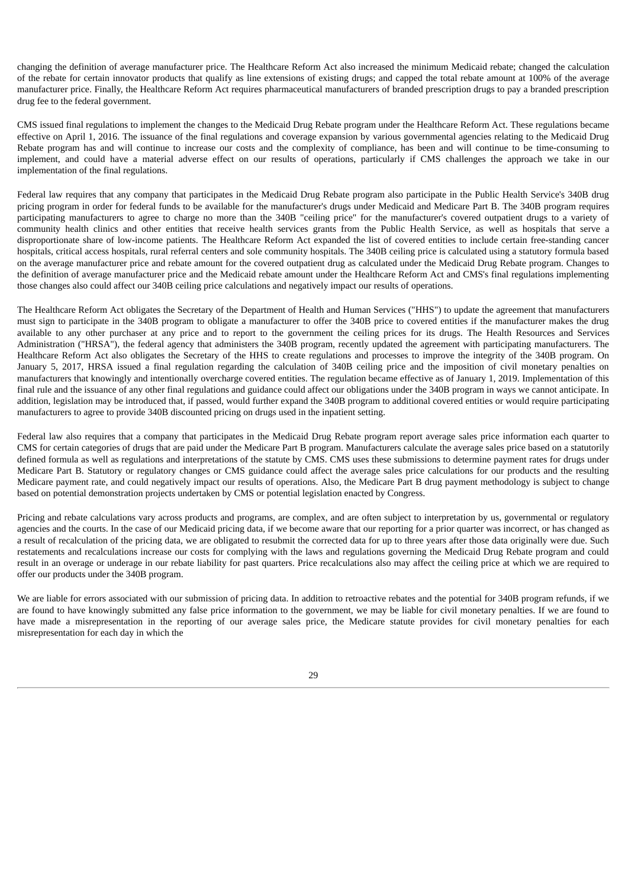changing the definition of average manufacturer price. The Healthcare Reform Act also increased the minimum Medicaid rebate; changed the calculation of the rebate for certain innovator products that qualify as line extensions of existing drugs; and capped the total rebate amount at 100% of the average manufacturer price. Finally, the Healthcare Reform Act requires pharmaceutical manufacturers of branded prescription drugs to pay a branded prescription drug fee to the federal government.

CMS issued final regulations to implement the changes to the Medicaid Drug Rebate program under the Healthcare Reform Act. These regulations became effective on April 1, 2016. The issuance of the final regulations and coverage expansion by various governmental agencies relating to the Medicaid Drug Rebate program has and will continue to increase our costs and the complexity of compliance, has been and will continue to be time-consuming to implement, and could have a material adverse effect on our results of operations, particularly if CMS challenges the approach we take in our implementation of the final regulations.

Federal law requires that any company that participates in the Medicaid Drug Rebate program also participate in the Public Health Service's 340B drug pricing program in order for federal funds to be available for the manufacturer's drugs under Medicaid and Medicare Part B. The 340B program requires participating manufacturers to agree to charge no more than the 340B "ceiling price" for the manufacturer's covered outpatient drugs to a variety of community health clinics and other entities that receive health services grants from the Public Health Service, as well as hospitals that serve a disproportionate share of low-income patients. The Healthcare Reform Act expanded the list of covered entities to include certain free-standing cancer hospitals, critical access hospitals, rural referral centers and sole community hospitals. The 340B ceiling price is calculated using a statutory formula based on the average manufacturer price and rebate amount for the covered outpatient drug as calculated under the Medicaid Drug Rebate program. Changes to the definition of average manufacturer price and the Medicaid rebate amount under the Healthcare Reform Act and CMS's final regulations implementing those changes also could affect our 340B ceiling price calculations and negatively impact our results of operations.

The Healthcare Reform Act obligates the Secretary of the Department of Health and Human Services ("HHS") to update the agreement that manufacturers must sign to participate in the 340B program to obligate a manufacturer to offer the 340B price to covered entities if the manufacturer makes the drug available to any other purchaser at any price and to report to the government the ceiling prices for its drugs. The Health Resources and Services Administration ("HRSA"), the federal agency that administers the 340B program, recently updated the agreement with participating manufacturers. The Healthcare Reform Act also obligates the Secretary of the HHS to create regulations and processes to improve the integrity of the 340B program. On January 5, 2017, HRSA issued a final regulation regarding the calculation of 340B ceiling price and the imposition of civil monetary penalties on manufacturers that knowingly and intentionally overcharge covered entities. The regulation became effective as of January 1, 2019. Implementation of this final rule and the issuance of any other final regulations and guidance could affect our obligations under the 340B program in ways we cannot anticipate. In addition, legislation may be introduced that, if passed, would further expand the 340B program to additional covered entities or would require participating manufacturers to agree to provide 340B discounted pricing on drugs used in the inpatient setting.

Federal law also requires that a company that participates in the Medicaid Drug Rebate program report average sales price information each quarter to CMS for certain categories of drugs that are paid under the Medicare Part B program. Manufacturers calculate the average sales price based on a statutorily defined formula as well as regulations and interpretations of the statute by CMS. CMS uses these submissions to determine payment rates for drugs under Medicare Part B. Statutory or regulatory changes or CMS guidance could affect the average sales price calculations for our products and the resulting Medicare payment rate, and could negatively impact our results of operations. Also, the Medicare Part B drug payment methodology is subject to change based on potential demonstration projects undertaken by CMS or potential legislation enacted by Congress.

Pricing and rebate calculations vary across products and programs, are complex, and are often subject to interpretation by us, governmental or regulatory agencies and the courts. In the case of our Medicaid pricing data, if we become aware that our reporting for a prior quarter was incorrect, or has changed as a result of recalculation of the pricing data, we are obligated to resubmit the corrected data for up to three years after those data originally were due. Such restatements and recalculations increase our costs for complying with the laws and regulations governing the Medicaid Drug Rebate program and could result in an overage or underage in our rebate liability for past quarters. Price recalculations also may affect the ceiling price at which we are required to offer our products under the 340B program.

We are liable for errors associated with our submission of pricing data. In addition to retroactive rebates and the potential for 340B program refunds, if we are found to have knowingly submitted any false price information to the government, we may be liable for civil monetary penalties. If we are found to have made a misrepresentation in the reporting of our average sales price, the Medicare statute provides for civil monetary penalties for each misrepresentation for each day in which the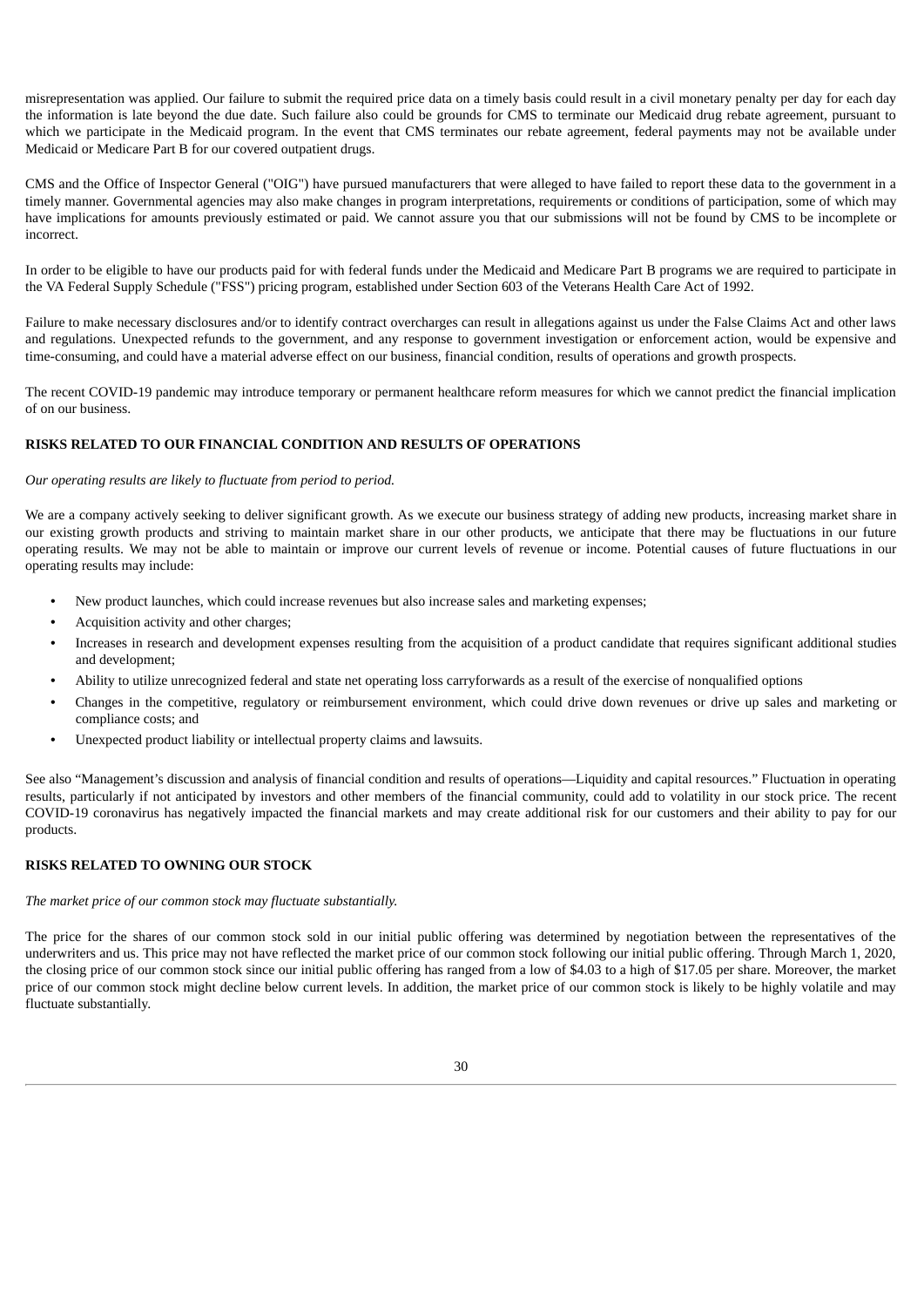misrepresentation was applied. Our failure to submit the required price data on a timely basis could result in a civil monetary penalty per day for each day the information is late beyond the due date. Such failure also could be grounds for CMS to terminate our Medicaid drug rebate agreement, pursuant to which we participate in the Medicaid program. In the event that CMS terminates our rebate agreement, federal payments may not be available under Medicaid or Medicare Part B for our covered outpatient drugs.

CMS and the Office of Inspector General ("OIG") have pursued manufacturers that were alleged to have failed to report these data to the government in a timely manner. Governmental agencies may also make changes in program interpretations, requirements or conditions of participation, some of which may have implications for amounts previously estimated or paid. We cannot assure you that our submissions will not be found by CMS to be incomplete or incorrect.

In order to be eligible to have our products paid for with federal funds under the Medicaid and Medicare Part B programs we are required to participate in the VA Federal Supply Schedule ("FSS") pricing program, established under Section 603 of the Veterans Health Care Act of 1992.

Failure to make necessary disclosures and/or to identify contract overcharges can result in allegations against us under the False Claims Act and other laws and regulations. Unexpected refunds to the government, and any response to government investigation or enforcement action, would be expensive and time-consuming, and could have a material adverse effect on our business, financial condition, results of operations and growth prospects.

The recent COVID-19 pandemic may introduce temporary or permanent healthcare reform measures for which we cannot predict the financial implication of on our business.

## RISKS RELATED TO OUR FINANCIAL CONDITION AND RESULTS OF OPERATIONS

*Our operating results are likely to fluctuate from period to period.*

We are a company actively seeking to deliver significant growth. As we execute our business strategy of adding new products, increasing market share in our existing growth products and striving to maintain market share in our other products, we anticipate that there may be fluctuations in our future operating results. We may not be able to maintain or improve our current levels of revenue or income. Potential causes of future fluctuations in our operating results may include:

- New product launches, which could increase revenues but also increase sales and marketing expenses;
- Acquisition activity and other charges;
- Increases in research and development expenses resulting from the acquisition of a product candidate that requires significant additional studies and development;
- Ability to utilize unrecognized federal and state net operating loss carryforwards as a result of the exercise of nonqualified options
- Changes in the competitive, regulatory or reimbursement environment, which could drive down revenues or drive up sales and marketing or compliance costs; and
- Unexpected product liability or intellectual property claims and lawsuits.

See also "Management's discussion and analysis of financial condition and results of operations—Liquidity and capital resources." Fluctuation in operating results, particularly if not anticipated by investors and other members of the financial community, could add to volatility in our stock price. The recent COVID-19 coronavirus has negatively impacted the financial markets and may create additional risk for our customers and their ability to pay for our products.

## RISKS RELATED TO OWNING OUR STOCK

*The market price of our common stock may fluctuate substantially.*

The price for the shares of our common stock sold in our initial public offering was determined by negotiation between the representatives of the underwriters and us. This price may not have reflected the market price of our common stock following our initial public offering. Through March 1, 2020, the closing price of our common stock since our initial public offering has ranged from a low of $4.03 to a high of $17.05 per share. Moreover, the market price of our common stock might decline below current levels. In addition, the market price of our common stock is likely to be highly volatile and may fluctuate substantially.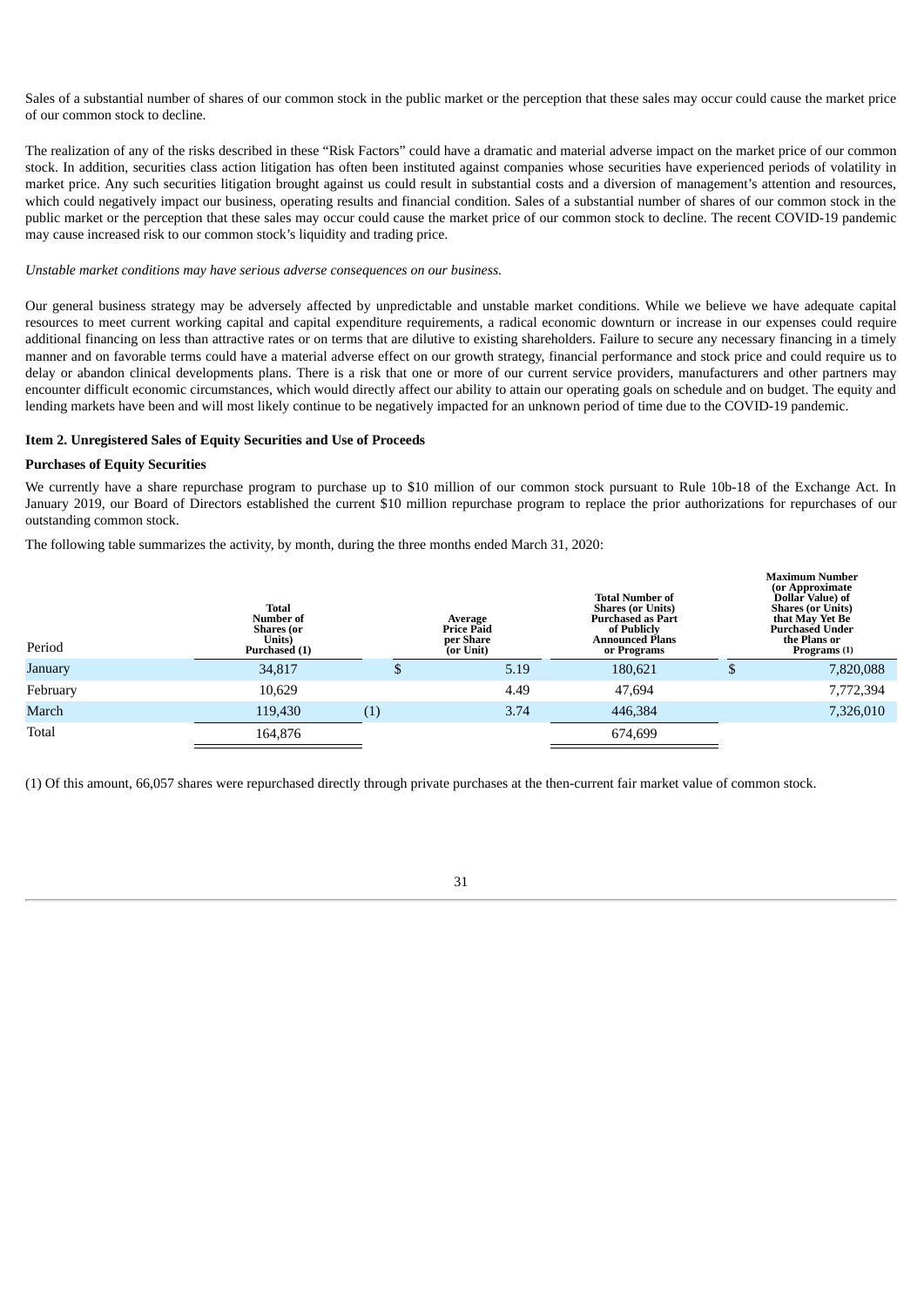Sales of a substantial number of shares of our common stock in the public market or the perception that these sales may occur could cause the market price of our common stock to decline.

The realization of any of the risks described in these "Risk Factors" could have a dramatic and material adverse impact on the market price of our common stock. In addition, securities class action litigation has often been instituted against companies whose securities have experienced periods of volatility in market price. Any such securities litigation brought against us could result in substantial costs and a diversion of management's attention and resources, which could negatively impact our business, operating results and financial condition. Sales of a substantial number of shares of our common stock in the public market or the perception that these sales may occur could cause the market price of our common stock to decline. The recent COVID-19 pandemic may cause increased risk to our common stock's liquidity and trading price.

*Unstable market conditions may have serious adverse consequences on our business.*

Our general business strategy may be adversely affected by unpredictable and unstable market conditions. While we believe we have adequate capital resources to meet current working capital and capital expenditure requirements, a radical economic downturn or increase in our expenses could require additional financing on less than attractive rates or on terms that are dilutive to existing shareholders. Failure to secure any necessary financing in a timely manner and on favorable terms could have a material adverse effect on our growth strategy, financial performance and stock price and could require us to delay or abandon clinical developments plans. There is a risk that one or more of our current service providers, manufacturers and other partners may encounter difficult economic circumstances, which would directly affect our ability to attain our operating goals on schedule and on budget. The equity and lending markets have been and will most likely continue to be negatively impacted for an unknown period of time due to the COVID-19 pandemic.

**Item 2. Unregistered Sales of Equity Securities and Use of Proceeds**

**Purchases of Equity Securities**

We currently have a share repurchase program to purchase up to $10 million of our common stock pursuant to Rule 10b-18 of the Exchange Act. In January 2019, our Board of Directors established the current $10 million repurchase program to replace the prior authorizations for repurchases of our outstanding common stock.

The following table summarizes the activity, by month, during the three months ended March 31, 2020:

| Period | Total Number of Shares (or Units) Purchased (1) | Average Price Paid per Share (or Unit) | Total Number of Shares (or Units) Purchased as Part of Publicly Announced Plans or Programs | Maximum Number (or Approximate Dollar Value) of Shares (or Units) that May Yet Be Purchased Under the Plans or Programs (1) |
|---|---|---|---|---|
| January | 34,817 | $ 5.19 | 180,621 | $ 7,820,088 |
| February | 10,629 | 4.49 | 47,694 | 7,772,394 |
| March | 119,430 (1) | 3.74 | 446,384 | 7,326,010 |
| Total | 164,876 | | 674,699 | |

(1) Of this amount, 66,057 shares were repurchased directly through private purchases at the then-current fair market value of common stock.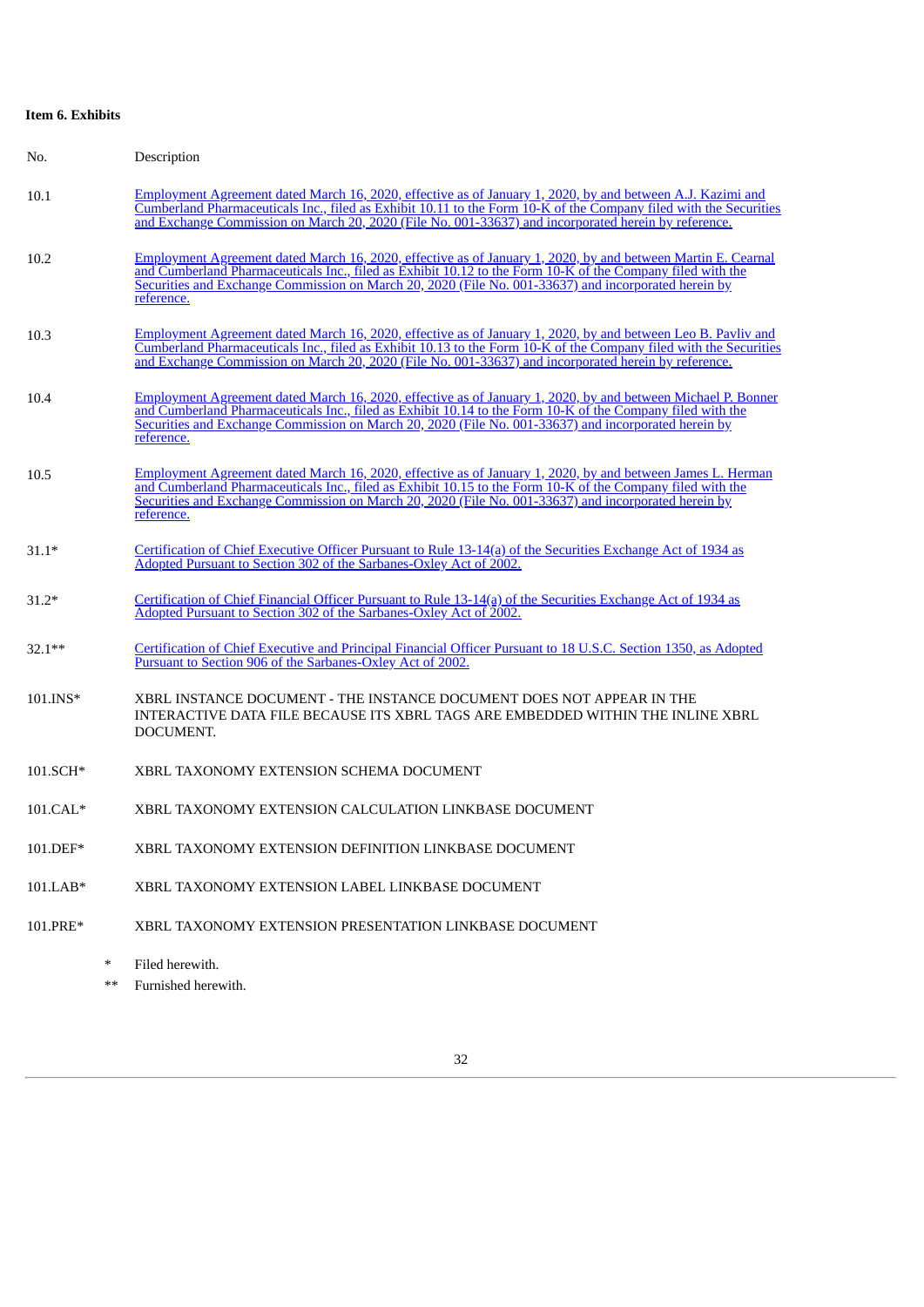**Item 6. Exhibits**

| No. | Description |
|---|---|
| 10.1 | Employment Agreement dated March 16, 2020, effective as of January 1, 2020, by and between A.J. Kazimi and Cumberland Pharmaceuticals Inc., filed as Exhibit 10.11 to the Form 10-K of the Company filed with the Securities and Exchange Commission on March 20, 2020 (File No. 001-33637) and incorporated herein by reference. |
| 10.2 | Employment Agreement dated March 16, 2020, effective as of January 1, 2020, by and between Martin E. Cearnal and Cumberland Pharmaceuticals Inc., filed as Exhibit 10.12 to the Form 10-K of the Company filed with the Securities and Exchange Commission on March 20, 2020 (File No. 001-33637) and incorporated herein by reference. |
| 10.3 | Employment Agreement dated March 16, 2020, effective as of January 1, 2020, by and between Leo B. Pavliv and Cumberland Pharmaceuticals Inc., filed as Exhibit 10.13 to the Form 10-K of the Company filed with the Securities and Exchange Commission on March 20, 2020 (File No. 001-33637) and incorporated herein by reference. |
| 10.4 | Employment Agreement dated March 16, 2020, effective as of January 1, 2020, by and between Michael P. Bonner and Cumberland Pharmaceuticals Inc., filed as Exhibit 10.14 to the Form 10-K of the Company filed with the Securities and Exchange Commission on March 20, 2020 (File No. 001-33637) and incorporated herein by reference. |
| 10.5 | Employment Agreement dated March 16, 2020, effective as of January 1, 2020, by and between James L. Herman and Cumberland Pharmaceuticals Inc., filed as Exhibit 10.15 to the Form 10-K of the Company filed with the Securities and Exchange Commission on March 20, 2020 (File No. 001-33637) and incorporated herein by reference. |
| 31.1* | Certification of Chief Executive Officer Pursuant to Rule 13-14(a) of the Securities Exchange Act of 1934 as Adopted Pursuant to Section 302 of the Sarbanes-Oxley Act of 2002. |
| 31.2* | Certification of Chief Financial Officer Pursuant to Rule 13-14(a) of the Securities Exchange Act of 1934 as Adopted Pursuant to Section 302 of the Sarbanes-Oxley Act of 2002. |
| 32.1** | Certification of Chief Executive and Principal Financial Officer Pursuant to 18 U.S.C. Section 1350, as Adopted Pursuant to Section 906 of the Sarbanes-Oxley Act of 2002. |
| 101.INS* | XBRL INSTANCE DOCUMENT - THE INSTANCE DOCUMENT DOES NOT APPEAR IN THE INTERACTIVE DATA FILE BECAUSE ITS XBRL TAGS ARE EMBEDDED WITHIN THE INLINE XBRL DOCUMENT. |
| 101.SCH* | XBRL TAXONOMY EXTENSION SCHEMA DOCUMENT |
| 101.CAL* | XBRL TAXONOMY EXTENSION CALCULATION LINKBASE DOCUMENT |
| 101.DEF* | XBRL TAXONOMY EXTENSION DEFINITION LINKBASE DOCUMENT |
| 101.LAB* | XBRL TAXONOMY EXTENSION LABEL LINKBASE DOCUMENT |
| 101.PRE* | XBRL TAXONOMY EXTENSION PRESENTATION LINKBASE DOCUMENT |

\* Filed herewith.

\** Furnished herewith.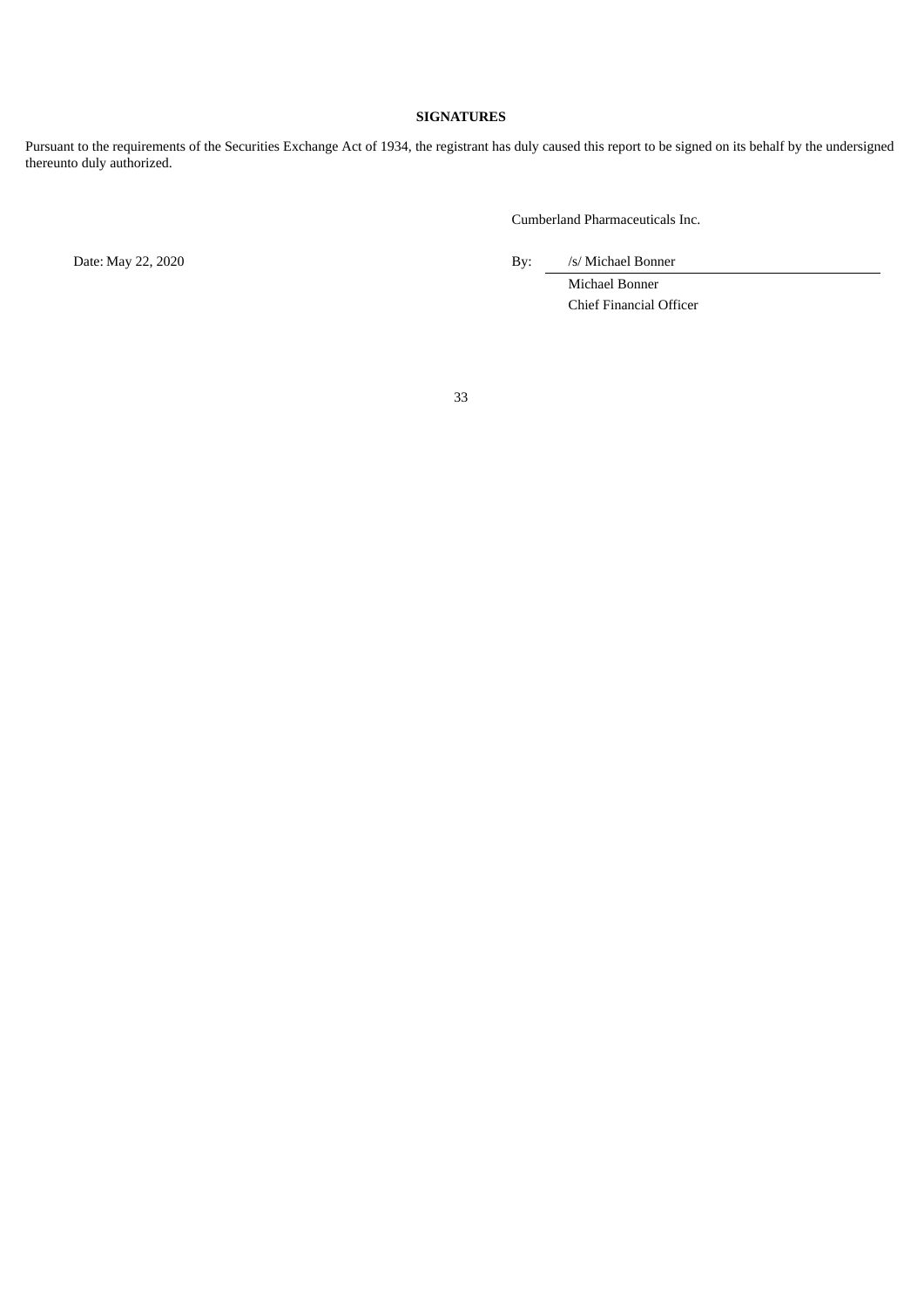**SIGNATURES**

Pursuant to the requirements of the Securities Exchange Act of 1934, the registrant has duly caused this report to be signed on its behalf by the undersigned thereunto duly authorized.

Cumberland Pharmaceuticals Inc.

Date: May 22, 2020

By: /s/ Michael Bonner

Michael Bonner

Chief Financial Officer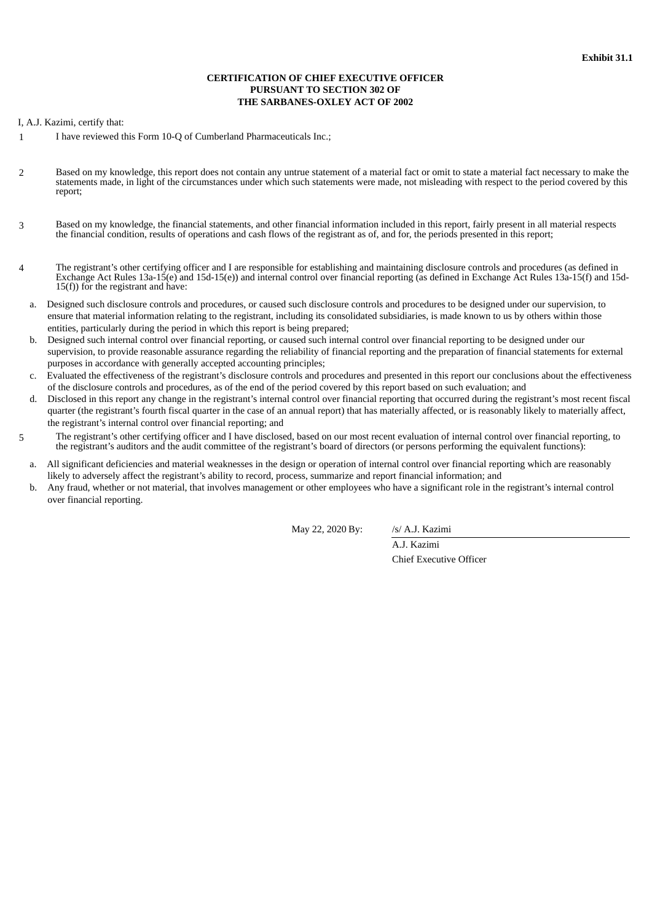**Exhibit 31.1**

**CERTIFICATION OF CHIEF EXECUTIVE OFFICER**
**PURSUANT TO SECTION 302 OF**
**THE SARBANES-OXLEY ACT OF 2002**

I, A.J. Kazimi, certify that:

1. I have reviewed this Form 10-Q of Cumberland Pharmaceuticals Inc.;

2. Based on my knowledge, this report does not contain any untrue statement of a material fact or omit to state a material fact necessary to make the statements made, in light of the circumstances under which such statements were made, not misleading with respect to the period covered by this report;

3. Based on my knowledge, the financial statements, and other financial information included in this report, fairly present in all material respects the financial condition, results of operations and cash flows of the registrant as of, and for, the periods presented in this report;

4. The registrant's other certifying officer and I are responsible for establishing and maintaining disclosure controls and procedures (as defined in Exchange Act Rules 13a-15(e) and 15d-15(e)) and internal control over financial reporting (as defined in Exchange Act Rules 13a-15(f) and 15d-15(f)) for the registrant and have:

   a. Designed such disclosure controls and procedures, or caused such disclosure controls and procedures to be designed under our supervision, to ensure that material information relating to the registrant, including its consolidated subsidiaries, is made known to us by others within those entities, particularly during the period in which this report is being prepared;

   b. Designed such internal control over financial reporting, or caused such internal control over financial reporting to be designed under our supervision, to provide reasonable assurance regarding the reliability of financial reporting and the preparation of financial statements for external purposes in accordance with generally accepted accounting principles;

   c. Evaluated the effectiveness of the registrant's disclosure controls and procedures and presented in this report our conclusions about the effectiveness of the disclosure controls and procedures, as of the end of the period covered by this report based on such evaluation; and

   d. Disclosed in this report any change in the registrant's internal control over financial reporting that occurred during the registrant's most recent fiscal quarter (the registrant's fourth fiscal quarter in the case of an annual report) that has materially affected, or is reasonably likely to materially affect, the registrant's internal control over financial reporting; and

5. The registrant's other certifying officer and I have disclosed, based on our most recent evaluation of internal control over financial reporting, to the registrant's auditors and the audit committee of the registrant's board of directors (or persons performing the equivalent functions):

   a. All significant deficiencies and material weaknesses in the design or operation of internal control over financial reporting which are reasonably likely to adversely affect the registrant's ability to record, process, summarize and report financial information; and

   b. Any fraud, whether or not material, that involves management or other employees who have a significant role in the registrant's internal control over financial reporting.

May 22, 2020 By: /s/ A.J. Kazimi

A.J. Kazimi
Chief Executive Officer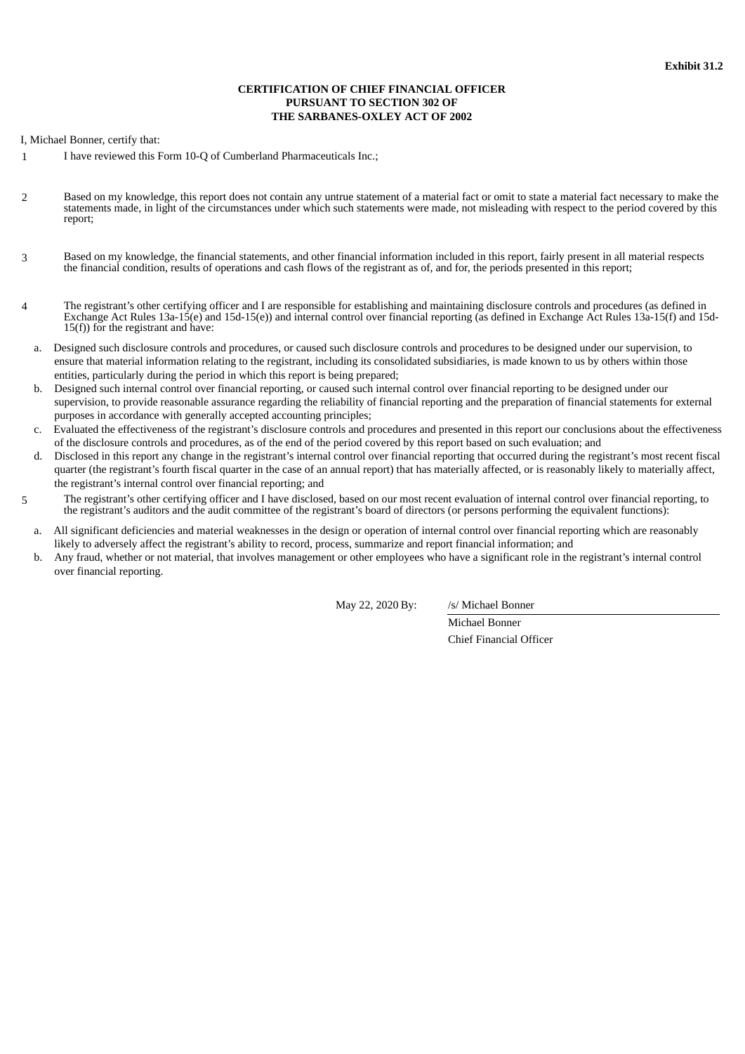**Exhibit 31.2**

**CERTIFICATION OF CHIEF FINANCIAL OFFICER PURSUANT TO SECTION 302 OF THE SARBANES-OXLEY ACT OF 2002**

I, Michael Bonner, certify that:

1. I have reviewed this Form 10-Q of Cumberland Pharmaceuticals Inc.;

2. Based on my knowledge, this report does not contain any untrue statement of a material fact or omit to state a material fact necessary to make the statements made, in light of the circumstances under which such statements were made, not misleading with respect to the period covered by this report;

3. Based on my knowledge, the financial statements, and other financial information included in this report, fairly present in all material respects the financial condition, results of operations and cash flows of the registrant as of, and for, the periods presented in this report;

4. The registrant's other certifying officer and I are responsible for establishing and maintaining disclosure controls and procedures (as defined in Exchange Act Rules 13a-15(e) and 15d-15(e)) and internal control over financial reporting (as defined in Exchange Act Rules 13a-15(f) and 15d-15(f)) for the registrant and have:

   a. Designed such disclosure controls and procedures, or caused such disclosure controls and procedures to be designed under our supervision, to ensure that material information relating to the registrant, including its consolidated subsidiaries, is made known to us by others within those entities, particularly during the period in which this report is being prepared;

   b. Designed such internal control over financial reporting, or caused such internal control over financial reporting to be designed under our supervision, to provide reasonable assurance regarding the reliability of financial reporting and the preparation of financial statements for external purposes in accordance with generally accepted accounting principles;

   c. Evaluated the effectiveness of the registrant's disclosure controls and procedures and presented in this report our conclusions about the effectiveness of the disclosure controls and procedures, as of the end of the period covered by this report based on such evaluation; and

   d. Disclosed in this report any change in the registrant's internal control over financial reporting that occurred during the registrant's most recent fiscal quarter (the registrant's fourth fiscal quarter in the case of an annual report) that has materially affected, or is reasonably likely to materially affect, the registrant's internal control over financial reporting; and

5. The registrant's other certifying officer and I have disclosed, based on our most recent evaluation of internal control over financial reporting, to the registrant's auditors and the audit committee of the registrant's board of directors (or persons performing the equivalent functions):

   a. All significant deficiencies and material weaknesses in the design or operation of internal control over financial reporting which are reasonably likely to adversely affect the registrant's ability to record, process, summarize and report financial information; and

   b. Any fraud, whether or not material, that involves management or other employees who have a significant role in the registrant's internal control over financial reporting.

May 22, 2020 By: /s/ Michael Bonner

Michael Bonner
Chief Financial Officer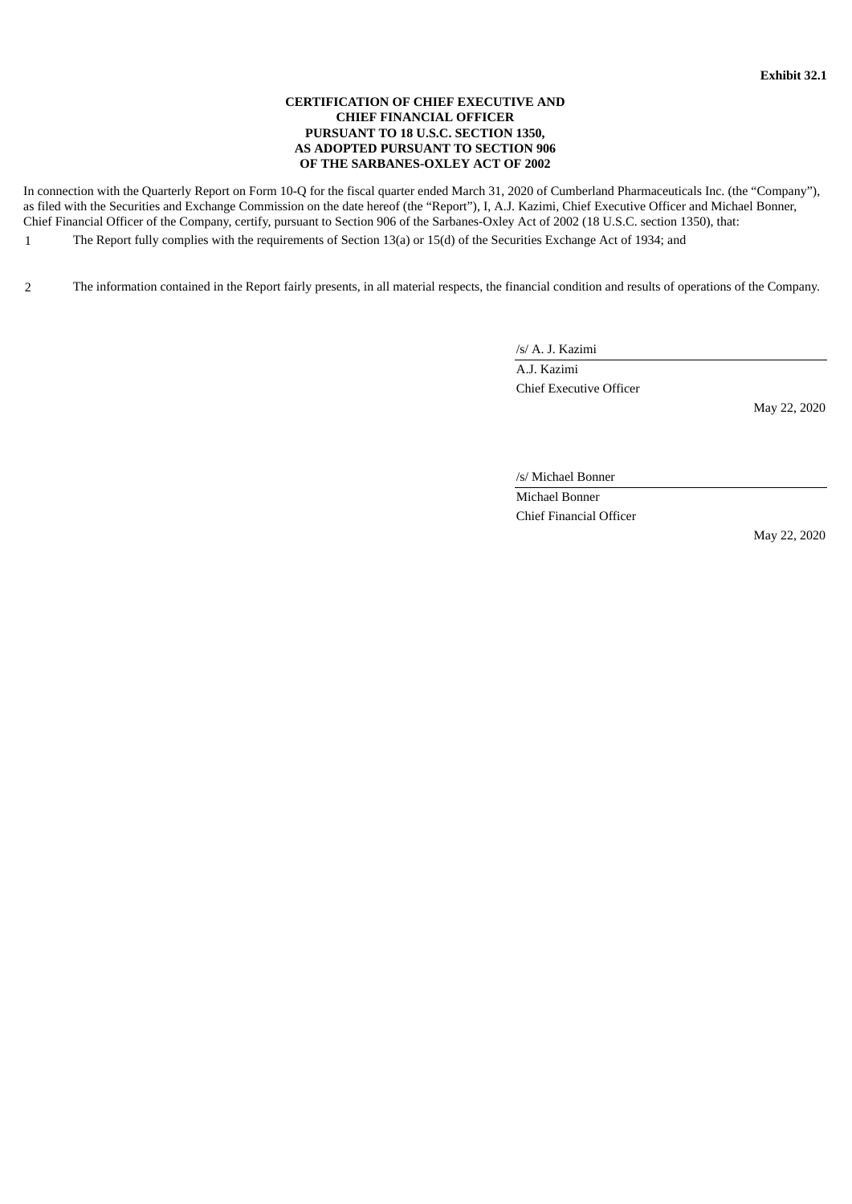**Exhibit 32.1**

**CERTIFICATION OF CHIEF EXECUTIVE AND CHIEF FINANCIAL OFFICER PURSUANT TO 18 U.S.C. SECTION 1350, AS ADOPTED PURSUANT TO SECTION 906 OF THE SARBANES-OXLEY ACT OF 2002**

In connection with the Quarterly Report on Form 10-Q for the fiscal quarter ended March 31, 2020 of Cumberland Pharmaceuticals Inc. (the "Company"), as filed with the Securities and Exchange Commission on the date hereof (the "Report"), I, A.J. Kazimi, Chief Executive Officer and Michael Bonner, Chief Financial Officer of the Company, certify, pursuant to Section 906 of the Sarbanes-Oxley Act of 2002 (18 U.S.C. section 1350), that:

1 The Report fully complies with the requirements of Section 13(a) or 15(d) of the Securities Exchange Act of 1934; and

2 The information contained in the Report fairly presents, in all material respects, the financial condition and results of operations of the Company.

/s/ A. J. Kazimi

A.J. Kazimi
Chief Executive Officer

May 22, 2020

/s/ Michael Bonner

Michael Bonner
Chief Financial Officer

May 22, 2020